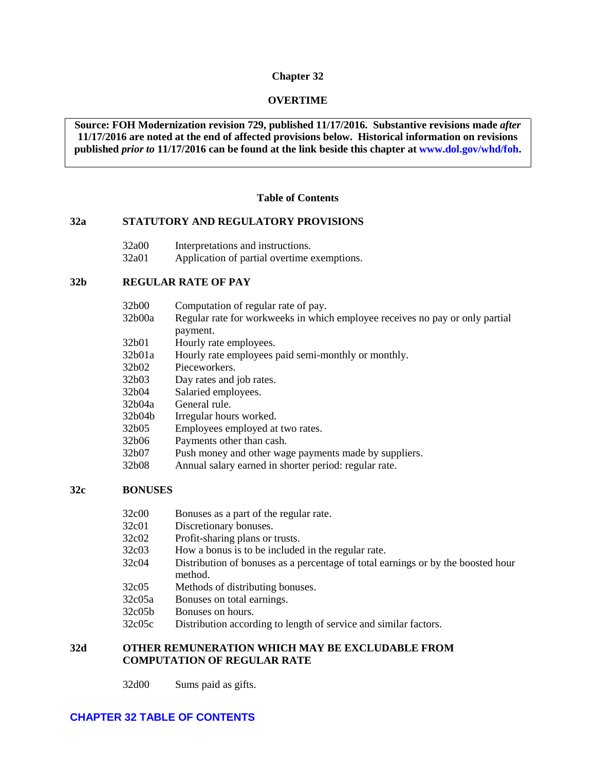# Chapter 32

## OVERTIME

**Source: FOH Modernization revision 729, published 11/17/2016. Substantive revisions made *after* 11/17/2016 are noted at the end of affected provisions below. Historical information on revisions published *prior to* 11/17/2016 can be found at the link beside this chapter at www.dol.gov/whd/foh.**

### Table of Contents

**32a STATUTORY AND REGULATORY PROVISIONS**

- 32a00 Interpretations and instructions.
- 32a01 Application of partial overtime exemptions.

**32b REGULAR RATE OF PAY**

- 32b00 Computation of regular rate of pay.
- 32b00a Regular rate for workweeks in which employee receives no pay or only partial payment.
- 32b01 Hourly rate employees.
- 32b01a Hourly rate employees paid semi-monthly or monthly.
- 32b02 Pieceworkers.
- 32b03 Day rates and job rates.
- 32b04 Salaried employees.
- 32b04a General rule.
- 32b04b Irregular hours worked.
- 32b05 Employees employed at two rates.
- 32b06 Payments other than cash.
- 32b07 Push money and other wage payments made by suppliers.
- 32b08 Annual salary earned in shorter period: regular rate.

**32c BONUSES**

- 32c00 Bonuses as a part of the regular rate.
- 32c01 Discretionary bonuses.
- 32c02 Profit-sharing plans or trusts.
- 32c03 How a bonus is to be included in the regular rate.
- 32c04 Distribution of bonuses as a percentage of total earnings or by the boosted hour method.
- 32c05 Methods of distributing bonuses.
- 32c05a Bonuses on total earnings.
- 32c05b Bonuses on hours.
- 32c05c Distribution according to length of service and similar factors.

**32d OTHER REMUNERATION WHICH MAY BE EXCLUDABLE FROM COMPUTATION OF REGULAR RATE**

- 32d00 Sums paid as gifts.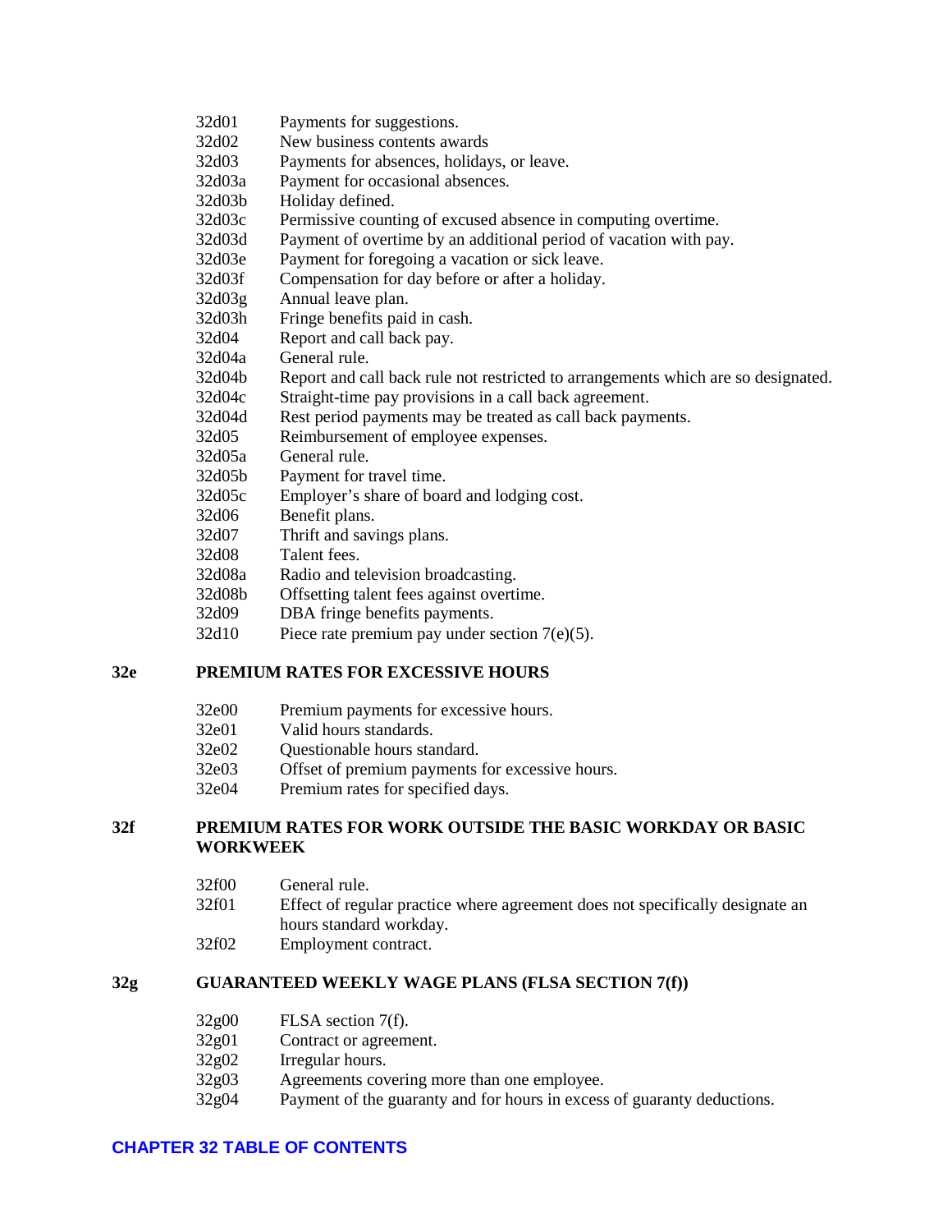32d01 Payments for suggestions.
32d02 New business contents awards
32d03 Payments for absences, holidays, or leave.
32d03a Payment for occasional absences.
32d03b Holiday defined.
32d03c Permissive counting of excused absence in computing overtime.
32d03d Payment of overtime by an additional period of vacation with pay.
32d03e Payment for foregoing a vacation or sick leave.
32d03f Compensation for day before or after a holiday.
32d03g Annual leave plan.
32d03h Fringe benefits paid in cash.
32d04 Report and call back pay.
32d04a General rule.
32d04b Report and call back rule not restricted to arrangements which are so designated.
32d04c Straight-time pay provisions in a call back agreement.
32d04d Rest period payments may be treated as call back payments.
32d05 Reimbursement of employee expenses.
32d05a General rule.
32d05b Payment for travel time.
32d05c Employer's share of board and lodging cost.
32d06 Benefit plans.
32d07 Thrift and savings plans.
32d08 Talent fees.
32d08a Radio and television broadcasting.
32d08b Offsetting talent fees against overtime.
32d09 DBA fringe benefits payments.
32d10 Piece rate premium pay under section 7(e)(5).

## 32e PREMIUM RATES FOR EXCESSIVE HOURS

32e00 Premium payments for excessive hours.
32e01 Valid hours standards.
32e02 Questionable hours standard.
32e03 Offset of premium payments for excessive hours.
32e04 Premium rates for specified days.

## 32f PREMIUM RATES FOR WORK OUTSIDE THE BASIC WORKDAY OR BASIC WORKWEEK

32f00 General rule.
32f01 Effect of regular practice where agreement does not specifically designate an hours standard workday.
32f02 Employment contract.

## 32g GUARANTEED WEEKLY WAGE PLANS (FLSA SECTION 7(f))

32g00 FLSA section 7(f).
32g01 Contract or agreement.
32g02 Irregular hours.
32g03 Agreements covering more than one employee.
32g04 Payment of the guaranty and for hours in excess of guaranty deductions.

**CHAPTER 32 TABLE OF CONTENTS**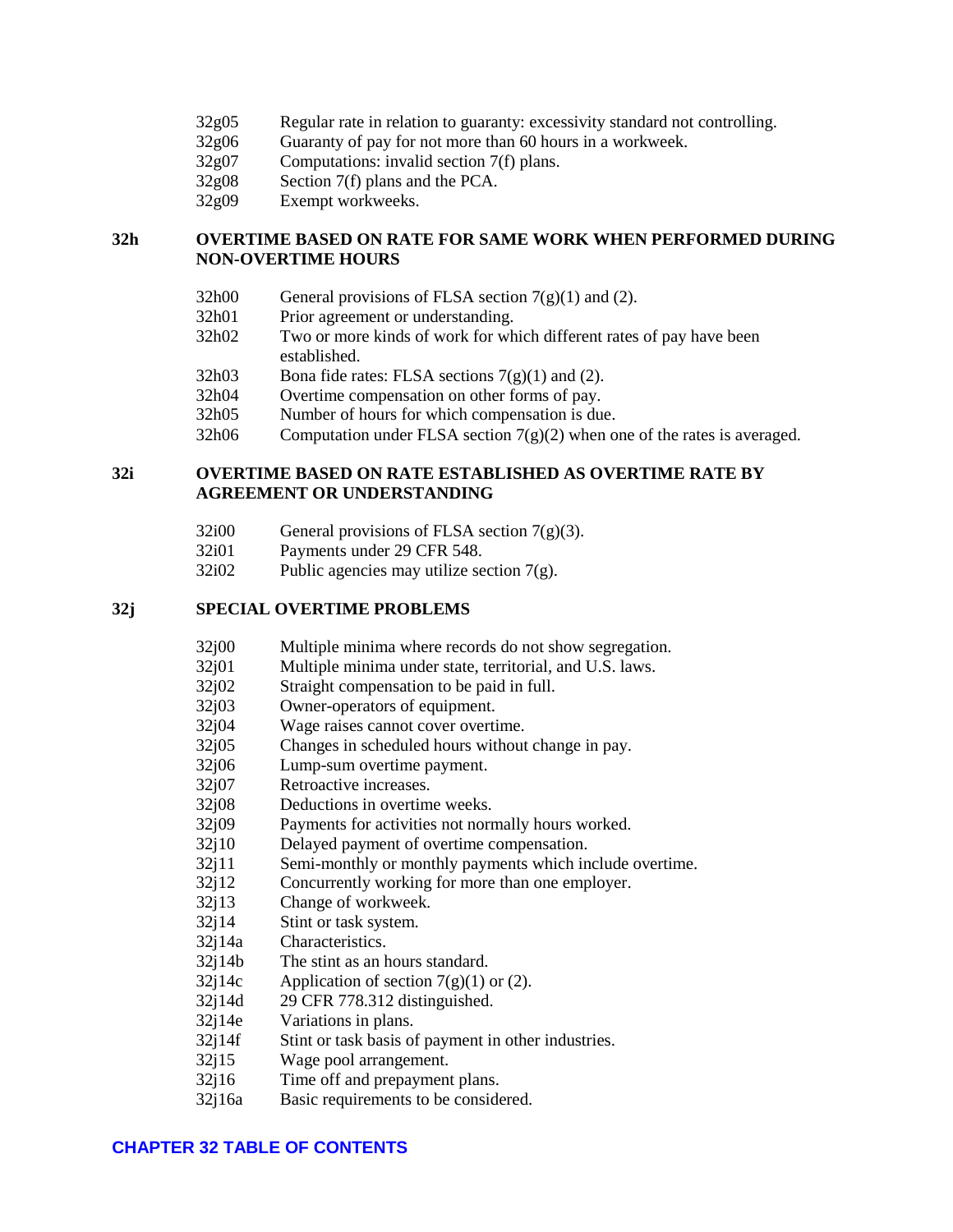32g05 Regular rate in relation to guaranty: excessivity standard not controlling.
32g06 Guaranty of pay for not more than 60 hours in a workweek.
32g07 Computations: invalid section 7(f) plans.
32g08 Section 7(f) plans and the PCA.
32g09 Exempt workweeks.

## 32h OVERTIME BASED ON RATE FOR SAME WORK WHEN PERFORMED DURING NON-OVERTIME HOURS

32h00 General provisions of FLSA section 7(g)(1) and (2).
32h01 Prior agreement or understanding.
32h02 Two or more kinds of work for which different rates of pay have been established.
32h03 Bona fide rates: FLSA sections 7(g)(1) and (2).
32h04 Overtime compensation on other forms of pay.
32h05 Number of hours for which compensation is due.
32h06 Computation under FLSA section 7(g)(2) when one of the rates is averaged.

## 32i OVERTIME BASED ON RATE ESTABLISHED AS OVERTIME RATE BY AGREEMENT OR UNDERSTANDING

32i00 General provisions of FLSA section 7(g)(3).
32i01 Payments under 29 CFR 548.
32i02 Public agencies may utilize section 7(g).

## 32j SPECIAL OVERTIME PROBLEMS

32j00 Multiple minima where records do not show segregation.
32j01 Multiple minima under state, territorial, and U.S. laws.
32j02 Straight compensation to be paid in full.
32j03 Owner-operators of equipment.
32j04 Wage raises cannot cover overtime.
32j05 Changes in scheduled hours without change in pay.
32j06 Lump-sum overtime payment.
32j07 Retroactive increases.
32j08 Deductions in overtime weeks.
32j09 Payments for activities not normally hours worked.
32j10 Delayed payment of overtime compensation.
32j11 Semi-monthly or monthly payments which include overtime.
32j12 Concurrently working for more than one employer.
32j13 Change of workweek.
32j14 Stint or task system.
32j14a Characteristics.
32j14b The stint as an hours standard.
32j14c Application of section 7(g)(1) or (2).
32j14d 29 CFR 778.312 distinguished.
32j14e Variations in plans.
32j14f Stint or task basis of payment in other industries.
32j15 Wage pool arrangement.
32j16 Time off and prepayment plans.
32j16a Basic requirements to be considered.

**CHAPTER 32 TABLE OF CONTENTS**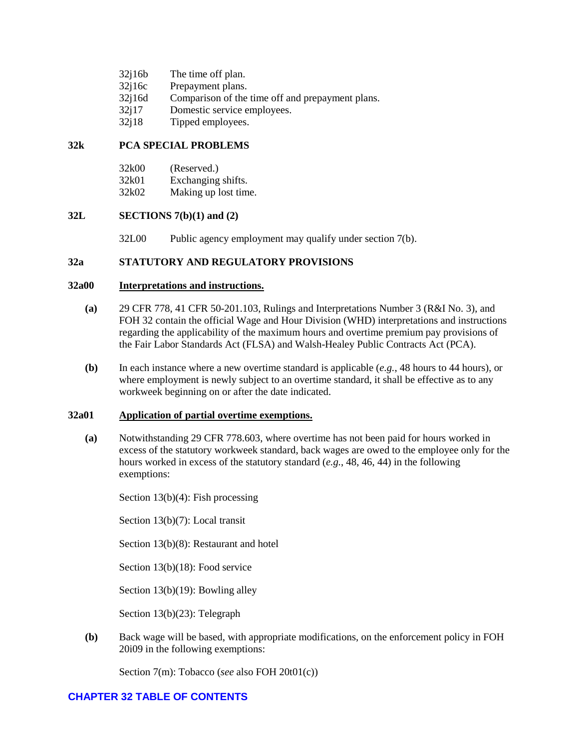32j16b The time off plan.
32j16c Prepayment plans.
32j16d Comparison of the time off and prepayment plans.
32j17 Domestic service employees.
32j18 Tipped employees.

**32k PCA SPECIAL PROBLEMS**

32k00 (Reserved.)
32k01 Exchanging shifts.
32k02 Making up lost time.

**32L SECTIONS 7(b)(1) and (2)**

32L00 Public agency employment may qualify under section 7(b).

**32a STATUTORY AND REGULATORY PROVISIONS**

**32a00 Interpretations and instructions.**

**(a)** 29 CFR 778, 41 CFR 50-201.103, Rulings and Interpretations Number 3 (R&I No. 3), and FOH 32 contain the official Wage and Hour Division (WHD) interpretations and instructions regarding the applicability of the maximum hours and overtime premium pay provisions of the Fair Labor Standards Act (FLSA) and Walsh-Healey Public Contracts Act (PCA).

**(b)** In each instance where a new overtime standard is applicable (*e.g.*, 48 hours to 44 hours), or where employment is newly subject to an overtime standard, it shall be effective as to any workweek beginning on or after the date indicated.

**32a01 Application of partial overtime exemptions.**

**(a)** Notwithstanding 29 CFR 778.603, where overtime has not been paid for hours worked in excess of the statutory workweek standard, back wages are owed to the employee only for the hours worked in excess of the statutory standard (*e.g.*, 48, 46, 44) in the following exemptions:

Section 13(b)(4): Fish processing

Section 13(b)(7): Local transit

Section 13(b)(8): Restaurant and hotel

Section 13(b)(18): Food service

Section 13(b)(19): Bowling alley

Section 13(b)(23): Telegraph

**(b)** Back wage will be based, with appropriate modifications, on the enforcement policy in FOH 20i09 in the following exemptions:

Section 7(m): Tobacco (*see* also FOH 20t01(c))

**CHAPTER 32 TABLE OF CONTENTS**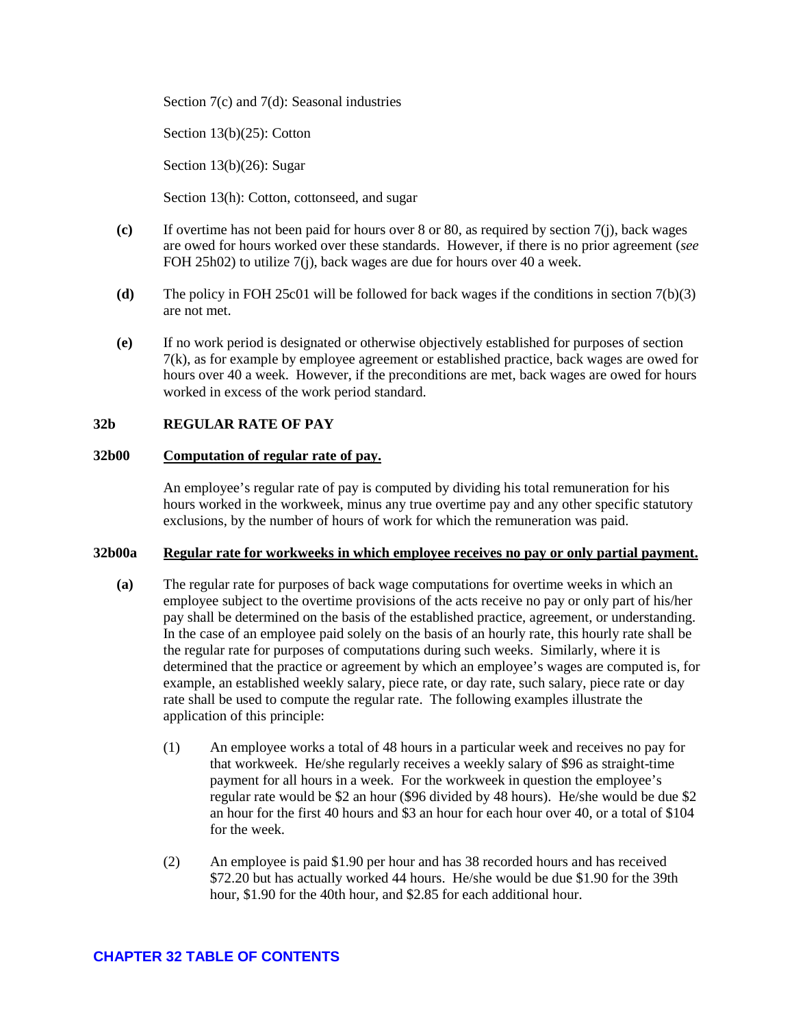Section 7(c) and 7(d): Seasonal industries

Section 13(b)(25): Cotton

Section 13(b)(26): Sugar

Section 13(h): Cotton, cottonseed, and sugar

**(c)** If overtime has not been paid for hours over 8 or 80, as required by section 7(j), back wages are owed for hours worked over these standards. However, if there is no prior agreement (*see* FOH 25h02) to utilize 7(j), back wages are due for hours over 40 a week.

**(d)** The policy in FOH 25c01 will be followed for back wages if the conditions in section 7(b)(3) are not met.

**(e)** If no work period is designated or otherwise objectively established for purposes of section 7(k), as for example by employee agreement or established practice, back wages are owed for hours over 40 a week. However, if the preconditions are met, back wages are owed for hours worked in excess of the work period standard.

## 32b REGULAR RATE OF PAY

### 32b00 Computation of regular rate of pay.

An employee's regular rate of pay is computed by dividing his total remuneration for his hours worked in the workweek, minus any true overtime pay and any other specific statutory exclusions, by the number of hours of work for which the remuneration was paid.

### 32b00a Regular rate for workweeks in which employee receives no pay or only partial payment.

**(a)** The regular rate for purposes of back wage computations for overtime weeks in which an employee subject to the overtime provisions of the acts receive no pay or only part of his/her pay shall be determined on the basis of the established practice, agreement, or understanding. In the case of an employee paid solely on the basis of an hourly rate, this hourly rate shall be the regular rate for purposes of computations during such weeks. Similarly, where it is determined that the practice or agreement by which an employee's wages are computed is, for example, an established weekly salary, piece rate, or day rate, such salary, piece rate or day rate shall be used to compute the regular rate. The following examples illustrate the application of this principle:

(1) An employee works a total of 48 hours in a particular week and receives no pay for that workweek. He/she regularly receives a weekly salary of $96 as straight-time payment for all hours in a week. For the workweek in question the employee's regular rate would be $2 an hour ($96 divided by 48 hours). He/she would be due $2 an hour for the first 40 hours and $3 an hour for each hour over 40, or a total of $104 for the week.

(2) An employee is paid $1.90 per hour and has 38 recorded hours and has received $72.20 but has actually worked 44 hours. He/she would be due $1.90 for the 39th hour, $1.90 for the 40th hour, and $2.85 for each additional hour.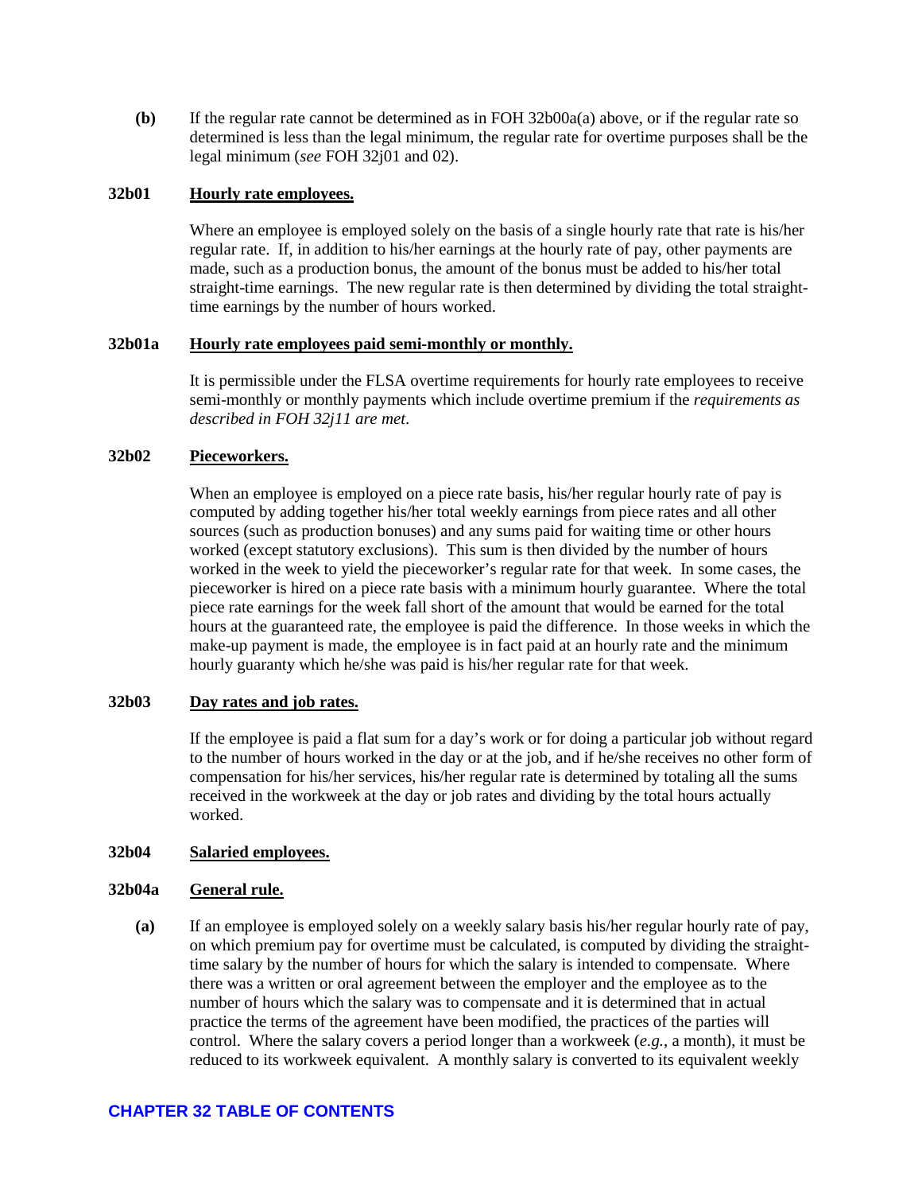**(b)** If the regular rate cannot be determined as in FOH 32b00a(a) above, or if the regular rate so determined is less than the legal minimum, the regular rate for overtime purposes shall be the legal minimum (*see* FOH 32j01 and 02).

### 32b01 Hourly rate employees.

Where an employee is employed solely on the basis of a single hourly rate that rate is his/her regular rate. If, in addition to his/her earnings at the hourly rate of pay, other payments are made, such as a production bonus, the amount of the bonus must be added to his/her total straight-time earnings. The new regular rate is then determined by dividing the total straight-time earnings by the number of hours worked.

### 32b01a Hourly rate employees paid semi-monthly or monthly.

It is permissible under the FLSA overtime requirements for hourly rate employees to receive semi-monthly or monthly payments which include overtime premium if the *requirements as described in FOH 32j11 are met*.

### 32b02 Pieceworkers.

When an employee is employed on a piece rate basis, his/her regular hourly rate of pay is computed by adding together his/her total weekly earnings from piece rates and all other sources (such as production bonuses) and any sums paid for waiting time or other hours worked (except statutory exclusions). This sum is then divided by the number of hours worked in the week to yield the pieceworker's regular rate for that week. In some cases, the pieceworker is hired on a piece rate basis with a minimum hourly guarantee. Where the total piece rate earnings for the week fall short of the amount that would be earned for the total hours at the guaranteed rate, the employee is paid the difference. In those weeks in which the make-up payment is made, the employee is in fact paid at an hourly rate and the minimum hourly guaranty which he/she was paid is his/her regular rate for that week.

### 32b03 Day rates and job rates.

If the employee is paid a flat sum for a day's work or for doing a particular job without regard to the number of hours worked in the day or at the job, and if he/she receives no other form of compensation for his/her services, his/her regular rate is determined by totaling all the sums received in the workweek at the day or job rates and dividing by the total hours actually worked.

### 32b04 Salaried employees.

### 32b04a General rule.

**(a)** If an employee is employed solely on a weekly salary basis his/her regular hourly rate of pay, on which premium pay for overtime must be calculated, is computed by dividing the straight-time salary by the number of hours for which the salary is intended to compensate. Where there was a written or oral agreement between the employer and the employee as to the number of hours which the salary was to compensate and it is determined that in actual practice the terms of the agreement have been modified, the practices of the parties will control. Where the salary covers a period longer than a workweek (*e.g.*, a month), it must be reduced to its workweek equivalent. A monthly salary is converted to its equivalent weekly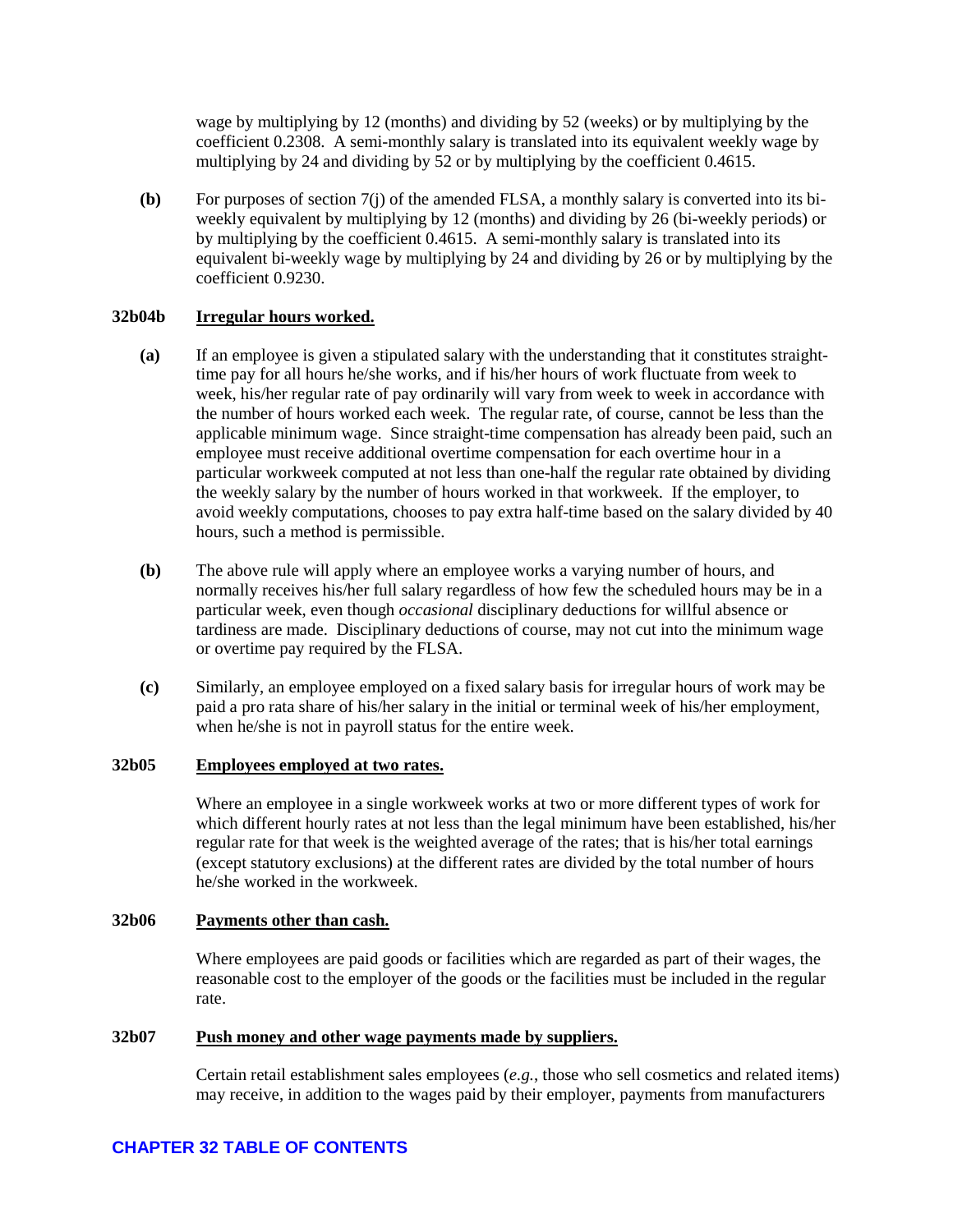wage by multiplying by 12 (months) and dividing by 52 (weeks) or by multiplying by the coefficient 0.2308. A semi-monthly salary is translated into its equivalent weekly wage by multiplying by 24 and dividing by 52 or by multiplying by the coefficient 0.4615.

**(b)** For purposes of section 7(j) of the amended FLSA, a monthly salary is converted into its bi-weekly equivalent by multiplying by 12 (months) and dividing by 26 (bi-weekly periods) or by multiplying by the coefficient 0.4615. A semi-monthly salary is translated into its equivalent bi-weekly wage by multiplying by 24 and dividing by 26 or by multiplying by the coefficient 0.9230.

### 32b04b Irregular hours worked.

**(a)** If an employee is given a stipulated salary with the understanding that it constitutes straight-time pay for all hours he/she works, and if his/her hours of work fluctuate from week to week, his/her regular rate of pay ordinarily will vary from week to week in accordance with the number of hours worked each week. The regular rate, of course, cannot be less than the applicable minimum wage. Since straight-time compensation has already been paid, such an employee must receive additional overtime compensation for each overtime hour in a particular workweek computed at not less than one-half the regular rate obtained by dividing the weekly salary by the number of hours worked in that workweek. If the employer, to avoid weekly computations, chooses to pay extra half-time based on the salary divided by 40 hours, such a method is permissible.

**(b)** The above rule will apply where an employee works a varying number of hours, and normally receives his/her full salary regardless of how few the scheduled hours may be in a particular week, even though *occasional* disciplinary deductions for willful absence or tardiness are made. Disciplinary deductions of course, may not cut into the minimum wage or overtime pay required by the FLSA.

**(c)** Similarly, an employee employed on a fixed salary basis for irregular hours of work may be paid a pro rata share of his/her salary in the initial or terminal week of his/her employment, when he/she is not in payroll status for the entire week.

### 32b05 Employees employed at two rates.

Where an employee in a single workweek works at two or more different types of work for which different hourly rates at not less than the legal minimum have been established, his/her regular rate for that week is the weighted average of the rates; that is his/her total earnings (except statutory exclusions) at the different rates are divided by the total number of hours he/she worked in the workweek.

### 32b06 Payments other than cash.

Where employees are paid goods or facilities which are regarded as part of their wages, the reasonable cost to the employer of the goods or the facilities must be included in the regular rate.

### 32b07 Push money and other wage payments made by suppliers.

Certain retail establishment sales employees (*e.g.*, those who sell cosmetics and related items) may receive, in addition to the wages paid by their employer, payments from manufacturers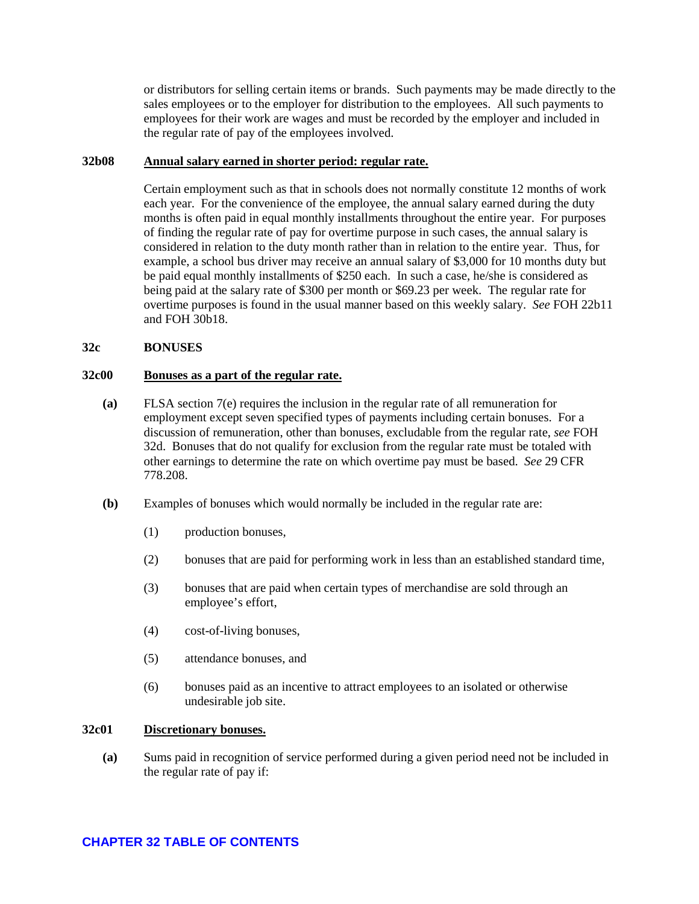or distributors for selling certain items or brands. Such payments may be made directly to the sales employees or to the employer for distribution to the employees. All such payments to employees for their work are wages and must be recorded by the employer and included in the regular rate of pay of the employees involved.

### 32b08 Annual salary earned in shorter period: regular rate.

Certain employment such as that in schools does not normally constitute 12 months of work each year. For the convenience of the employee, the annual salary earned during the duty months is often paid in equal monthly installments throughout the entire year. For purposes of finding the regular rate of pay for overtime purpose in such cases, the annual salary is considered in relation to the duty month rather than in relation to the entire year. Thus, for example, a school bus driver may receive an annual salary of $3,000 for 10 months duty but be paid equal monthly installments of $250 each. In such a case, he/she is considered as being paid at the salary rate of $300 per month or $69.23 per week. The regular rate for overtime purposes is found in the usual manner based on this weekly salary. *See* FOH 22b11 and FOH 30b18.

## 32c BONUSES

### 32c00 Bonuses as a part of the regular rate.

**(a)** FLSA section 7(e) requires the inclusion in the regular rate of all remuneration for employment except seven specified types of payments including certain bonuses. For a discussion of remuneration, other than bonuses, excludable from the regular rate, *see* FOH 32d. Bonuses that do not qualify for exclusion from the regular rate must be totaled with other earnings to determine the rate on which overtime pay must be based. *See* 29 CFR 778.208.

**(b)** Examples of bonuses which would normally be included in the regular rate are:

(1) production bonuses,

(2) bonuses that are paid for performing work in less than an established standard time,

(3) bonuses that are paid when certain types of merchandise are sold through an employee's effort,

(4) cost-of-living bonuses,

(5) attendance bonuses, and

(6) bonuses paid as an incentive to attract employees to an isolated or otherwise undesirable job site.

### 32c01 Discretionary bonuses.

**(a)** Sums paid in recognition of service performed during a given period need not be included in the regular rate of pay if: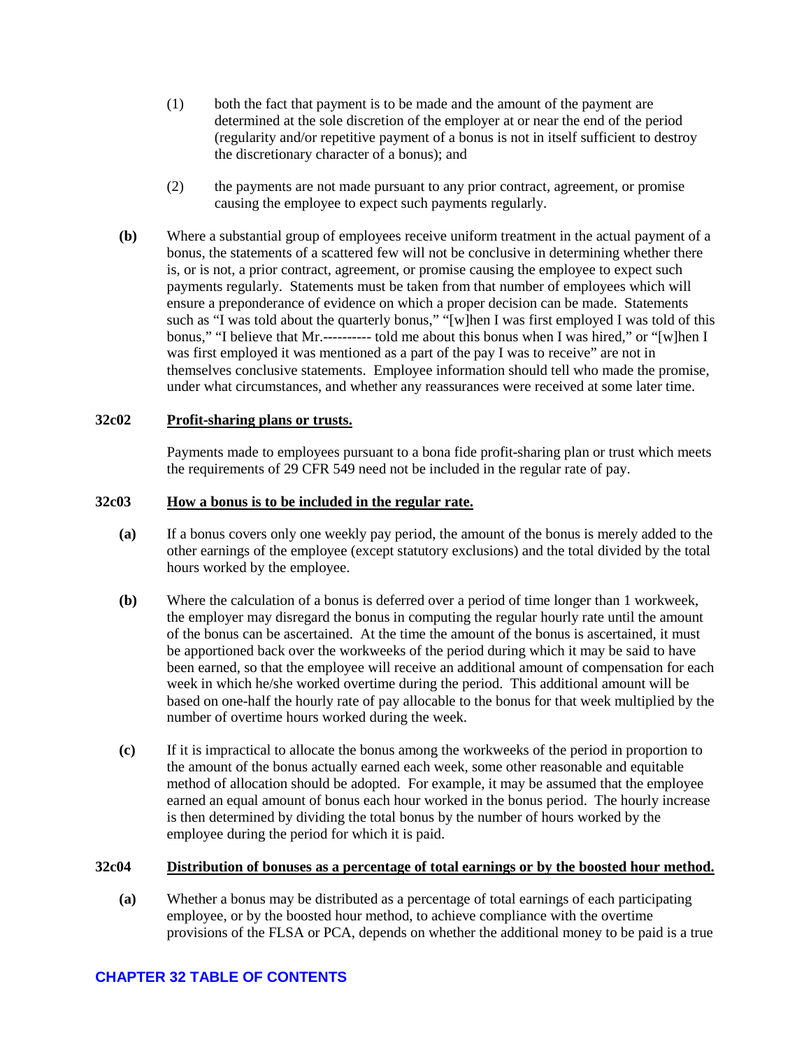(1) both the fact that payment is to be made and the amount of the payment are determined at the sole discretion of the employer at or near the end of the period (regularity and/or repetitive payment of a bonus is not in itself sufficient to destroy the discretionary character of a bonus); and

(2) the payments are not made pursuant to any prior contract, agreement, or promise causing the employee to expect such payments regularly.

**(b)** Where a substantial group of employees receive uniform treatment in the actual payment of a bonus, the statements of a scattered few will not be conclusive in determining whether there is, or is not, a prior contract, agreement, or promise causing the employee to expect such payments regularly. Statements must be taken from that number of employees which will ensure a preponderance of evidence on which a proper decision can be made. Statements such as "I was told about the quarterly bonus," "[w]hen I was first employed I was told of this bonus," "I believe that Mr.---------- told me about this bonus when I was hired," or "[w]hen I was first employed it was mentioned as a part of the pay I was to receive" are not in themselves conclusive statements. Employee information should tell who made the promise, under what circumstances, and whether any reassurances were received at some later time.

### 32c02 Profit-sharing plans or trusts.

Payments made to employees pursuant to a bona fide profit-sharing plan or trust which meets the requirements of 29 CFR 549 need not be included in the regular rate of pay.

### 32c03 How a bonus is to be included in the regular rate.

**(a)** If a bonus covers only one weekly pay period, the amount of the bonus is merely added to the other earnings of the employee (except statutory exclusions) and the total divided by the total hours worked by the employee.

**(b)** Where the calculation of a bonus is deferred over a period of time longer than 1 workweek, the employer may disregard the bonus in computing the regular hourly rate until the amount of the bonus can be ascertained. At the time the amount of the bonus is ascertained, it must be apportioned back over the workweeks of the period during which it may be said to have been earned, so that the employee will receive an additional amount of compensation for each week in which he/she worked overtime during the period. This additional amount will be based on one-half the hourly rate of pay allocable to the bonus for that week multiplied by the number of overtime hours worked during the week.

**(c)** If it is impractical to allocate the bonus among the workweeks of the period in proportion to the amount of the bonus actually earned each week, some other reasonable and equitable method of allocation should be adopted. For example, it may be assumed that the employee earned an equal amount of bonus each hour worked in the bonus period. The hourly increase is then determined by dividing the total bonus by the number of hours worked by the employee during the period for which it is paid.

### 32c04 Distribution of bonuses as a percentage of total earnings or by the boosted hour method.

**(a)** Whether a bonus may be distributed as a percentage of total earnings of each participating employee, or by the boosted hour method, to achieve compliance with the overtime provisions of the FLSA or PCA, depends on whether the additional money to be paid is a true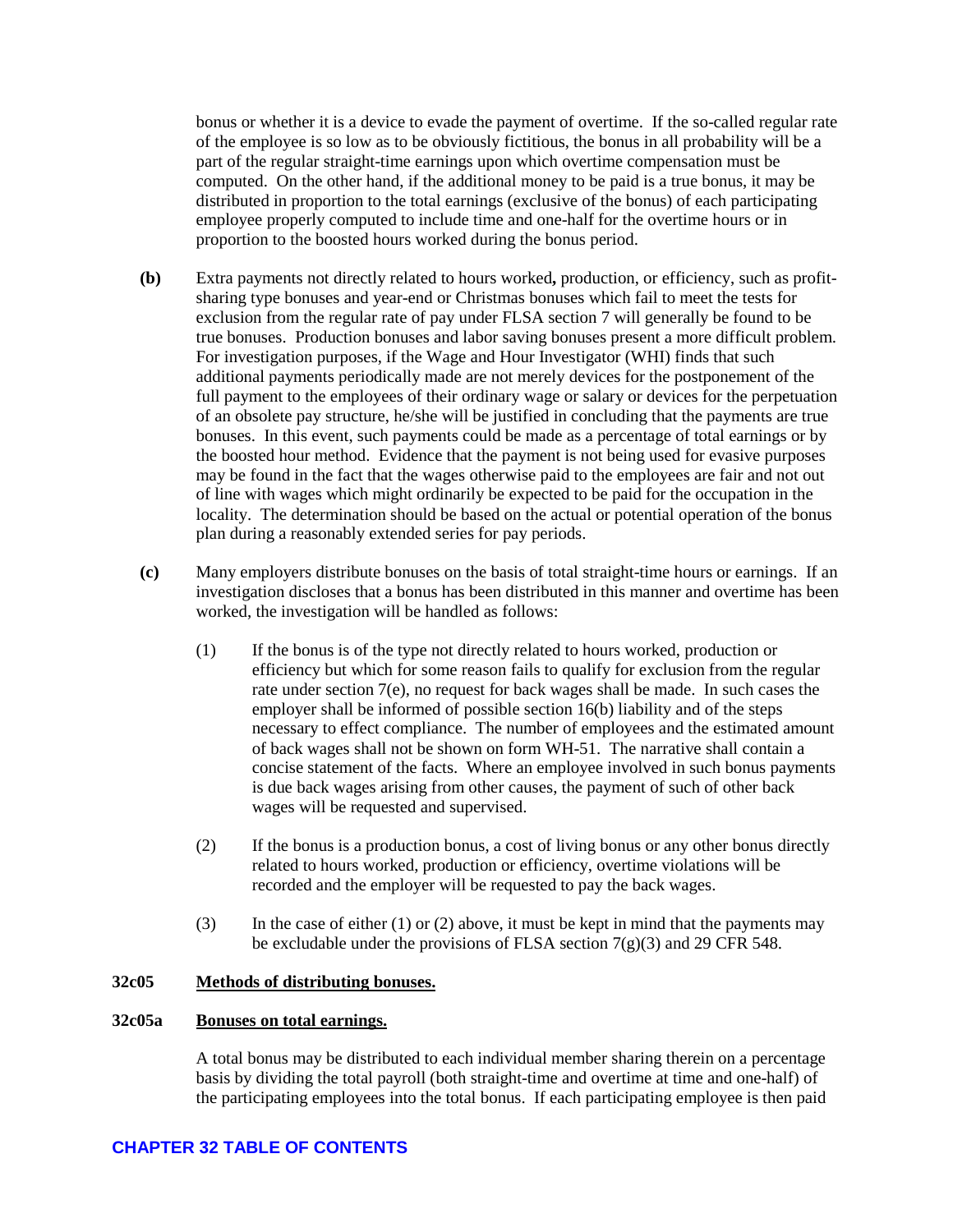bonus or whether it is a device to evade the payment of overtime. If the so-called regular rate of the employee is so low as to be obviously fictitious, the bonus in all probability will be a part of the regular straight-time earnings upon which overtime compensation must be computed. On the other hand, if the additional money to be paid is a true bonus, it may be distributed in proportion to the total earnings (exclusive of the bonus) of each participating employee properly computed to include time and one-half for the overtime hours or in proportion to the boosted hours worked during the bonus period.

**(b)** Extra payments not directly related to hours worked**,** production, or efficiency, such as profit-sharing type bonuses and year-end or Christmas bonuses which fail to meet the tests for exclusion from the regular rate of pay under FLSA section 7 will generally be found to be true bonuses. Production bonuses and labor saving bonuses present a more difficult problem. For investigation purposes, if the Wage and Hour Investigator (WHI) finds that such additional payments periodically made are not merely devices for the postponement of the full payment to the employees of their ordinary wage or salary or devices for the perpetuation of an obsolete pay structure, he/she will be justified in concluding that the payments are true bonuses. In this event, such payments could be made as a percentage of total earnings or by the boosted hour method. Evidence that the payment is not being used for evasive purposes may be found in the fact that the wages otherwise paid to the employees are fair and not out of line with wages which might ordinarily be expected to be paid for the occupation in the locality. The determination should be based on the actual or potential operation of the bonus plan during a reasonably extended series for pay periods.

**(c)** Many employers distribute bonuses on the basis of total straight-time hours or earnings. If an investigation discloses that a bonus has been distributed in this manner and overtime has been worked, the investigation will be handled as follows:

(1) If the bonus is of the type not directly related to hours worked, production or efficiency but which for some reason fails to qualify for exclusion from the regular rate under section 7(e), no request for back wages shall be made. In such cases the employer shall be informed of possible section 16(b) liability and of the steps necessary to effect compliance. The number of employees and the estimated amount of back wages shall not be shown on form WH-51. The narrative shall contain a concise statement of the facts. Where an employee involved in such bonus payments is due back wages arising from other causes, the payment of such of other back wages will be requested and supervised.

(2) If the bonus is a production bonus, a cost of living bonus or any other bonus directly related to hours worked, production or efficiency, overtime violations will be recorded and the employer will be requested to pay the back wages.

(3) In the case of either (1) or (2) above, it must be kept in mind that the payments may be excludable under the provisions of FLSA section 7(g)(3) and 29 CFR 548.

### **32c05** Methods of distributing bonuses.

#### **32c05a** Bonuses on total earnings.

A total bonus may be distributed to each individual member sharing therein on a percentage basis by dividing the total payroll (both straight-time and overtime at time and one-half) of the participating employees into the total bonus. If each participating employee is then paid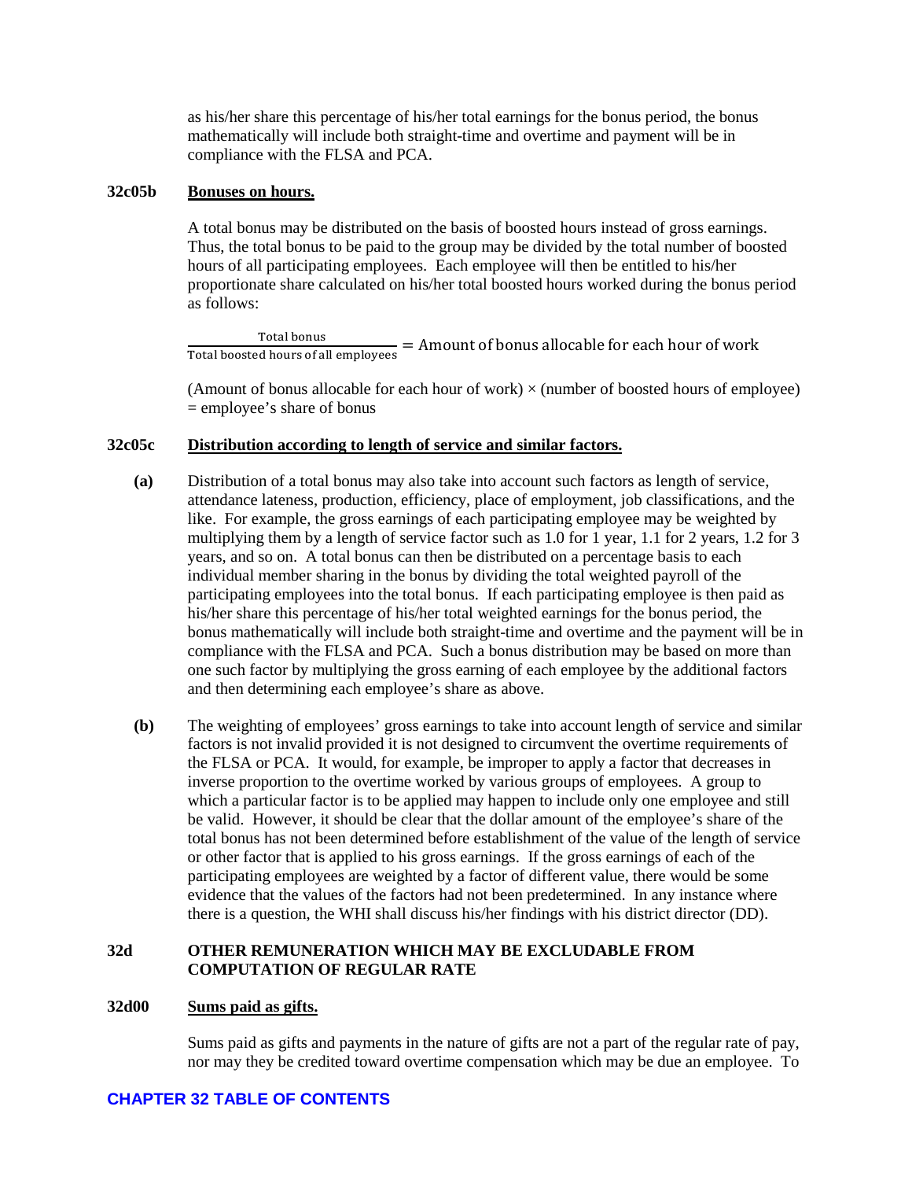as his/her share this percentage of his/her total earnings for the bonus period, the bonus mathematically will include both straight-time and overtime and payment will be in compliance with the FLSA and PCA.

### 32c05b **Bonuses on hours.**

A total bonus may be distributed on the basis of boosted hours instead of gross earnings. Thus, the total bonus to be paid to the group may be divided by the total number of boosted hours of all participating employees. Each employee will then be entitled to his/her proportionate share calculated on his/her total boosted hours worked during the bonus period as follows:

$$\frac{\text{Total bonus}}{\text{Total boosted hours of all employees}} = \text{Amount of bonus allocable for each hour of work}$$

(Amount of bonus allocable for each hour of work) × (number of boosted hours of employee) = employee's share of bonus

### 32c05c **Distribution according to length of service and similar factors.**

**(a)** Distribution of a total bonus may also take into account such factors as length of service, attendance lateness, production, efficiency, place of employment, job classifications, and the like. For example, the gross earnings of each participating employee may be weighted by multiplying them by a length of service factor such as 1.0 for 1 year, 1.1 for 2 years, 1.2 for 3 years, and so on. A total bonus can then be distributed on a percentage basis to each individual member sharing in the bonus by dividing the total weighted payroll of the participating employees into the total bonus. If each participating employee is then paid as his/her share this percentage of his/her total weighted earnings for the bonus period, the bonus mathematically will include both straight-time and overtime and the payment will be in compliance with the FLSA and PCA. Such a bonus distribution may be based on more than one such factor by multiplying the gross earning of each employee by the additional factors and then determining each employee's share as above.

**(b)** The weighting of employees' gross earnings to take into account length of service and similar factors is not invalid provided it is not designed to circumvent the overtime requirements of the FLSA or PCA. It would, for example, be improper to apply a factor that decreases in inverse proportion to the overtime worked by various groups of employees. A group to which a particular factor is to be applied may happen to include only one employee and still be valid. However, it should be clear that the dollar amount of the employee's share of the total bonus has not been determined before establishment of the value of the length of service or other factor that is applied to his gross earnings. If the gross earnings of each of the participating employees are weighted by a factor of different value, there would be some evidence that the values of the factors had not been predetermined. In any instance where there is a question, the WHI shall discuss his/her findings with his district director (DD).

## 32d OTHER REMUNERATION WHICH MAY BE EXCLUDABLE FROM COMPUTATION OF REGULAR RATE

### 32d00 **Sums paid as gifts.**

Sums paid as gifts and payments in the nature of gifts are not a part of the regular rate of pay, nor may they be credited toward overtime compensation which may be due an employee. To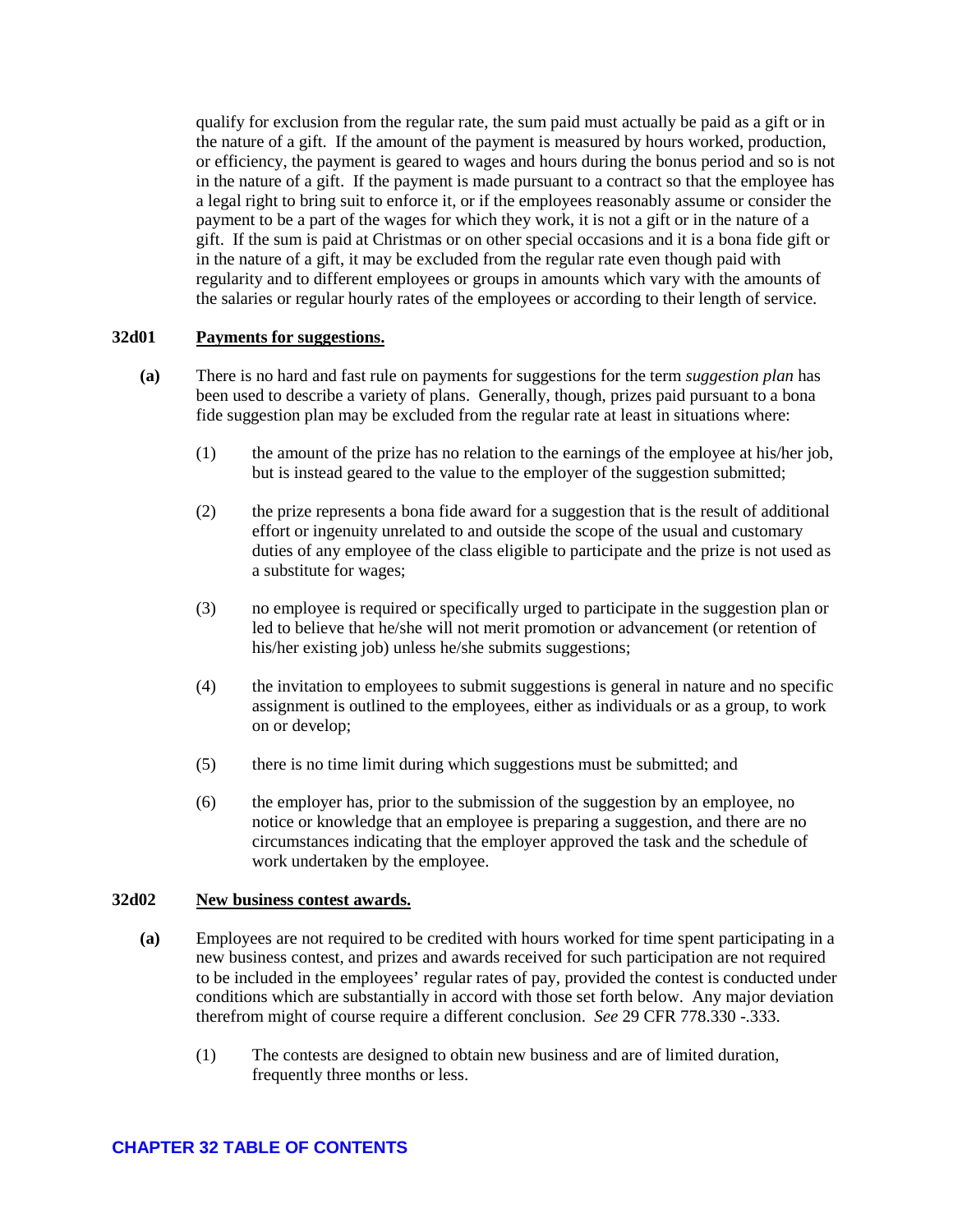qualify for exclusion from the regular rate, the sum paid must actually be paid as a gift or in the nature of a gift. If the amount of the payment is measured by hours worked, production, or efficiency, the payment is geared to wages and hours during the bonus period and so is not in the nature of a gift. If the payment is made pursuant to a contract so that the employee has a legal right to bring suit to enforce it, or if the employees reasonably assume or consider the payment to be a part of the wages for which they work, it is not a gift or in the nature of a gift. If the sum is paid at Christmas or on other special occasions and it is a bona fide gift or in the nature of a gift, it may be excluded from the regular rate even though paid with regularity and to different employees or groups in amounts which vary with the amounts of the salaries or regular hourly rates of the employees or according to their length of service.

### 32d01 Payments for suggestions.

**(a)** There is no hard and fast rule on payments for suggestions for the term *suggestion plan* has been used to describe a variety of plans. Generally, though, prizes paid pursuant to a bona fide suggestion plan may be excluded from the regular rate at least in situations where:

(1) the amount of the prize has no relation to the earnings of the employee at his/her job, but is instead geared to the value to the employer of the suggestion submitted;

(2) the prize represents a bona fide award for a suggestion that is the result of additional effort or ingenuity unrelated to and outside the scope of the usual and customary duties of any employee of the class eligible to participate and the prize is not used as a substitute for wages;

(3) no employee is required or specifically urged to participate in the suggestion plan or led to believe that he/she will not merit promotion or advancement (or retention of his/her existing job) unless he/she submits suggestions;

(4) the invitation to employees to submit suggestions is general in nature and no specific assignment is outlined to the employees, either as individuals or as a group, to work on or develop;

(5) there is no time limit during which suggestions must be submitted; and

(6) the employer has, prior to the submission of the suggestion by an employee, no notice or knowledge that an employee is preparing a suggestion, and there are no circumstances indicating that the employer approved the task and the schedule of work undertaken by the employee.

### 32d02 New business contest awards.

**(a)** Employees are not required to be credited with hours worked for time spent participating in a new business contest, and prizes and awards received for such participation are not required to be included in the employees' regular rates of pay, provided the contest is conducted under conditions which are substantially in accord with those set forth below. Any major deviation therefrom might of course require a different conclusion. *See* 29 CFR 778.330 -.333.

(1) The contests are designed to obtain new business and are of limited duration, frequently three months or less.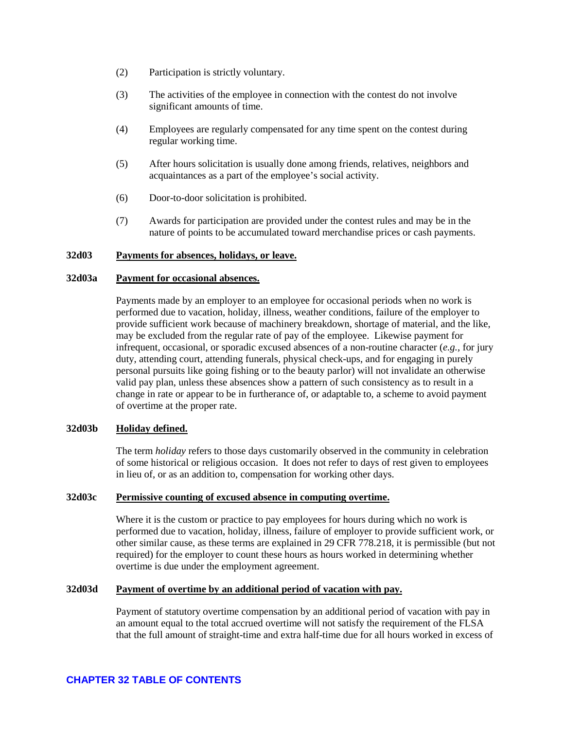(2) Participation is strictly voluntary.

(3) The activities of the employee in connection with the contest do not involve significant amounts of time.

(4) Employees are regularly compensated for any time spent on the contest during regular working time.

(5) After hours solicitation is usually done among friends, relatives, neighbors and acquaintances as a part of the employee's social activity.

(6) Door-to-door solicitation is prohibited.

(7) Awards for participation are provided under the contest rules and may be in the nature of points to be accumulated toward merchandise prices or cash payments.

### 32d03 Payments for absences, holidays, or leave.

#### 32d03a Payment for occasional absences.

Payments made by an employer to an employee for occasional periods when no work is performed due to vacation, holiday, illness, weather conditions, failure of the employer to provide sufficient work because of machinery breakdown, shortage of material, and the like, may be excluded from the regular rate of pay of the employee. Likewise payment for infrequent, occasional, or sporadic excused absences of a non-routine character (*e.g.*, for jury duty, attending court, attending funerals, physical check-ups, and for engaging in purely personal pursuits like going fishing or to the beauty parlor) will not invalidate an otherwise valid pay plan, unless these absences show a pattern of such consistency as to result in a change in rate or appear to be in furtherance of, or adaptable to, a scheme to avoid payment of overtime at the proper rate.

#### 32d03b Holiday defined.

The term *holiday* refers to those days customarily observed in the community in celebration of some historical or religious occasion. It does not refer to days of rest given to employees in lieu of, or as an addition to, compensation for working other days.

#### 32d03c Permissive counting of excused absence in computing overtime.

Where it is the custom or practice to pay employees for hours during which no work is performed due to vacation, holiday, illness, failure of employer to provide sufficient work, or other similar cause, as these terms are explained in 29 CFR 778.218, it is permissible (but not required) for the employer to count these hours as hours worked in determining whether overtime is due under the employment agreement.

#### 32d03d Payment of overtime by an additional period of vacation with pay.

Payment of statutory overtime compensation by an additional period of vacation with pay in an amount equal to the total accrued overtime will not satisfy the requirement of the FLSA that the full amount of straight-time and extra half-time due for all hours worked in excess of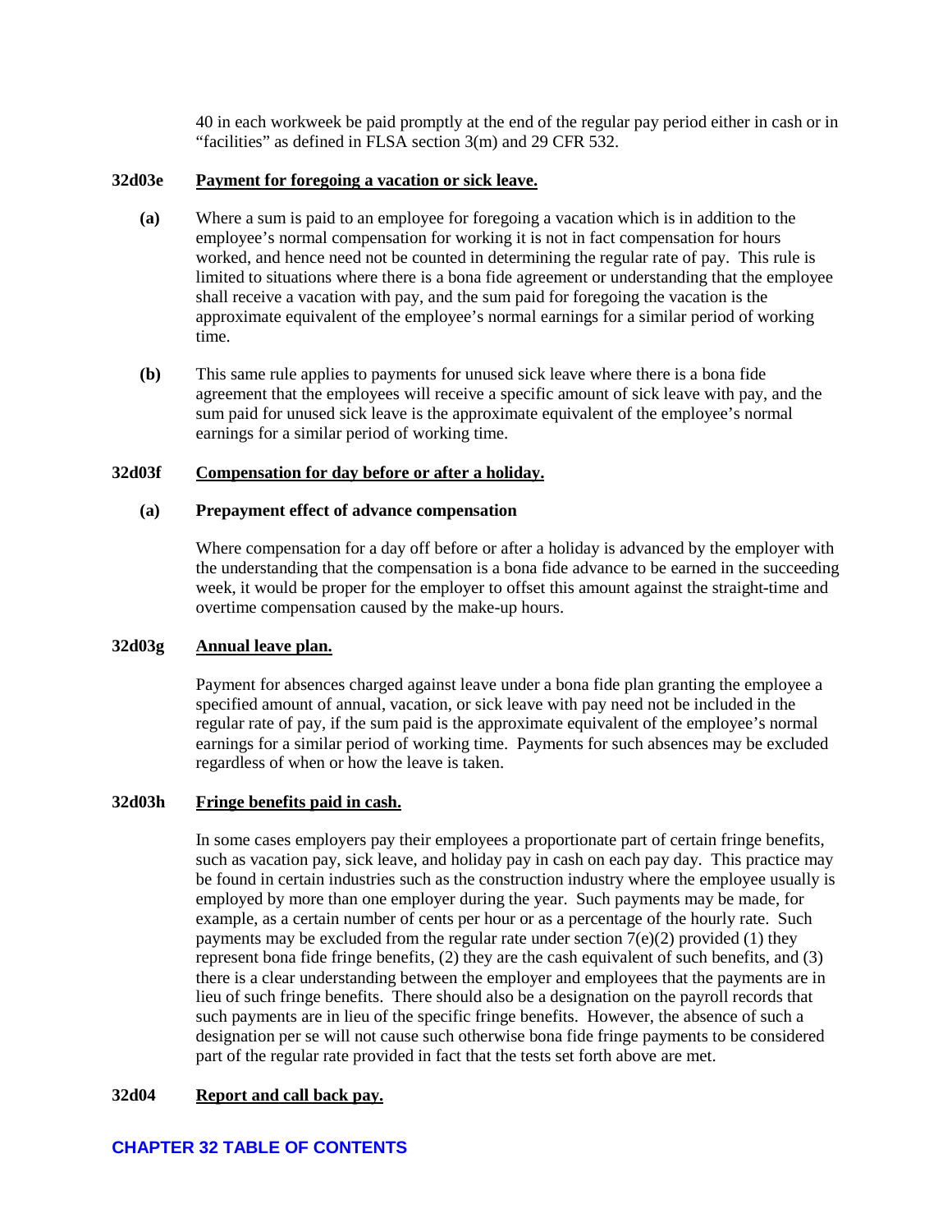40 in each workweek be paid promptly at the end of the regular pay period either in cash or in "facilities" as defined in FLSA section 3(m) and 29 CFR 532.

**32d03e** **Payment for foregoing a vacation or sick leave.**

**(a)** Where a sum is paid to an employee for foregoing a vacation which is in addition to the employee's normal compensation for working it is not in fact compensation for hours worked, and hence need not be counted in determining the regular rate of pay. This rule is limited to situations where there is a bona fide agreement or understanding that the employee shall receive a vacation with pay, and the sum paid for foregoing the vacation is the approximate equivalent of the employee's normal earnings for a similar period of working time.

**(b)** This same rule applies to payments for unused sick leave where there is a bona fide agreement that the employees will receive a specific amount of sick leave with pay, and the sum paid for unused sick leave is the approximate equivalent of the employee's normal earnings for a similar period of working time.

**32d03f** **Compensation for day before or after a holiday.**

**(a) Prepayment effect of advance compensation**

Where compensation for a day off before or after a holiday is advanced by the employer with the understanding that the compensation is a bona fide advance to be earned in the succeeding week, it would be proper for the employer to offset this amount against the straight-time and overtime compensation caused by the make-up hours.

**32d03g** **Annual leave plan.**

Payment for absences charged against leave under a bona fide plan granting the employee a specified amount of annual, vacation, or sick leave with pay need not be included in the regular rate of pay, if the sum paid is the approximate equivalent of the employee's normal earnings for a similar period of working time. Payments for such absences may be excluded regardless of when or how the leave is taken.

**32d03h** **Fringe benefits paid in cash.**

In some cases employers pay their employees a proportionate part of certain fringe benefits, such as vacation pay, sick leave, and holiday pay in cash on each pay day. This practice may be found in certain industries such as the construction industry where the employee usually is employed by more than one employer during the year. Such payments may be made, for example, as a certain number of cents per hour or as a percentage of the hourly rate. Such payments may be excluded from the regular rate under section 7(e)(2) provided (1) they represent bona fide fringe benefits, (2) they are the cash equivalent of such benefits, and (3) there is a clear understanding between the employer and employees that the payments are in lieu of such fringe benefits. There should also be a designation on the payroll records that such payments are in lieu of the specific fringe benefits. However, the absence of such a designation per se will not cause such otherwise bona fide fringe payments to be considered part of the regular rate provided in fact that the tests set forth above are met.

**32d04** **Report and call back pay.**

**CHAPTER 32 TABLE OF CONTENTS**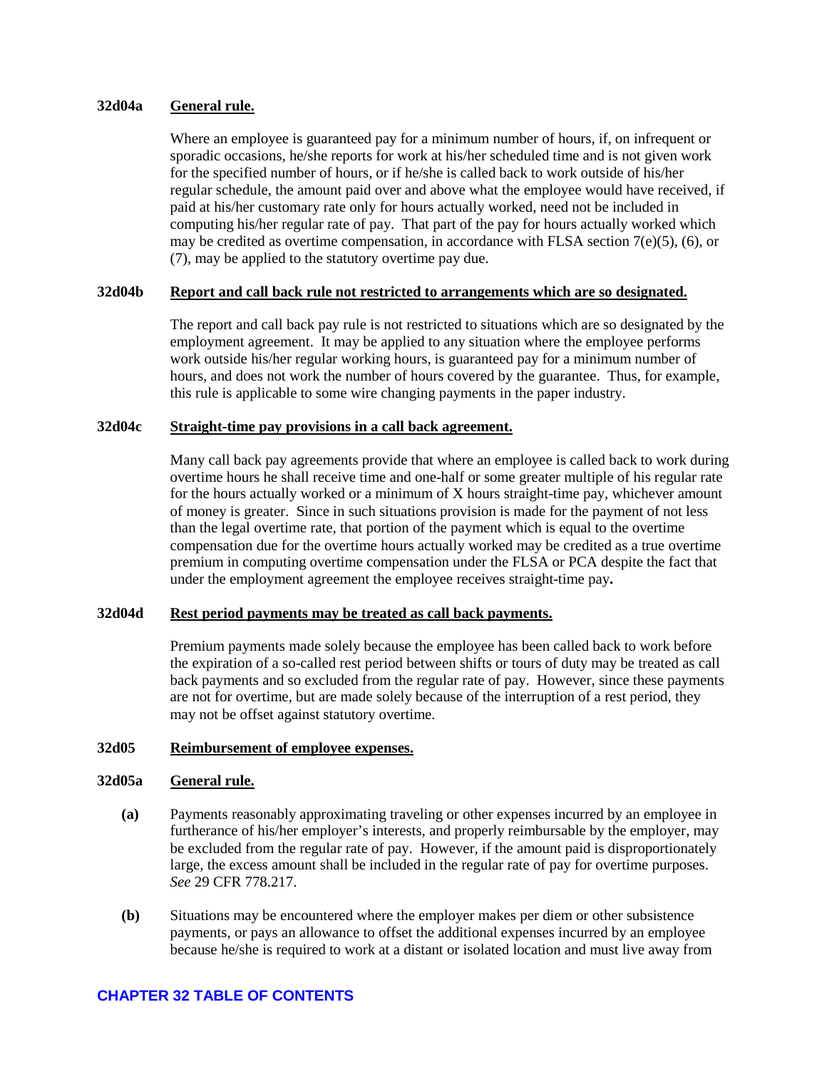### 32d04a **General rule.**

Where an employee is guaranteed pay for a minimum number of hours, if, on infrequent or sporadic occasions, he/she reports for work at his/her scheduled time and is not given work for the specified number of hours, or if he/she is called back to work outside of his/her regular schedule, the amount paid over and above what the employee would have received, if paid at his/her customary rate only for hours actually worked, need not be included in computing his/her regular rate of pay. That part of the pay for hours actually worked which may be credited as overtime compensation, in accordance with FLSA section 7(e)(5), (6), or (7), may be applied to the statutory overtime pay due.

### 32d04b **Report and call back rule not restricted to arrangements which are so designated.**

The report and call back pay rule is not restricted to situations which are so designated by the employment agreement. It may be applied to any situation where the employee performs work outside his/her regular working hours, is guaranteed pay for a minimum number of hours, and does not work the number of hours covered by the guarantee. Thus, for example, this rule is applicable to some wire changing payments in the paper industry.

### 32d04c **Straight-time pay provisions in a call back agreement.**

Many call back pay agreements provide that where an employee is called back to work during overtime hours he shall receive time and one-half or some greater multiple of his regular rate for the hours actually worked or a minimum of X hours straight-time pay, whichever amount of money is greater. Since in such situations provision is made for the payment of not less than the legal overtime rate, that portion of the payment which is equal to the overtime compensation due for the overtime hours actually worked may be credited as a true overtime premium in computing overtime compensation under the FLSA or PCA despite the fact that under the employment agreement the employee receives straight-time pay.

### 32d04d **Rest period payments may be treated as call back payments.**

Premium payments made solely because the employee has been called back to work before the expiration of a so-called rest period between shifts or tours of duty may be treated as call back payments and so excluded from the regular rate of pay. However, since these payments are not for overtime, but are made solely because of the interruption of a rest period, they may not be offset against statutory overtime.

## 32d05 **Reimbursement of employee expenses.**

### 32d05a **General rule.**

**(a)** Payments reasonably approximating traveling or other expenses incurred by an employee in furtherance of his/her employer's interests, and properly reimbursable by the employer, may be excluded from the regular rate of pay. However, if the amount paid is disproportionately large, the excess amount shall be included in the regular rate of pay for overtime purposes. *See* 29 CFR 778.217.

**(b)** Situations may be encountered where the employer makes per diem or other subsistence payments, or pays an allowance to offset the additional expenses incurred by an employee because he/she is required to work at a distant or isolated location and must live away from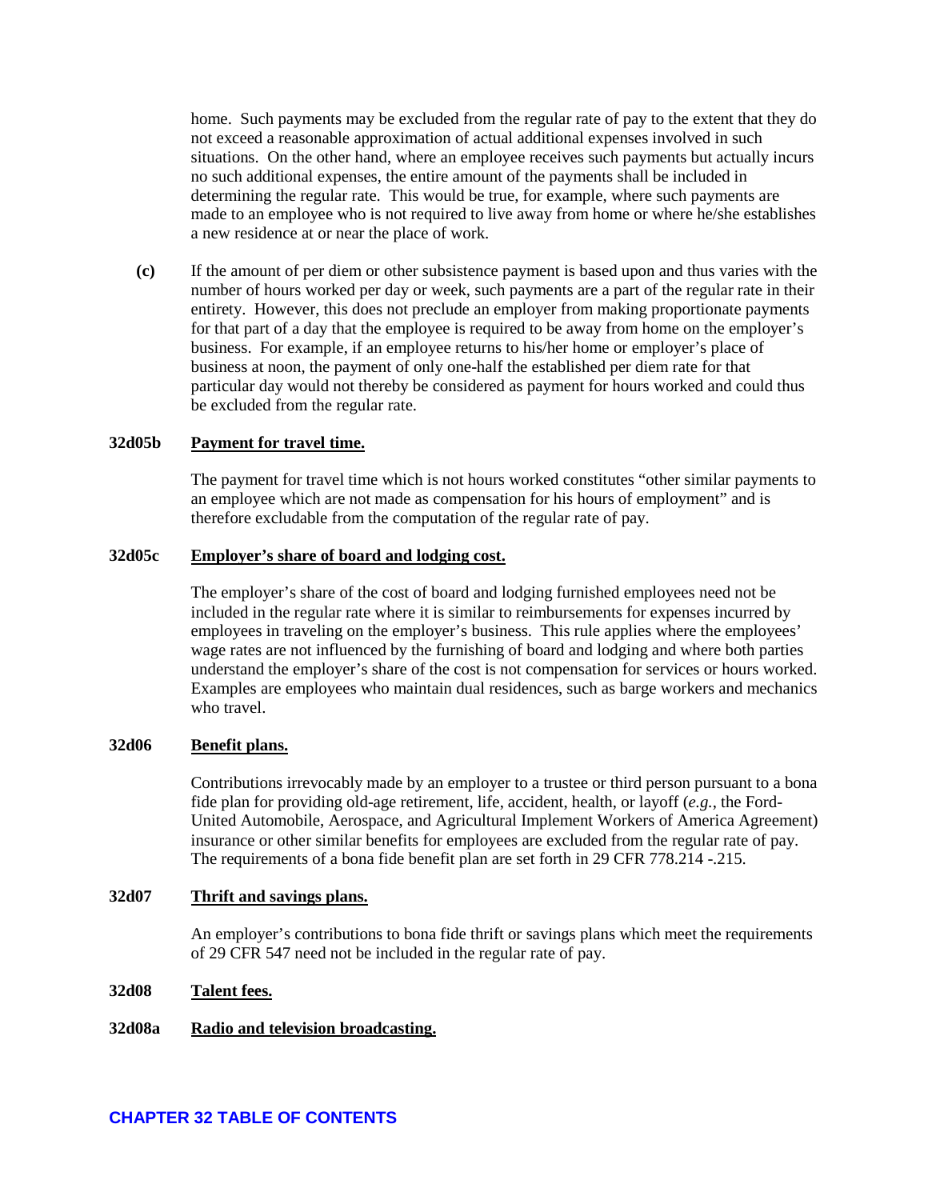home. Such payments may be excluded from the regular rate of pay to the extent that they do not exceed a reasonable approximation of actual additional expenses involved in such situations. On the other hand, where an employee receives such payments but actually incurs no such additional expenses, the entire amount of the payments shall be included in determining the regular rate. This would be true, for example, where such payments are made to an employee who is not required to live away from home or where he/she establishes a new residence at or near the place of work.

**(c)** If the amount of per diem or other subsistence payment is based upon and thus varies with the number of hours worked per day or week, such payments are a part of the regular rate in their entirety. However, this does not preclude an employer from making proportionate payments for that part of a day that the employee is required to be away from home on the employer's business. For example, if an employee returns to his/her home or employer's place of business at noon, the payment of only one-half the established per diem rate for that particular day would not thereby be considered as payment for hours worked and could thus be excluded from the regular rate.

**32d05b** **Payment for travel time.**

The payment for travel time which is not hours worked constitutes "other similar payments to an employee which are not made as compensation for his hours of employment" and is therefore excludable from the computation of the regular rate of pay.

**32d05c** **Employer's share of board and lodging cost.**

The employer's share of the cost of board and lodging furnished employees need not be included in the regular rate where it is similar to reimbursements for expenses incurred by employees in traveling on the employer's business. This rule applies where the employees' wage rates are not influenced by the furnishing of board and lodging and where both parties understand the employer's share of the cost is not compensation for services or hours worked. Examples are employees who maintain dual residences, such as barge workers and mechanics who travel.

**32d06** **Benefit plans.**

Contributions irrevocably made by an employer to a trustee or third person pursuant to a bona fide plan for providing old-age retirement, life, accident, health, or layoff (*e.g.*, the Ford-United Automobile, Aerospace, and Agricultural Implement Workers of America Agreement) insurance or other similar benefits for employees are excluded from the regular rate of pay. The requirements of a bona fide benefit plan are set forth in 29 CFR 778.214 -.215.

**32d07** **Thrift and savings plans.**

An employer's contributions to bona fide thrift or savings plans which meet the requirements of 29 CFR 547 need not be included in the regular rate of pay.

**32d08** **Talent fees.**

**32d08a** **Radio and television broadcasting.**

**CHAPTER 32 TABLE OF CONTENTS**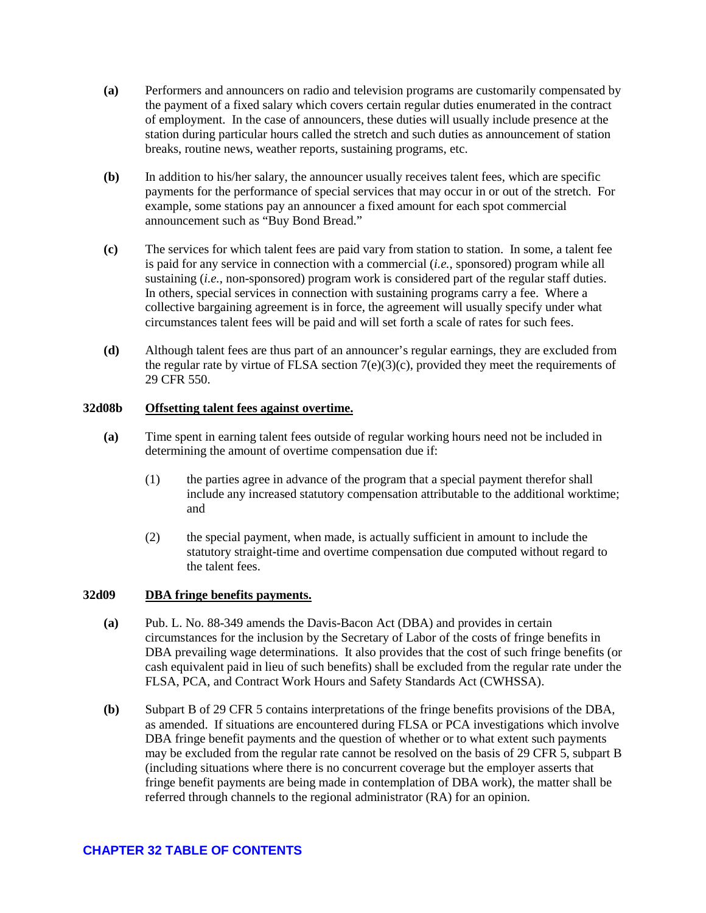**(a)** Performers and announcers on radio and television programs are customarily compensated by the payment of a fixed salary which covers certain regular duties enumerated in the contract of employment. In the case of announcers, these duties will usually include presence at the station during particular hours called the stretch and such duties as announcement of station breaks, routine news, weather reports, sustaining programs, etc.

**(b)** In addition to his/her salary, the announcer usually receives talent fees, which are specific payments for the performance of special services that may occur in or out of the stretch. For example, some stations pay an announcer a fixed amount for each spot commercial announcement such as "Buy Bond Bread."

**(c)** The services for which talent fees are paid vary from station to station. In some, a talent fee is paid for any service in connection with a commercial (*i.e.*, sponsored) program while all sustaining (*i.e.*, non-sponsored) program work is considered part of the regular staff duties. In others, special services in connection with sustaining programs carry a fee. Where a collective bargaining agreement is in force, the agreement will usually specify under what circumstances talent fees will be paid and will set forth a scale of rates for such fees.

**(d)** Although talent fees are thus part of an announcer's regular earnings, they are excluded from the regular rate by virtue of FLSA section 7(e)(3)(c), provided they meet the requirements of 29 CFR 550.

### 32d08b <u>Offsetting talent fees against overtime.</u>

**(a)** Time spent in earning talent fees outside of regular working hours need not be included in determining the amount of overtime compensation due if:

(1) the parties agree in advance of the program that a special payment therefor shall include any increased statutory compensation attributable to the additional worktime; and

(2) the special payment, when made, is actually sufficient in amount to include the statutory straight-time and overtime compensation due computed without regard to the talent fees.

### 32d09 <u>DBA fringe benefits payments.</u>

**(a)** Pub. L. No. 88-349 amends the Davis-Bacon Act (DBA) and provides in certain circumstances for the inclusion by the Secretary of Labor of the costs of fringe benefits in DBA prevailing wage determinations. It also provides that the cost of such fringe benefits (or cash equivalent paid in lieu of such benefits) shall be excluded from the regular rate under the FLSA, PCA, and Contract Work Hours and Safety Standards Act (CWHSSA).

**(b)** Subpart B of 29 CFR 5 contains interpretations of the fringe benefits provisions of the DBA, as amended. If situations are encountered during FLSA or PCA investigations which involve DBA fringe benefit payments and the question of whether or to what extent such payments may be excluded from the regular rate cannot be resolved on the basis of 29 CFR 5, subpart B (including situations where there is no concurrent coverage but the employer asserts that fringe benefit payments are being made in contemplation of DBA work), the matter shall be referred through channels to the regional administrator (RA) for an opinion.

**CHAPTER 32 TABLE OF CONTENTS**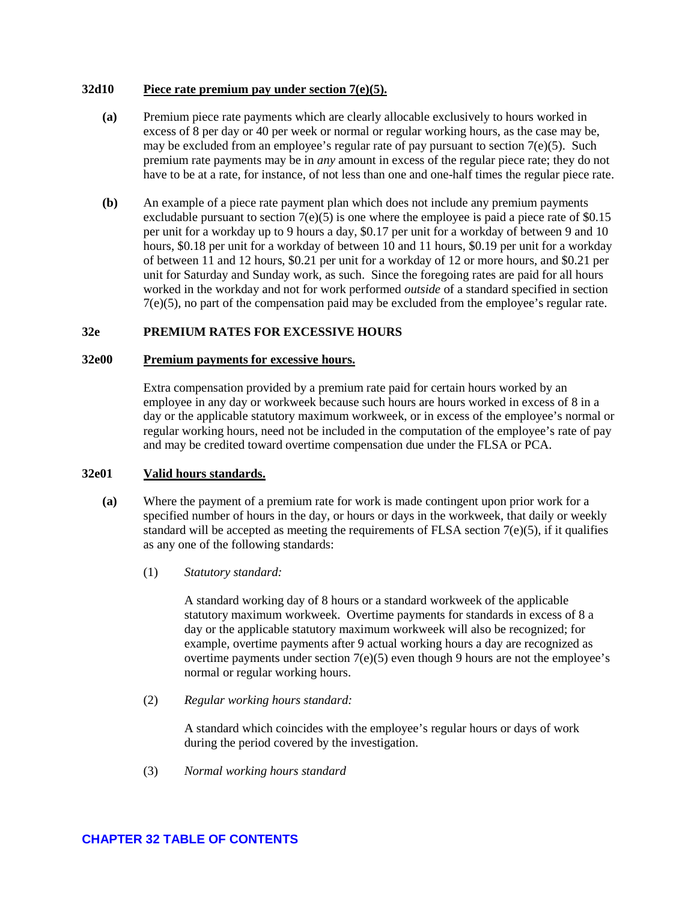**32d10 Piece rate premium pay under section 7(e)(5).**

**(a)** Premium piece rate payments which are clearly allocable exclusively to hours worked in excess of 8 per day or 40 per week or normal or regular working hours, as the case may be, may be excluded from an employee's regular rate of pay pursuant to section 7(e)(5). Such premium rate payments may be in *any* amount in excess of the regular piece rate; they do not have to be at a rate, for instance, of not less than one and one-half times the regular piece rate.

**(b)** An example of a piece rate payment plan which does not include any premium payments excludable pursuant to section 7(e)(5) is one where the employee is paid a piece rate of $0.15 per unit for a workday up to 9 hours a day, $0.17 per unit for a workday of between 9 and 10 hours, $0.18 per unit for a workday of between 10 and 11 hours, $0.19 per unit for a workday of between 11 and 12 hours, $0.21 per unit for a workday of 12 or more hours, and $0.21 per unit for Saturday and Sunday work, as such. Since the foregoing rates are paid for all hours worked in the workday and not for work performed *outside* of a standard specified in section 7(e)(5), no part of the compensation paid may be excluded from the employee's regular rate.

## 32e PREMIUM RATES FOR EXCESSIVE HOURS

**32e00 Premium payments for excessive hours.**

Extra compensation provided by a premium rate paid for certain hours worked by an employee in any day or workweek because such hours are hours worked in excess of 8 in a day or the applicable statutory maximum workweek, or in excess of the employee's normal or regular working hours, need not be included in the computation of the employee's rate of pay and may be credited toward overtime compensation due under the FLSA or PCA.

**32e01 Valid hours standards.**

**(a)** Where the payment of a premium rate for work is made contingent upon prior work for a specified number of hours in the day, or hours or days in the workweek, that daily or weekly standard will be accepted as meeting the requirements of FLSA section 7(e)(5), if it qualifies as any one of the following standards:

(1) *Statutory standard:*

A standard working day of 8 hours or a standard workweek of the applicable statutory maximum workweek. Overtime payments for standards in excess of 8 a day or the applicable statutory maximum workweek will also be recognized; for example, overtime payments after 9 actual working hours a day are recognized as overtime payments under section 7(e)(5) even though 9 hours are not the employee's normal or regular working hours.

(2) *Regular working hours standard:*

A standard which coincides with the employee's regular hours or days of work during the period covered by the investigation.

(3) *Normal working hours standard*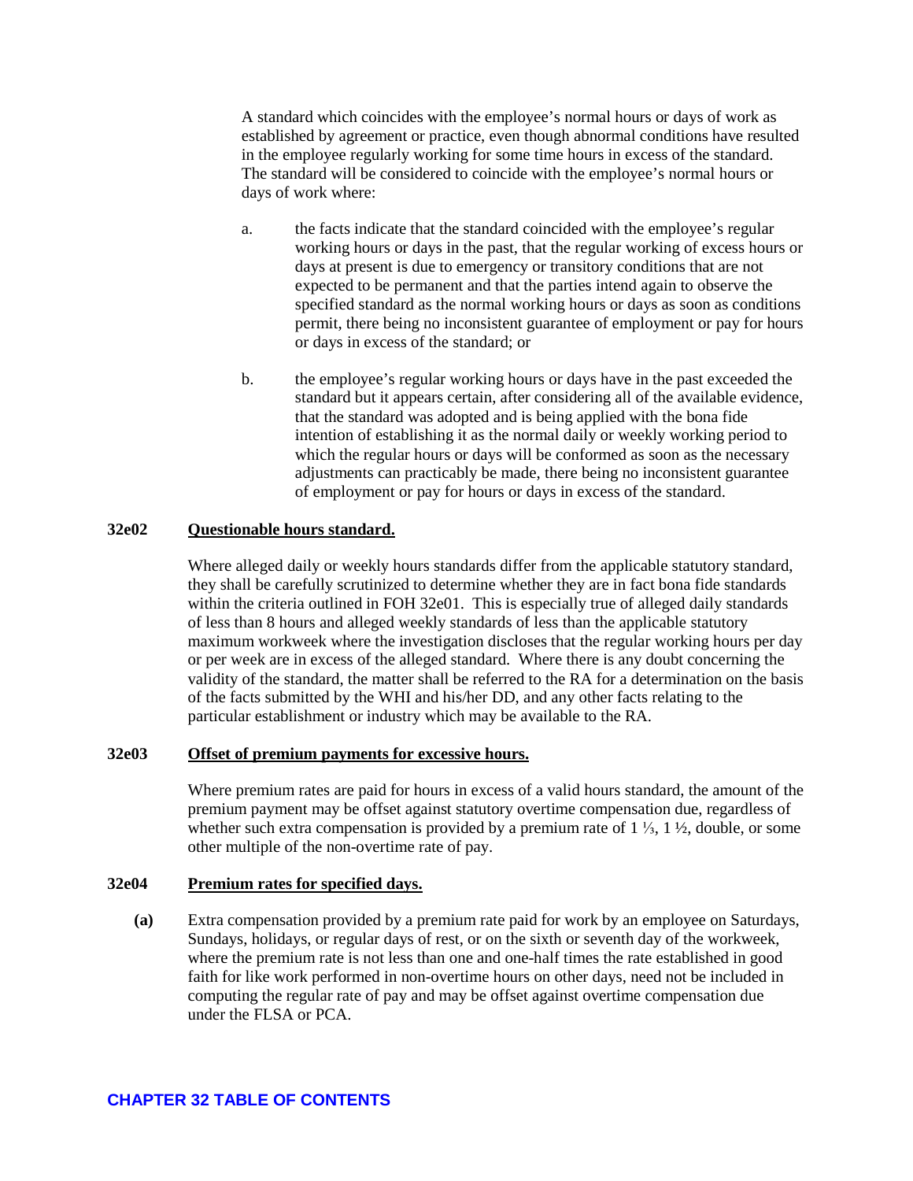A standard which coincides with the employee's normal hours or days of work as established by agreement or practice, even though abnormal conditions have resulted in the employee regularly working for some time hours in excess of the standard. The standard will be considered to coincide with the employee's normal hours or days of work where:

a. the facts indicate that the standard coincided with the employee's regular working hours or days in the past, that the regular working of excess hours or days at present is due to emergency or transitory conditions that are not expected to be permanent and that the parties intend again to observe the specified standard as the normal working hours or days as soon as conditions permit, there being no inconsistent guarantee of employment or pay for hours or days in excess of the standard; or

b. the employee's regular working hours or days have in the past exceeded the standard but it appears certain, after considering all of the available evidence, that the standard was adopted and is being applied with the bona fide intention of establishing it as the normal daily or weekly working period to which the regular hours or days will be conformed as soon as the necessary adjustments can practicably be made, there being no inconsistent guarantee of employment or pay for hours or days in excess of the standard.

**32e02** **Questionable hours standard.**

Where alleged daily or weekly hours standards differ from the applicable statutory standard, they shall be carefully scrutinized to determine whether they are in fact bona fide standards within the criteria outlined in FOH 32e01. This is especially true of alleged daily standards of less than 8 hours and alleged weekly standards of less than the applicable statutory maximum workweek where the investigation discloses that the regular working hours per day or per week are in excess of the alleged standard. Where there is any doubt concerning the validity of the standard, the matter shall be referred to the RA for a determination on the basis of the facts submitted by the WHI and his/her DD, and any other facts relating to the particular establishment or industry which may be available to the RA.

**32e03** **Offset of premium payments for excessive hours.**

Where premium rates are paid for hours in excess of a valid hours standard, the amount of the premium payment may be offset against statutory overtime compensation due, regardless of whether such extra compensation is provided by a premium rate of 1 ⅓, 1 ½, double, or some other multiple of the non-overtime rate of pay.

**32e04** **Premium rates for specified days.**

**(a)** Extra compensation provided by a premium rate paid for work by an employee on Saturdays, Sundays, holidays, or regular days of rest, or on the sixth or seventh day of the workweek, where the premium rate is not less than one and one-half times the rate established in good faith for like work performed in non-overtime hours on other days, need not be included in computing the regular rate of pay and may be offset against overtime compensation due under the FLSA or PCA.

**CHAPTER 32 TABLE OF CONTENTS**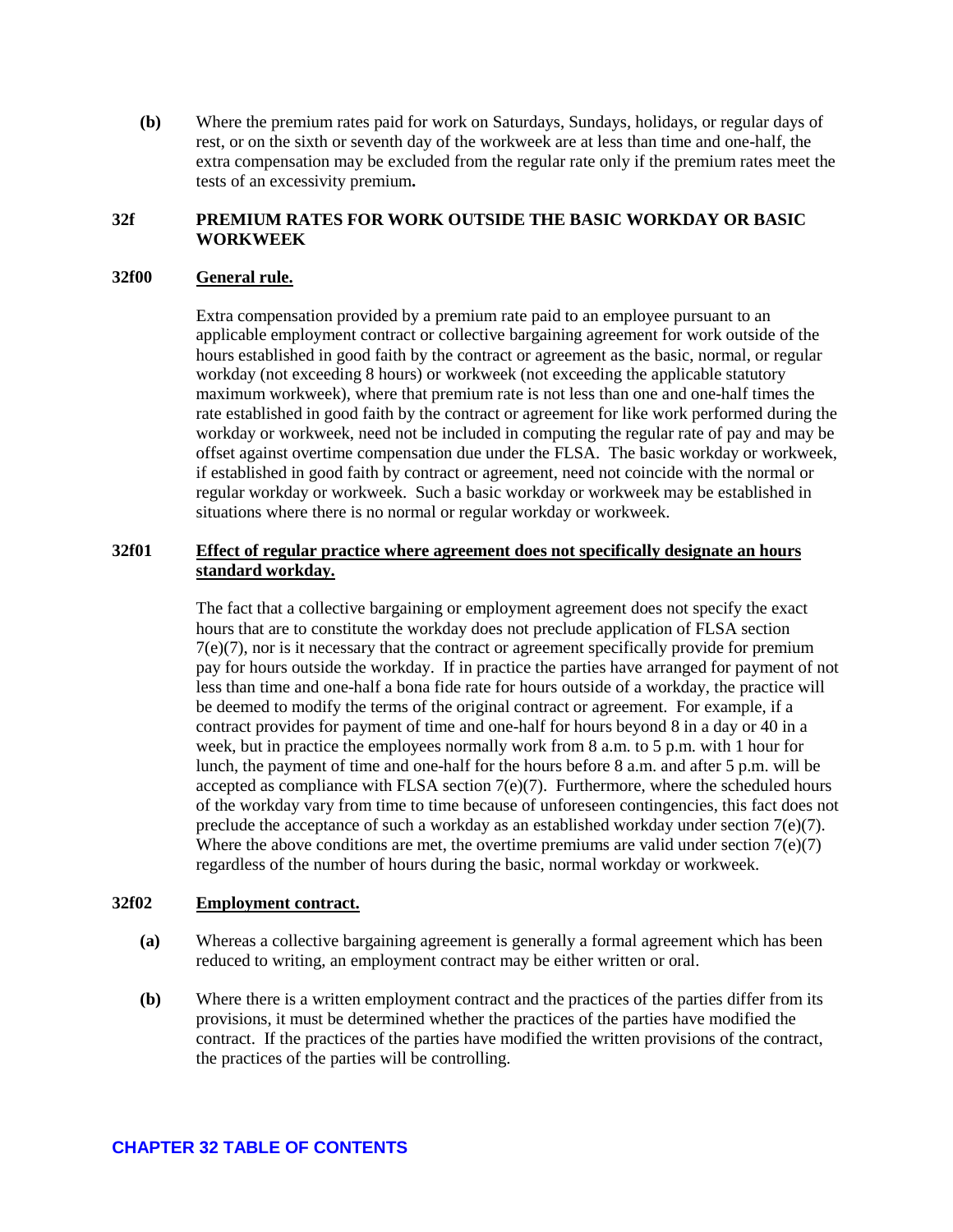**(b)** Where the premium rates paid for work on Saturdays, Sundays, holidays, or regular days of rest, or on the sixth or seventh day of the workweek are at less than time and one-half, the extra compensation may be excluded from the regular rate only if the premium rates meet the tests of an excessivity premium**.**

## 32f PREMIUM RATES FOR WORK OUTSIDE THE BASIC WORKDAY OR BASIC WORKWEEK

### 32f00 General rule.

Extra compensation provided by a premium rate paid to an employee pursuant to an applicable employment contract or collective bargaining agreement for work outside of the hours established in good faith by the contract or agreement as the basic, normal, or regular workday (not exceeding 8 hours) or workweek (not exceeding the applicable statutory maximum workweek), where that premium rate is not less than one and one-half times the rate established in good faith by the contract or agreement for like work performed during the workday or workweek, need not be included in computing the regular rate of pay and may be offset against overtime compensation due under the FLSA. The basic workday or workweek, if established in good faith by contract or agreement, need not coincide with the normal or regular workday or workweek. Such a basic workday or workweek may be established in situations where there is no normal or regular workday or workweek.

### 32f01 Effect of regular practice where agreement does not specifically designate an hours standard workday.

The fact that a collective bargaining or employment agreement does not specify the exact hours that are to constitute the workday does not preclude application of FLSA section 7(e)(7), nor is it necessary that the contract or agreement specifically provide for premium pay for hours outside the workday. If in practice the parties have arranged for payment of not less than time and one-half a bona fide rate for hours outside of a workday, the practice will be deemed to modify the terms of the original contract or agreement. For example, if a contract provides for payment of time and one-half for hours beyond 8 in a day or 40 in a week, but in practice the employees normally work from 8 a.m. to 5 p.m. with 1 hour for lunch, the payment of time and one-half for the hours before 8 a.m. and after 5 p.m. will be accepted as compliance with FLSA section 7(e)(7). Furthermore, where the scheduled hours of the workday vary from time to time because of unforeseen contingencies, this fact does not preclude the acceptance of such a workday as an established workday under section 7(e)(7). Where the above conditions are met, the overtime premiums are valid under section 7(e)(7) regardless of the number of hours during the basic, normal workday or workweek.

### 32f02 Employment contract.

**(a)** Whereas a collective bargaining agreement is generally a formal agreement which has been reduced to writing, an employment contract may be either written or oral.

**(b)** Where there is a written employment contract and the practices of the parties differ from its provisions, it must be determined whether the practices of the parties have modified the contract. If the practices of the parties have modified the written provisions of the contract, the practices of the parties will be controlling.

**CHAPTER 32 TABLE OF CONTENTS**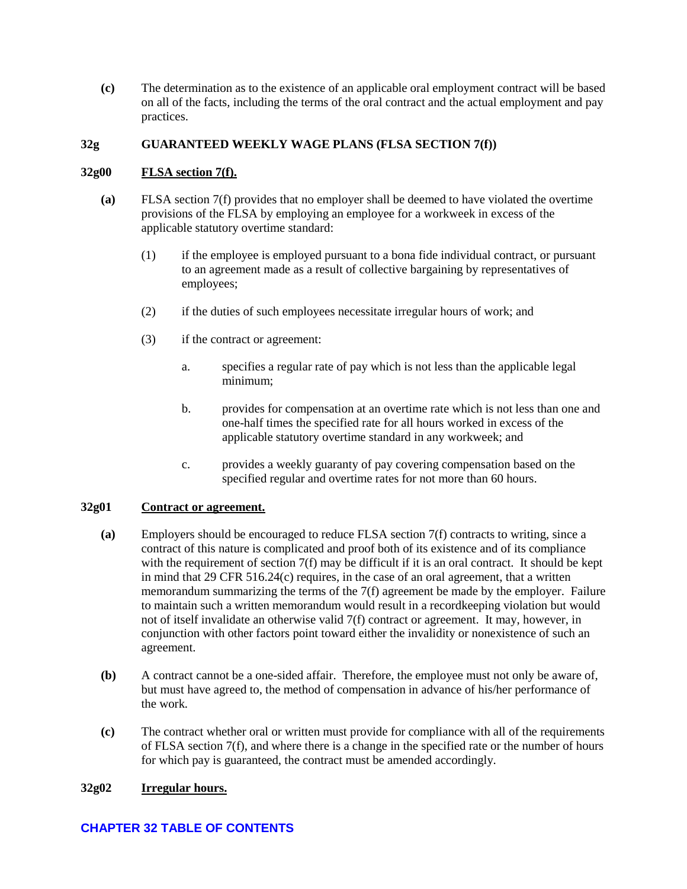**(c)** The determination as to the existence of an applicable oral employment contract will be based on all of the facts, including the terms of the oral contract and the actual employment and pay practices.

## 32g GUARANTEED WEEKLY WAGE PLANS (FLSA SECTION 7(f))

### 32g00 FLSA section 7(f).

**(a)** FLSA section 7(f) provides that no employer shall be deemed to have violated the overtime provisions of the FLSA by employing an employee for a workweek in excess of the applicable statutory overtime standard:

(1) if the employee is employed pursuant to a bona fide individual contract, or pursuant to an agreement made as a result of collective bargaining by representatives of employees;

(2) if the duties of such employees necessitate irregular hours of work; and

(3) if the contract or agreement:

a. specifies a regular rate of pay which is not less than the applicable legal minimum;

b. provides for compensation at an overtime rate which is not less than one and one-half times the specified rate for all hours worked in excess of the applicable statutory overtime standard in any workweek; and

c. provides a weekly guaranty of pay covering compensation based on the specified regular and overtime rates for not more than 60 hours.

### 32g01 Contract or agreement.

**(a)** Employers should be encouraged to reduce FLSA section 7(f) contracts to writing, since a contract of this nature is complicated and proof both of its existence and of its compliance with the requirement of section 7(f) may be difficult if it is an oral contract. It should be kept in mind that 29 CFR 516.24(c) requires, in the case of an oral agreement, that a written memorandum summarizing the terms of the 7(f) agreement be made by the employer. Failure to maintain such a written memorandum would result in a recordkeeping violation but would not of itself invalidate an otherwise valid 7(f) contract or agreement. It may, however, in conjunction with other factors point toward either the invalidity or nonexistence of such an agreement.

**(b)** A contract cannot be a one-sided affair. Therefore, the employee must not only be aware of, but must have agreed to, the method of compensation in advance of his/her performance of the work.

**(c)** The contract whether oral or written must provide for compliance with all of the requirements of FLSA section 7(f), and where there is a change in the specified rate or the number of hours for which pay is guaranteed, the contract must be amended accordingly.

### 32g02 Irregular hours.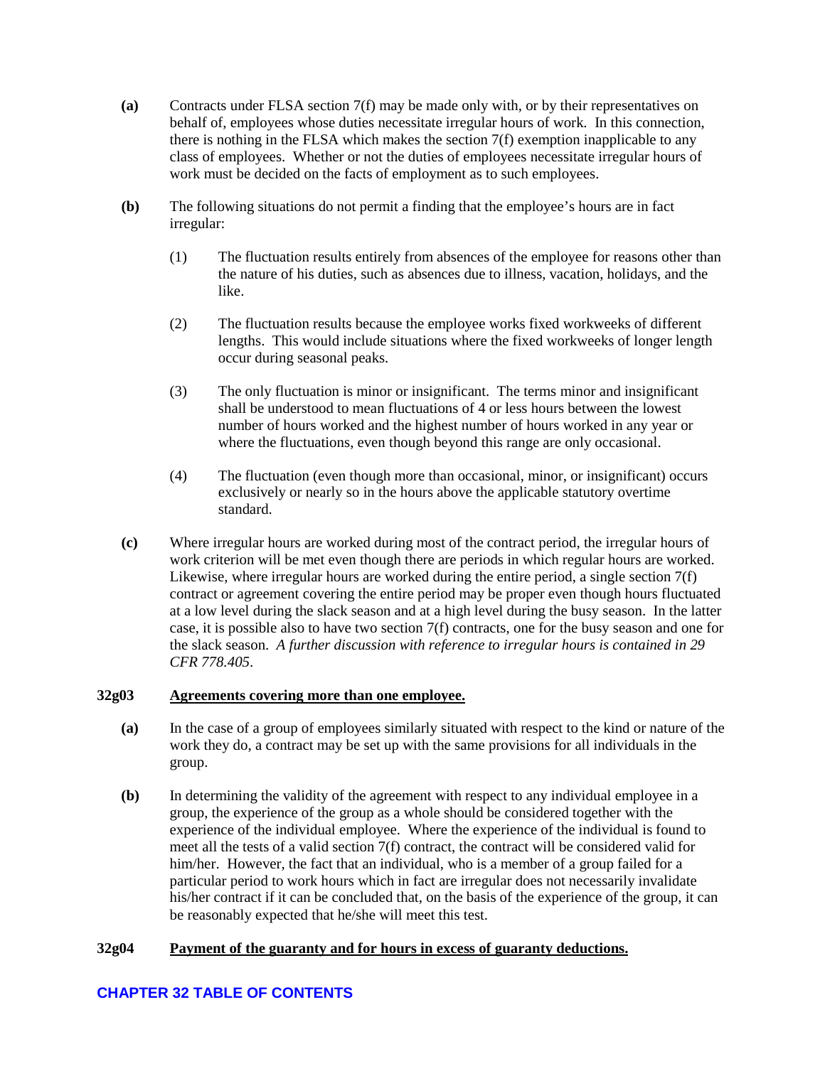**(a)** Contracts under FLSA section 7(f) may be made only with, or by their representatives on behalf of, employees whose duties necessitate irregular hours of work. In this connection, there is nothing in the FLSA which makes the section 7(f) exemption inapplicable to any class of employees. Whether or not the duties of employees necessitate irregular hours of work must be decided on the facts of employment as to such employees.

**(b)** The following situations do not permit a finding that the employee's hours are in fact irregular:

(1) The fluctuation results entirely from absences of the employee for reasons other than the nature of his duties, such as absences due to illness, vacation, holidays, and the like.

(2) The fluctuation results because the employee works fixed workweeks of different lengths. This would include situations where the fixed workweeks of longer length occur during seasonal peaks.

(3) The only fluctuation is minor or insignificant. The terms minor and insignificant shall be understood to mean fluctuations of 4 or less hours between the lowest number of hours worked and the highest number of hours worked in any year or where the fluctuations, even though beyond this range are only occasional.

(4) The fluctuation (even though more than occasional, minor, or insignificant) occurs exclusively or nearly so in the hours above the applicable statutory overtime standard.

**(c)** Where irregular hours are worked during most of the contract period, the irregular hours of work criterion will be met even though there are periods in which regular hours are worked. Likewise, where irregular hours are worked during the entire period, a single section 7(f) contract or agreement covering the entire period may be proper even though hours fluctuated at a low level during the slack season and at a high level during the busy season. In the latter case, it is possible also to have two section 7(f) contracts, one for the busy season and one for the slack season. *A further discussion with reference to irregular hours is contained in 29 CFR 778.405*.

### 32g03 Agreements covering more than one employee.

**(a)** In the case of a group of employees similarly situated with respect to the kind or nature of the work they do, a contract may be set up with the same provisions for all individuals in the group.

**(b)** In determining the validity of the agreement with respect to any individual employee in a group, the experience of the group as a whole should be considered together with the experience of the individual employee. Where the experience of the individual is found to meet all the tests of a valid section 7(f) contract, the contract will be considered valid for him/her. However, the fact that an individual, who is a member of a group failed for a particular period to work hours which in fact are irregular does not necessarily invalidate his/her contract if it can be concluded that, on the basis of the experience of the group, it can be reasonably expected that he/she will meet this test.

### 32g04 Payment of the guaranty and for hours in excess of guaranty deductions.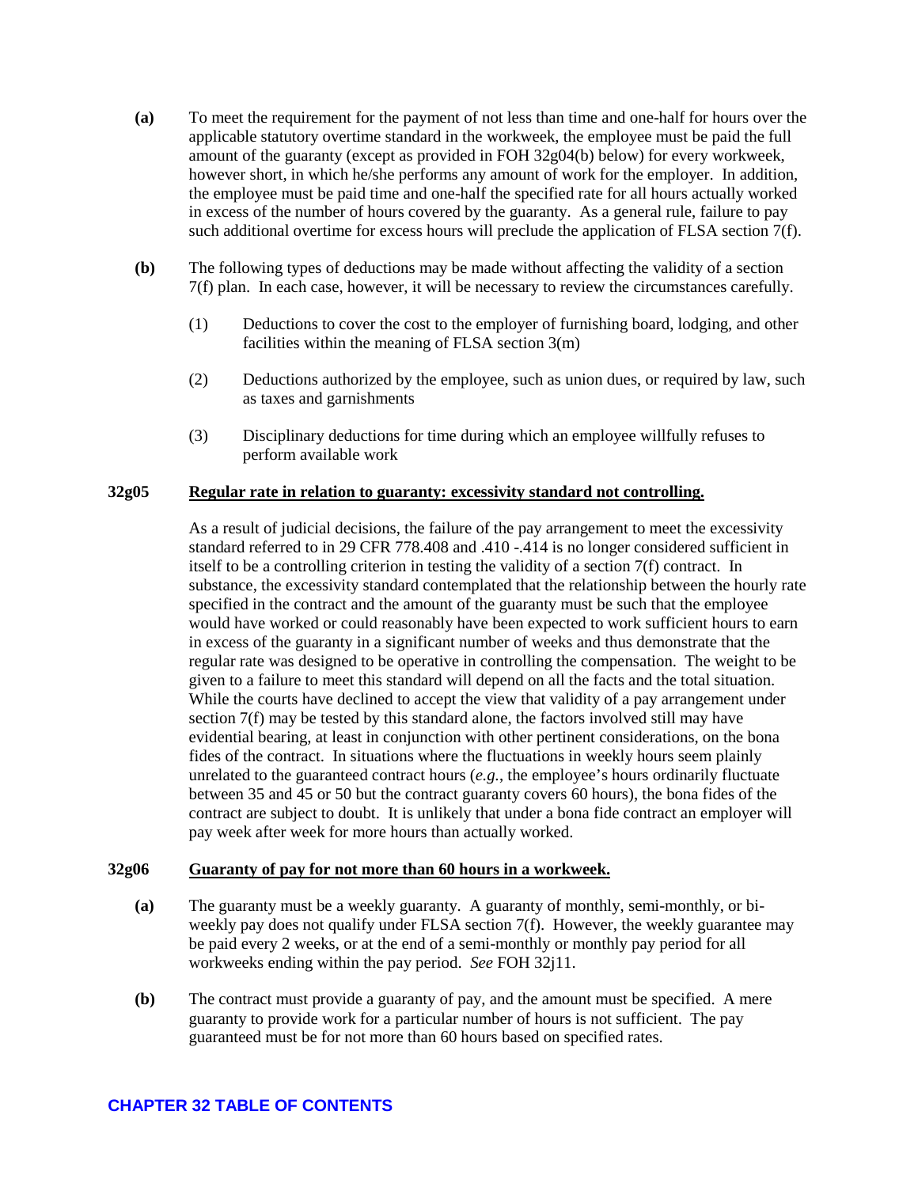**(a)** To meet the requirement for the payment of not less than time and one-half for hours over the applicable statutory overtime standard in the workweek, the employee must be paid the full amount of the guaranty (except as provided in FOH 32g04(b) below) for every workweek, however short, in which he/she performs any amount of work for the employer. In addition, the employee must be paid time and one-half the specified rate for all hours actually worked in excess of the number of hours covered by the guaranty. As a general rule, failure to pay such additional overtime for excess hours will preclude the application of FLSA section 7(f).

**(b)** The following types of deductions may be made without affecting the validity of a section 7(f) plan. In each case, however, it will be necessary to review the circumstances carefully.

(1) Deductions to cover the cost to the employer of furnishing board, lodging, and other facilities within the meaning of FLSA section 3(m)

(2) Deductions authorized by the employee, such as union dues, or required by law, such as taxes and garnishments

(3) Disciplinary deductions for time during which an employee willfully refuses to perform available work

### 32g05 Regular rate in relation to guaranty: excessivity standard not controlling.

As a result of judicial decisions, the failure of the pay arrangement to meet the excessivity standard referred to in 29 CFR 778.408 and .410 -.414 is no longer considered sufficient in itself to be a controlling criterion in testing the validity of a section 7(f) contract. In substance, the excessivity standard contemplated that the relationship between the hourly rate specified in the contract and the amount of the guaranty must be such that the employee would have worked or could reasonably have been expected to work sufficient hours to earn in excess of the guaranty in a significant number of weeks and thus demonstrate that the regular rate was designed to be operative in controlling the compensation. The weight to be given to a failure to meet this standard will depend on all the facts and the total situation. While the courts have declined to accept the view that validity of a pay arrangement under section 7(f) may be tested by this standard alone, the factors involved still may have evidential bearing, at least in conjunction with other pertinent considerations, on the bona fides of the contract. In situations where the fluctuations in weekly hours seem plainly unrelated to the guaranteed contract hours (*e.g.*, the employee's hours ordinarily fluctuate between 35 and 45 or 50 but the contract guaranty covers 60 hours), the bona fides of the contract are subject to doubt. It is unlikely that under a bona fide contract an employer will pay week after week for more hours than actually worked.

### 32g06 Guaranty of pay for not more than 60 hours in a workweek.

**(a)** The guaranty must be a weekly guaranty. A guaranty of monthly, semi-monthly, or bi-weekly pay does not qualify under FLSA section 7(f). However, the weekly guarantee may be paid every 2 weeks, or at the end of a semi-monthly or monthly pay period for all workweeks ending within the pay period. *See* FOH 32j11.

**(b)** The contract must provide a guaranty of pay, and the amount must be specified. A mere guaranty to provide work for a particular number of hours is not sufficient. The pay guaranteed must be for not more than 60 hours based on specified rates.

**CHAPTER 32 TABLE OF CONTENTS**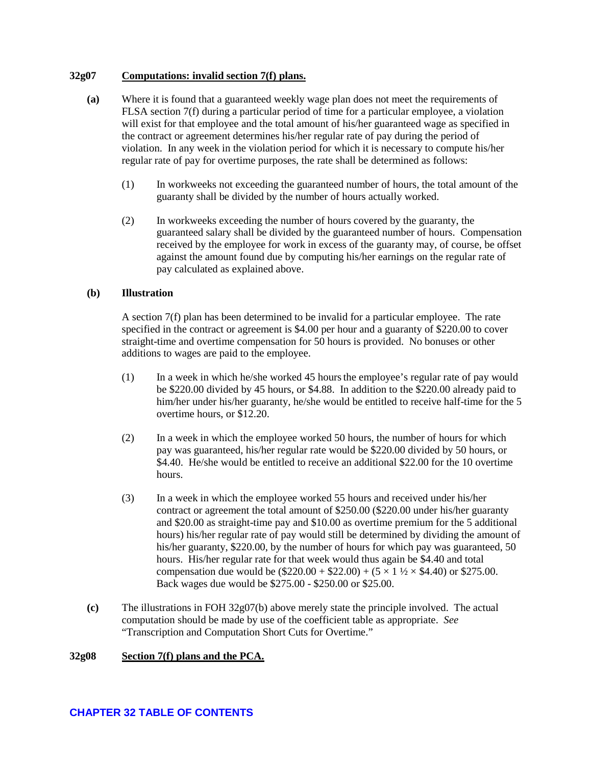**32g07 Computations: invalid section 7(f) plans.**

**(a)** Where it is found that a guaranteed weekly wage plan does not meet the requirements of FLSA section 7(f) during a particular period of time for a particular employee, a violation will exist for that employee and the total amount of his/her guaranteed wage as specified in the contract or agreement determines his/her regular rate of pay during the period of violation. In any week in the violation period for which it is necessary to compute his/her regular rate of pay for overtime purposes, the rate shall be determined as follows:

(1) In workweeks not exceeding the guaranteed number of hours, the total amount of the guaranty shall be divided by the number of hours actually worked.

(2) In workweeks exceeding the number of hours covered by the guaranty, the guaranteed salary shall be divided by the guaranteed number of hours. Compensation received by the employee for work in excess of the guaranty may, of course, be offset against the amount found due by computing his/her earnings on the regular rate of pay calculated as explained above.

**(b) Illustration**

A section 7(f) plan has been determined to be invalid for a particular employee. The rate specified in the contract or agreement is $4.00 per hour and a guaranty of $220.00 to cover straight-time and overtime compensation for 50 hours is provided. No bonuses or other additions to wages are paid to the employee.

(1) In a week in which he/she worked 45 hours the employee's regular rate of pay would be $220.00 divided by 45 hours, or $4.88. In addition to the $220.00 already paid to him/her under his/her guaranty, he/she would be entitled to receive half-time for the 5 overtime hours, or $12.20.

(2) In a week in which the employee worked 50 hours, the number of hours for which pay was guaranteed, his/her regular rate would be $220.00 divided by 50 hours, or $4.40. He/she would be entitled to receive an additional $22.00 for the 10 overtime hours.

(3) In a week in which the employee worked 55 hours and received under his/her contract or agreement the total amount of $250.00 ($220.00 under his/her guaranty and $20.00 as straight-time pay and $10.00 as overtime premium for the 5 additional hours) his/her regular rate of pay would still be determined by dividing the amount of his/her guaranty, $220.00, by the number of hours for which pay was guaranteed, 50 hours. His/her regular rate for that week would thus again be $4.40 and total compensation due would be ($220.00 + $22.00) + (5 × 1 ½ × $4.40) or $275.00. Back wages due would be $275.00 - $250.00 or $25.00.

**(c)** The illustrations in FOH 32g07(b) above merely state the principle involved. The actual computation should be made by use of the coefficient table as appropriate. *See* "Transcription and Computation Short Cuts for Overtime."

**32g08 Section 7(f) plans and the PCA.**

**CHAPTER 32 TABLE OF CONTENTS**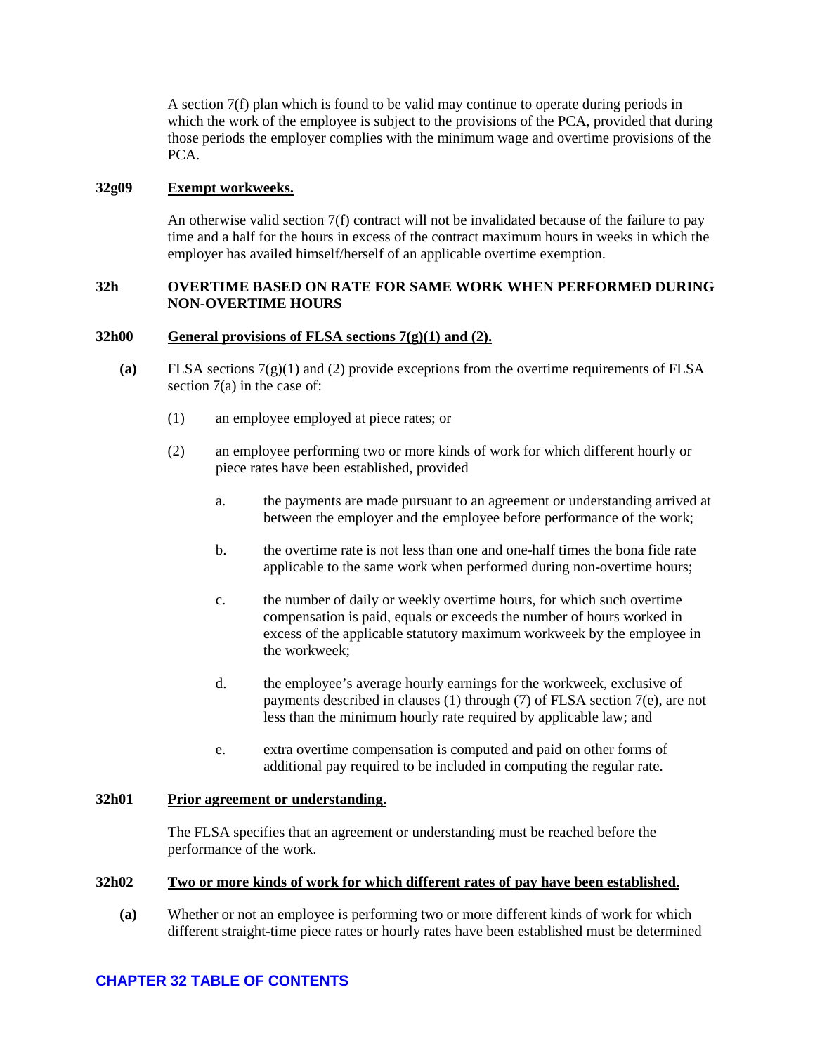A section 7(f) plan which is found to be valid may continue to operate during periods in which the work of the employee is subject to the provisions of the PCA, provided that during those periods the employer complies with the minimum wage and overtime provisions of the PCA.

**32g09 Exempt workweeks.**

An otherwise valid section 7(f) contract will not be invalidated because of the failure to pay time and a half for the hours in excess of the contract maximum hours in weeks in which the employer has availed himself/herself of an applicable overtime exemption.

## 32h OVERTIME BASED ON RATE FOR SAME WORK WHEN PERFORMED DURING NON-OVERTIME HOURS

**32h00 General provisions of FLSA sections 7(g)(1) and (2).**

**(a)** FLSA sections 7(g)(1) and (2) provide exceptions from the overtime requirements of FLSA section 7(a) in the case of:

(1) an employee employed at piece rates; or

(2) an employee performing two or more kinds of work for which different hourly or piece rates have been established, provided

a. the payments are made pursuant to an agreement or understanding arrived at between the employer and the employee before performance of the work;

b. the overtime rate is not less than one and one-half times the bona fide rate applicable to the same work when performed during non-overtime hours;

c. the number of daily or weekly overtime hours, for which such overtime compensation is paid, equals or exceeds the number of hours worked in excess of the applicable statutory maximum workweek by the employee in the workweek;

d. the employee's average hourly earnings for the workweek, exclusive of payments described in clauses (1) through (7) of FLSA section 7(e), are not less than the minimum hourly rate required by applicable law; and

e. extra overtime compensation is computed and paid on other forms of additional pay required to be included in computing the regular rate.

**32h01 Prior agreement or understanding.**

The FLSA specifies that an agreement or understanding must be reached before the performance of the work.

**32h02 Two or more kinds of work for which different rates of pay have been established.**

**(a)** Whether or not an employee is performing two or more different kinds of work for which different straight-time piece rates or hourly rates have been established must be determined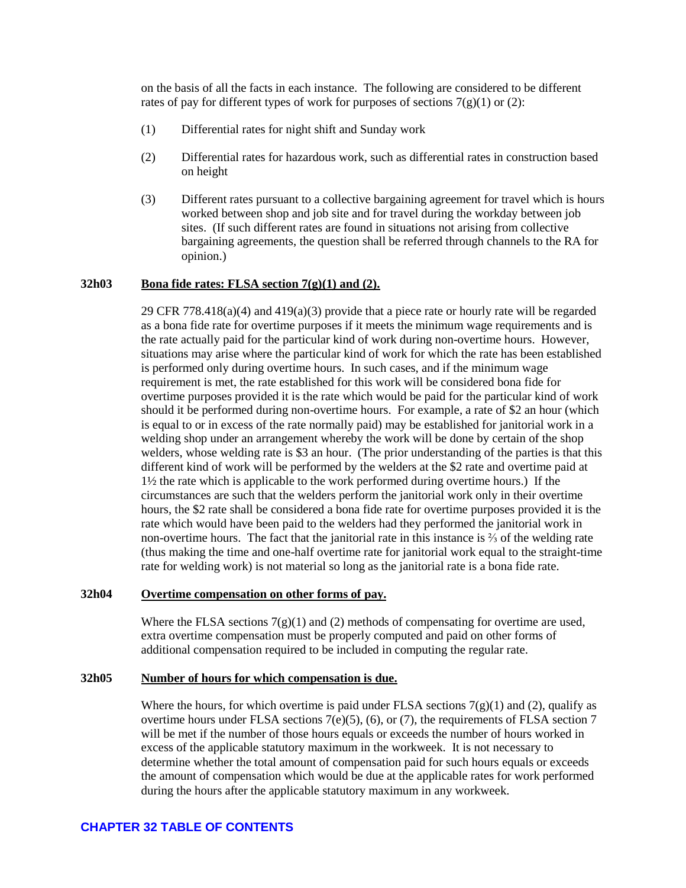on the basis of all the facts in each instance. The following are considered to be different rates of pay for different types of work for purposes of sections 7(g)(1) or (2):

(1) Differential rates for night shift and Sunday work

(2) Differential rates for hazardous work, such as differential rates in construction based on height

(3) Different rates pursuant to a collective bargaining agreement for travel which is hours worked between shop and job site and for travel during the workday between job sites. (If such different rates are found in situations not arising from collective bargaining agreements, the question shall be referred through channels to the RA for opinion.)

### 32h03 Bona fide rates: FLSA section 7(g)(1) and (2).

29 CFR 778.418(a)(4) and 419(a)(3) provide that a piece rate or hourly rate will be regarded as a bona fide rate for overtime purposes if it meets the minimum wage requirements and is the rate actually paid for the particular kind of work during non-overtime hours. However, situations may arise where the particular kind of work for which the rate has been established is performed only during overtime hours. In such cases, and if the minimum wage requirement is met, the rate established for this work will be considered bona fide for overtime purposes provided it is the rate which would be paid for the particular kind of work should it be performed during non-overtime hours. For example, a rate of $2 an hour (which is equal to or in excess of the rate normally paid) may be established for janitorial work in a welding shop under an arrangement whereby the work will be done by certain of the shop welders, whose welding rate is $3 an hour. (The prior understanding of the parties is that this different kind of work will be performed by the welders at the $2 rate and overtime paid at 1½ the rate which is applicable to the work performed during overtime hours.) If the circumstances are such that the welders perform the janitorial work only in their overtime hours, the $2 rate shall be considered a bona fide rate for overtime purposes provided it is the rate which would have been paid to the welders had they performed the janitorial work in non-overtime hours. The fact that the janitorial rate in this instance is ⅔ of the welding rate (thus making the time and one-half overtime rate for janitorial work equal to the straight-time rate for welding work) is not material so long as the janitorial rate is a bona fide rate.

### 32h04 Overtime compensation on other forms of pay.

Where the FLSA sections 7(g)(1) and (2) methods of compensating for overtime are used, extra overtime compensation must be properly computed and paid on other forms of additional compensation required to be included in computing the regular rate.

### 32h05 Number of hours for which compensation is due.

Where the hours, for which overtime is paid under FLSA sections 7(g)(1) and (2), qualify as overtime hours under FLSA sections 7(e)(5), (6), or (7), the requirements of FLSA section 7 will be met if the number of those hours equals or exceeds the number of hours worked in excess of the applicable statutory maximum in the workweek. It is not necessary to determine whether the total amount of compensation paid for such hours equals or exceeds the amount of compensation which would be due at the applicable rates for work performed during the hours after the applicable statutory maximum in any workweek.

**CHAPTER 32 TABLE OF CONTENTS**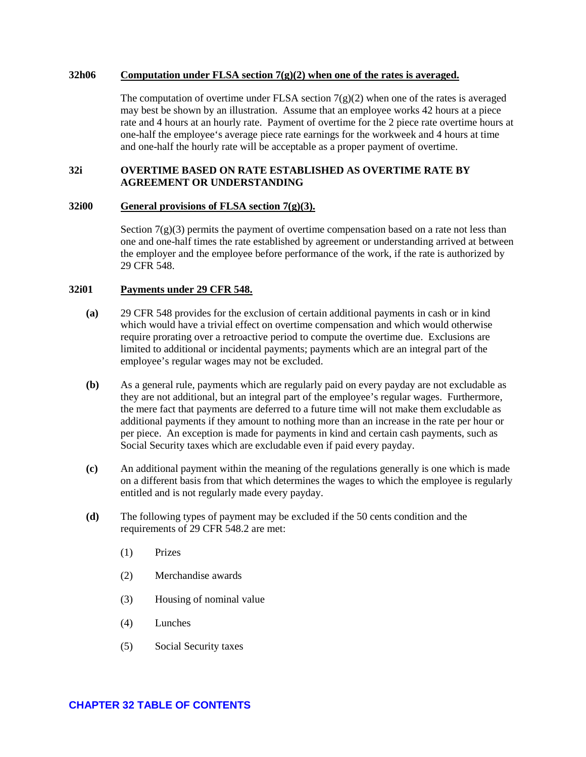### 32h06 Computation under FLSA section 7(g)(2) when one of the rates is averaged.

The computation of overtime under FLSA section 7(g)(2) when one of the rates is averaged may best be shown by an illustration. Assume that an employee works 42 hours at a piece rate and 4 hours at an hourly rate. Payment of overtime for the 2 piece rate overtime hours at one-half the employee's average piece rate earnings for the workweek and 4 hours at time and one-half the hourly rate will be acceptable as a proper payment of overtime.

## 32i OVERTIME BASED ON RATE ESTABLISHED AS OVERTIME RATE BY AGREEMENT OR UNDERSTANDING

### 32i00 General provisions of FLSA section 7(g)(3).

Section 7(g)(3) permits the payment of overtime compensation based on a rate not less than one and one-half times the rate established by agreement or understanding arrived at between the employer and the employee before performance of the work, if the rate is authorized by 29 CFR 548.

### 32i01 Payments under 29 CFR 548.

**(a)** 29 CFR 548 provides for the exclusion of certain additional payments in cash or in kind which would have a trivial effect on overtime compensation and which would otherwise require prorating over a retroactive period to compute the overtime due. Exclusions are limited to additional or incidental payments; payments which are an integral part of the employee's regular wages may not be excluded.

**(b)** As a general rule, payments which are regularly paid on every payday are not excludable as they are not additional, but an integral part of the employee's regular wages. Furthermore, the mere fact that payments are deferred to a future time will not make them excludable as additional payments if they amount to nothing more than an increase in the rate per hour or per piece. An exception is made for payments in kind and certain cash payments, such as Social Security taxes which are excludable even if paid every payday.

**(c)** An additional payment within the meaning of the regulations generally is one which is made on a different basis from that which determines the wages to which the employee is regularly entitled and is not regularly made every payday.

**(d)** The following types of payment may be excluded if the 50 cents condition and the requirements of 29 CFR 548.2 are met:

(1) Prizes

(2) Merchandise awards

(3) Housing of nominal value

(4) Lunches

(5) Social Security taxes

CHAPTER 32 TABLE OF CONTENTS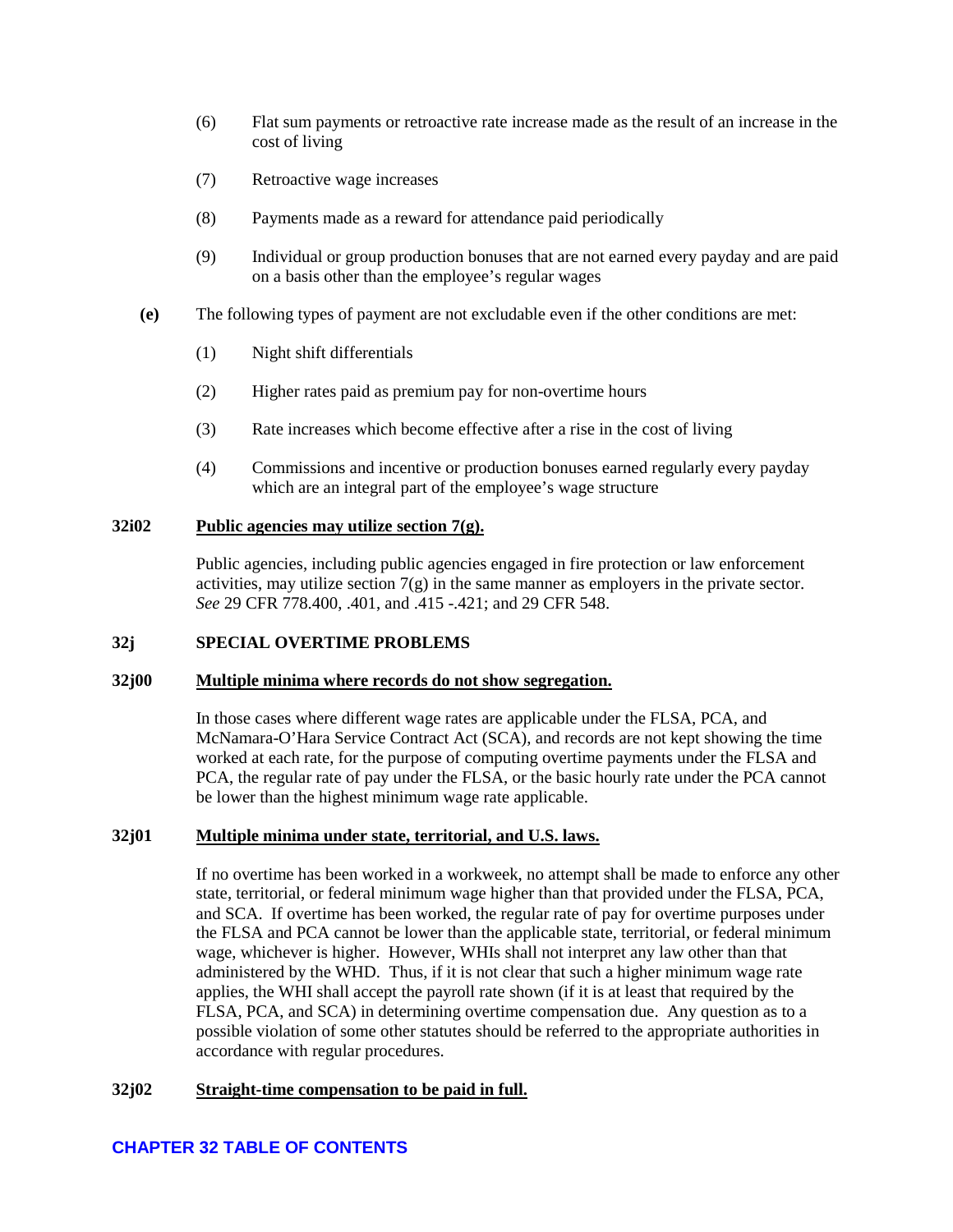(6) Flat sum payments or retroactive rate increase made as the result of an increase in the cost of living

(7) Retroactive wage increases

(8) Payments made as a reward for attendance paid periodically

(9) Individual or group production bonuses that are not earned every payday and are paid on a basis other than the employee's regular wages

**(e)** The following types of payment are not excludable even if the other conditions are met:

(1) Night shift differentials

(2) Higher rates paid as premium pay for non-overtime hours

(3) Rate increases which become effective after a rise in the cost of living

(4) Commissions and incentive or production bonuses earned regularly every payday which are an integral part of the employee's wage structure

### 32i02 Public agencies may utilize section 7(g).

Public agencies, including public agencies engaged in fire protection or law enforcement activities, may utilize section 7(g) in the same manner as employers in the private sector. *See* 29 CFR 778.400, .401, and .415 -.421; and 29 CFR 548.

## 32j SPECIAL OVERTIME PROBLEMS

### 32j00 Multiple minima where records do not show segregation.

In those cases where different wage rates are applicable under the FLSA, PCA, and McNamara-O'Hara Service Contract Act (SCA), and records are not kept showing the time worked at each rate, for the purpose of computing overtime payments under the FLSA and PCA, the regular rate of pay under the FLSA, or the basic hourly rate under the PCA cannot be lower than the highest minimum wage rate applicable.

### 32j01 Multiple minima under state, territorial, and U.S. laws.

If no overtime has been worked in a workweek, no attempt shall be made to enforce any other state, territorial, or federal minimum wage higher than that provided under the FLSA, PCA, and SCA. If overtime has been worked, the regular rate of pay for overtime purposes under the FLSA and PCA cannot be lower than the applicable state, territorial, or federal minimum wage, whichever is higher. However, WHIs shall not interpret any law other than that administered by the WHD. Thus, if it is not clear that such a higher minimum wage rate applies, the WHI shall accept the payroll rate shown (if it is at least that required by the FLSA, PCA, and SCA) in determining overtime compensation due. Any question as to a possible violation of some other statutes should be referred to the appropriate authorities in accordance with regular procedures.

### 32j02 Straight-time compensation to be paid in full.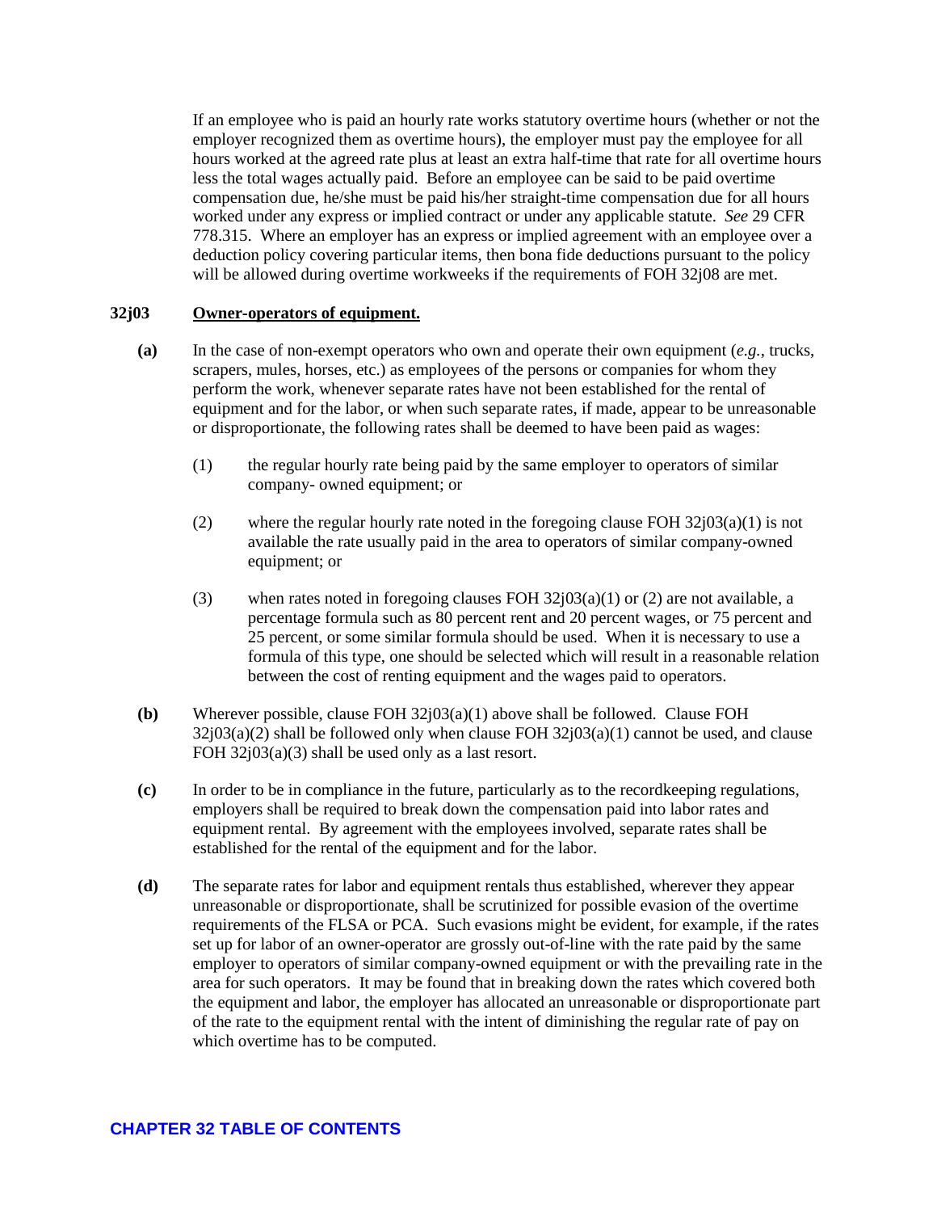If an employee who is paid an hourly rate works statutory overtime hours (whether or not the employer recognized them as overtime hours), the employer must pay the employee for all hours worked at the agreed rate plus at least an extra half-time that rate for all overtime hours less the total wages actually paid. Before an employee can be said to be paid overtime compensation due, he/she must be paid his/her straight-time compensation due for all hours worked under any express or implied contract or under any applicable statute. *See* 29 CFR 778.315. Where an employer has an express or implied agreement with an employee over a deduction policy covering particular items, then bona fide deductions pursuant to the policy will be allowed during overtime workweeks if the requirements of FOH 32j08 are met.

### 32j03 <u>Owner-operators of equipment.</u>

**(a)** In the case of non-exempt operators who own and operate their own equipment (*e.g.*, trucks, scrapers, mules, horses, etc.) as employees of the persons or companies for whom they perform the work, whenever separate rates have not been established for the rental of equipment and for the labor, or when such separate rates, if made, appear to be unreasonable or disproportionate, the following rates shall be deemed to have been paid as wages:

(1) the regular hourly rate being paid by the same employer to operators of similar company- owned equipment; or

(2) where the regular hourly rate noted in the foregoing clause FOH 32j03(a)(1) is not available the rate usually paid in the area to operators of similar company-owned equipment; or

(3) when rates noted in foregoing clauses FOH 32j03(a)(1) or (2) are not available, a percentage formula such as 80 percent rent and 20 percent wages, or 75 percent and 25 percent, or some similar formula should be used. When it is necessary to use a formula of this type, one should be selected which will result in a reasonable relation between the cost of renting equipment and the wages paid to operators.

**(b)** Wherever possible, clause FOH 32j03(a)(1) above shall be followed. Clause FOH 32j03(a)(2) shall be followed only when clause FOH 32j03(a)(1) cannot be used, and clause FOH 32j03(a)(3) shall be used only as a last resort.

**(c)** In order to be in compliance in the future, particularly as to the recordkeeping regulations, employers shall be required to break down the compensation paid into labor rates and equipment rental. By agreement with the employees involved, separate rates shall be established for the rental of the equipment and for the labor.

**(d)** The separate rates for labor and equipment rentals thus established, wherever they appear unreasonable or disproportionate, shall be scrutinized for possible evasion of the overtime requirements of the FLSA or PCA. Such evasions might be evident, for example, if the rates set up for labor of an owner-operator are grossly out-of-line with the rate paid by the same employer to operators of similar company-owned equipment or with the prevailing rate in the area for such operators. It may be found that in breaking down the rates which covered both the equipment and labor, the employer has allocated an unreasonable or disproportionate part of the rate to the equipment rental with the intent of diminishing the regular rate of pay on which overtime has to be computed.

**CHAPTER 32 TABLE OF CONTENTS**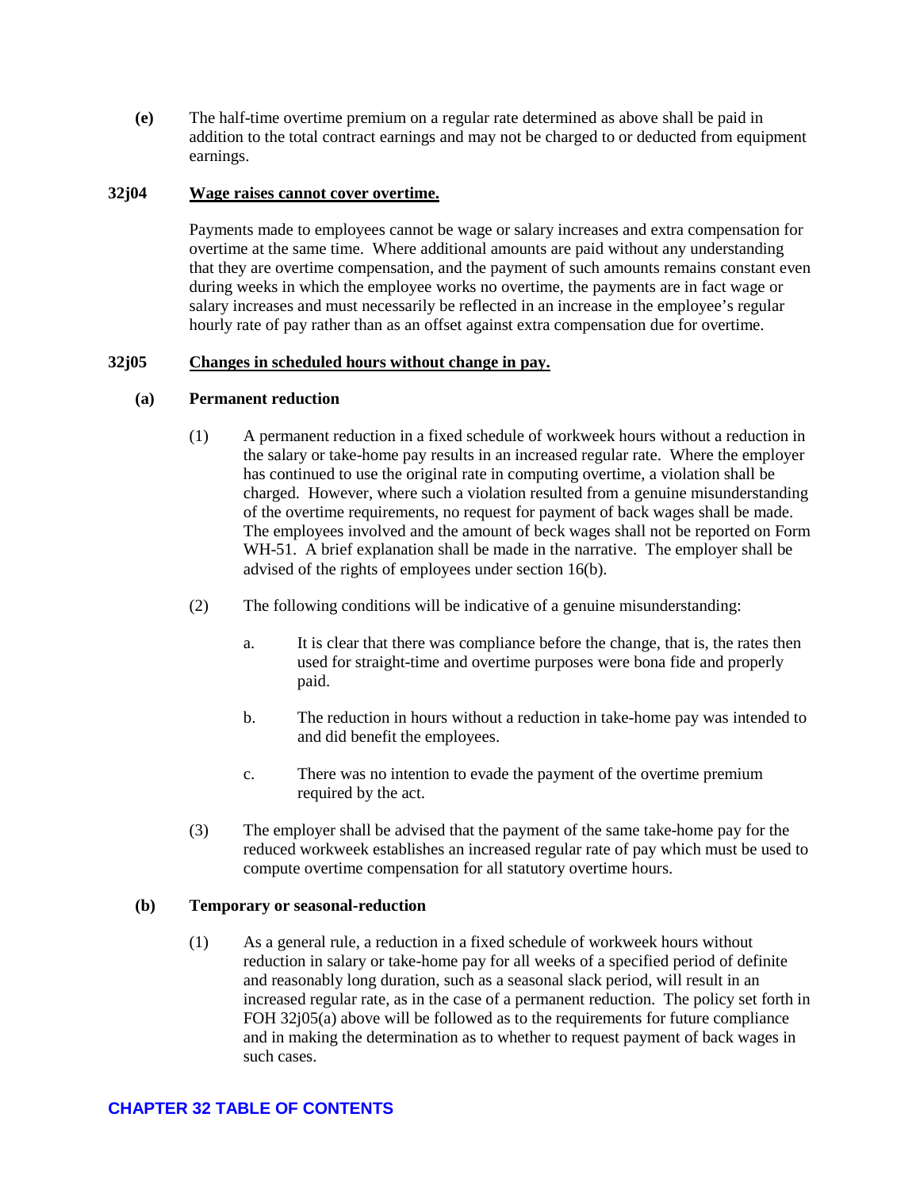**(e)** The half-time overtime premium on a regular rate determined as above shall be paid in addition to the total contract earnings and may not be charged to or deducted from equipment earnings.

## 32j04 Wage raises cannot cover overtime.

Payments made to employees cannot be wage or salary increases and extra compensation for overtime at the same time. Where additional amounts are paid without any understanding that they are overtime compensation, and the payment of such amounts remains constant even during weeks in which the employee works no overtime, the payments are in fact wage or salary increases and must necessarily be reflected in an increase in the employee's regular hourly rate of pay rather than as an offset against extra compensation due for overtime.

## 32j05 Changes in scheduled hours without change in pay.

### (a) Permanent reduction

(1) A permanent reduction in a fixed schedule of workweek hours without a reduction in the salary or take-home pay results in an increased regular rate. Where the employer has continued to use the original rate in computing overtime, a violation shall be charged. However, where such a violation resulted from a genuine misunderstanding of the overtime requirements, no request for payment of back wages shall be made. The employees involved and the amount of beck wages shall not be reported on Form WH-51. A brief explanation shall be made in the narrative. The employer shall be advised of the rights of employees under section 16(b).

(2) The following conditions will be indicative of a genuine misunderstanding:

a. It is clear that there was compliance before the change, that is, the rates then used for straight-time and overtime purposes were bona fide and properly paid.

b. The reduction in hours without a reduction in take-home pay was intended to and did benefit the employees.

c. There was no intention to evade the payment of the overtime premium required by the act.

(3) The employer shall be advised that the payment of the same take-home pay for the reduced workweek establishes an increased regular rate of pay which must be used to compute overtime compensation for all statutory overtime hours.

### (b) Temporary or seasonal-reduction

(1) As a general rule, a reduction in a fixed schedule of workweek hours without reduction in salary or take-home pay for all weeks of a specified period of definite and reasonably long duration, such as a seasonal slack period, will result in an increased regular rate, as in the case of a permanent reduction. The policy set forth in FOH 32j05(a) above will be followed as to the requirements for future compliance and in making the determination as to whether to request payment of back wages in such cases.

**CHAPTER 32 TABLE OF CONTENTS**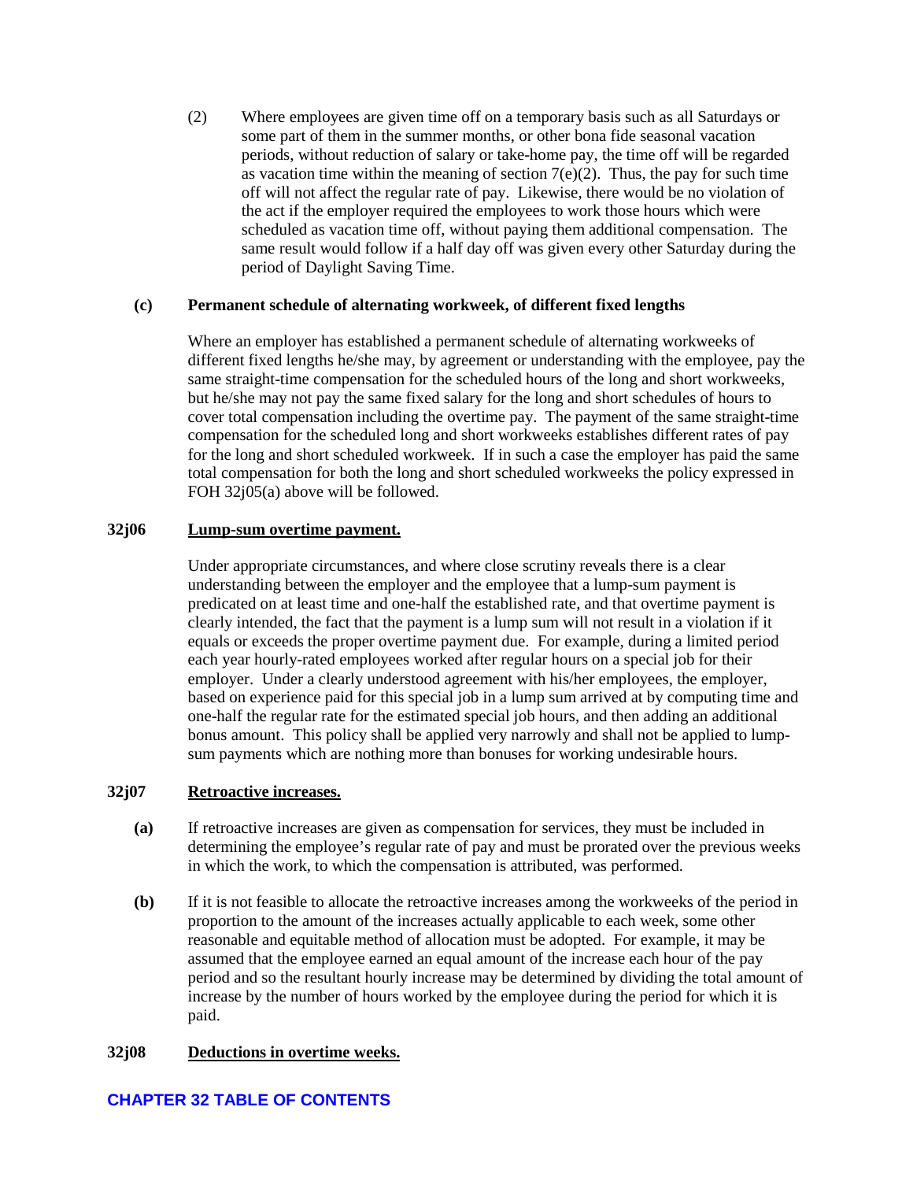(2) Where employees are given time off on a temporary basis such as all Saturdays or some part of them in the summer months, or other bona fide seasonal vacation periods, without reduction of salary or take-home pay, the time off will be regarded as vacation time within the meaning of section 7(e)(2). Thus, the pay for such time off will not affect the regular rate of pay. Likewise, there would be no violation of the act if the employer required the employees to work those hours which were scheduled as vacation time off, without paying them additional compensation. The same result would follow if a half day off was given every other Saturday during the period of Daylight Saving Time.

**(c) Permanent schedule of alternating workweek, of different fixed lengths**

Where an employer has established a permanent schedule of alternating workweeks of different fixed lengths he/she may, by agreement or understanding with the employee, pay the same straight-time compensation for the scheduled hours of the long and short workweeks, but he/she may not pay the same fixed salary for the long and short schedules of hours to cover total compensation including the overtime pay. The payment of the same straight-time compensation for the scheduled long and short workweeks establishes different rates of pay for the long and short scheduled workweek. If in such a case the employer has paid the same total compensation for both the long and short scheduled workweeks the policy expressed in FOH 32j05(a) above will be followed.

## 32j06 Lump-sum overtime payment.

Under appropriate circumstances, and where close scrutiny reveals there is a clear understanding between the employer and the employee that a lump-sum payment is predicated on at least time and one-half the established rate, and that overtime payment is clearly intended, the fact that the payment is a lump sum will not result in a violation if it equals or exceeds the proper overtime payment due. For example, during a limited period each year hourly-rated employees worked after regular hours on a special job for their employer. Under a clearly understood agreement with his/her employees, the employer, based on experience paid for this special job in a lump sum arrived at by computing time and one-half the regular rate for the estimated special job hours, and then adding an additional bonus amount. This policy shall be applied very narrowly and shall not be applied to lump-sum payments which are nothing more than bonuses for working undesirable hours.

## 32j07 Retroactive increases.

**(a)** If retroactive increases are given as compensation for services, they must be included in determining the employee's regular rate of pay and must be prorated over the previous weeks in which the work, to which the compensation is attributed, was performed.

**(b)** If it is not feasible to allocate the retroactive increases among the workweeks of the period in proportion to the amount of the increases actually applicable to each week, some other reasonable and equitable method of allocation must be adopted. For example, it may be assumed that the employee earned an equal amount of the increase each hour of the pay period and so the resultant hourly increase may be determined by dividing the total amount of increase by the number of hours worked by the employee during the period for which it is paid.

## 32j08 Deductions in overtime weeks.

**CHAPTER 32 TABLE OF CONTENTS**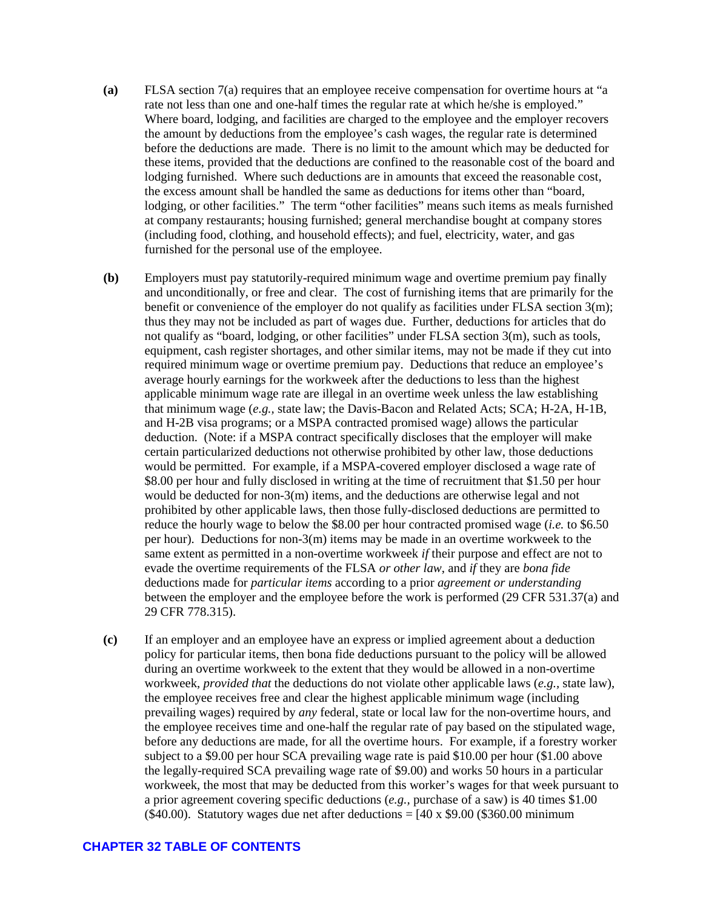**(a)** FLSA section 7(a) requires that an employee receive compensation for overtime hours at "a rate not less than one and one-half times the regular rate at which he/she is employed." Where board, lodging, and facilities are charged to the employee and the employer recovers the amount by deductions from the employee's cash wages, the regular rate is determined before the deductions are made. There is no limit to the amount which may be deducted for these items, provided that the deductions are confined to the reasonable cost of the board and lodging furnished. Where such deductions are in amounts that exceed the reasonable cost, the excess amount shall be handled the same as deductions for items other than "board, lodging, or other facilities." The term "other facilities" means such items as meals furnished at company restaurants; housing furnished; general merchandise bought at company stores (including food, clothing, and household effects); and fuel, electricity, water, and gas furnished for the personal use of the employee.

**(b)** Employers must pay statutorily-required minimum wage and overtime premium pay finally and unconditionally, or free and clear. The cost of furnishing items that are primarily for the benefit or convenience of the employer do not qualify as facilities under FLSA section 3(m); thus they may not be included as part of wages due. Further, deductions for articles that do not qualify as "board, lodging, or other facilities" under FLSA section 3(m), such as tools, equipment, cash register shortages, and other similar items, may not be made if they cut into required minimum wage or overtime premium pay. Deductions that reduce an employee's average hourly earnings for the workweek after the deductions to less than the highest applicable minimum wage rate are illegal in an overtime week unless the law establishing that minimum wage (*e.g.*, state law; the Davis-Bacon and Related Acts; SCA; H-2A, H-1B, and H-2B visa programs; or a MSPA contracted promised wage) allows the particular deduction. (Note: if a MSPA contract specifically discloses that the employer will make certain particularized deductions not otherwise prohibited by other law, those deductions would be permitted. For example, if a MSPA-covered employer disclosed a wage rate of $8.00 per hour and fully disclosed in writing at the time of recruitment that $1.50 per hour would be deducted for non-3(m) items, and the deductions are otherwise legal and not prohibited by other applicable laws, then those fully-disclosed deductions are permitted to reduce the hourly wage to below the $8.00 per hour contracted promised wage (*i.e.* to $6.50 per hour). Deductions for non-3(m) items may be made in an overtime workweek to the same extent as permitted in a non-overtime workweek *if* their purpose and effect are not to evade the overtime requirements of the FLSA *or other law*, and *if* they are *bona fide* deductions made for *particular items* according to a prior *agreement or understanding* between the employer and the employee before the work is performed (29 CFR 531.37(a) and 29 CFR 778.315).

**(c)** If an employer and an employee have an express or implied agreement about a deduction policy for particular items, then bona fide deductions pursuant to the policy will be allowed during an overtime workweek to the extent that they would be allowed in a non-overtime workweek, *provided that* the deductions do not violate other applicable laws (*e.g.*, state law), the employee receives free and clear the highest applicable minimum wage (including prevailing wages) required by *any* federal, state or local law for the non-overtime hours, and the employee receives time and one-half the regular rate of pay based on the stipulated wage, before any deductions are made, for all the overtime hours. For example, if a forestry worker subject to a $9.00 per hour SCA prevailing wage rate is paid $10.00 per hour ($1.00 above the legally-required SCA prevailing wage rate of $9.00) and works 50 hours in a particular workweek, the most that may be deducted from this worker's wages for that week pursuant to a prior agreement covering specific deductions (*e.g.*, purchase of a saw) is 40 times $1.00 ($40.00). Statutory wages due net after deductions = [40 x $9.00 ($360.00 minimum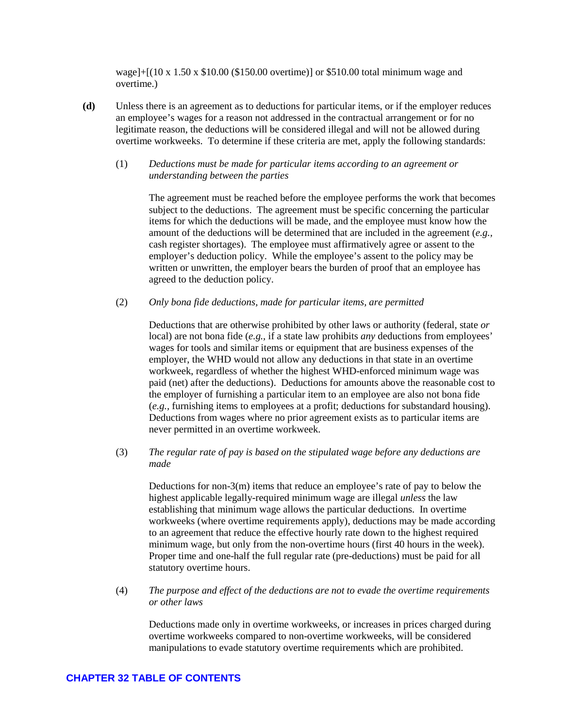wage]+[(10 x 1.50 x $10.00 ($150.00 overtime)] or $510.00 total minimum wage and overtime.)

**(d)** Unless there is an agreement as to deductions for particular items, or if the employer reduces an employee's wages for a reason not addressed in the contractual arrangement or for no legitimate reason, the deductions will be considered illegal and will not be allowed during overtime workweeks. To determine if these criteria are met, apply the following standards:

(1) *Deductions must be made for particular items according to an agreement or understanding between the parties*

The agreement must be reached before the employee performs the work that becomes subject to the deductions. The agreement must be specific concerning the particular items for which the deductions will be made, and the employee must know how the amount of the deductions will be determined that are included in the agreement (*e.g.*, cash register shortages). The employee must affirmatively agree or assent to the employer's deduction policy. While the employee's assent to the policy may be written or unwritten, the employer bears the burden of proof that an employee has agreed to the deduction policy.

(2) *Only bona fide deductions, made for particular items, are permitted*

Deductions that are otherwise prohibited by other laws or authority (federal, state *or* local) are not bona fide (*e.g.*, if a state law prohibits *any* deductions from employees' wages for tools and similar items or equipment that are business expenses of the employer, the WHD would not allow any deductions in that state in an overtime workweek, regardless of whether the highest WHD-enforced minimum wage was paid (net) after the deductions). Deductions for amounts above the reasonable cost to the employer of furnishing a particular item to an employee are also not bona fide (*e.g.*, furnishing items to employees at a profit; deductions for substandard housing). Deductions from wages where no prior agreement exists as to particular items are never permitted in an overtime workweek.

(3) *The regular rate of pay is based on the stipulated wage before any deductions are made*

Deductions for non-3(m) items that reduce an employee's rate of pay to below the highest applicable legally-required minimum wage are illegal *unless* the law establishing that minimum wage allows the particular deductions. In overtime workweeks (where overtime requirements apply), deductions may be made according to an agreement that reduce the effective hourly rate down to the highest required minimum wage, but only from the non-overtime hours (first 40 hours in the week). Proper time and one-half the full regular rate (pre-deductions) must be paid for all statutory overtime hours.

(4) *The purpose and effect of the deductions are not to evade the overtime requirements or other laws*

Deductions made only in overtime workweeks, or increases in prices charged during overtime workweeks compared to non-overtime workweeks, will be considered manipulations to evade statutory overtime requirements which are prohibited.

**CHAPTER 32 TABLE OF CONTENTS**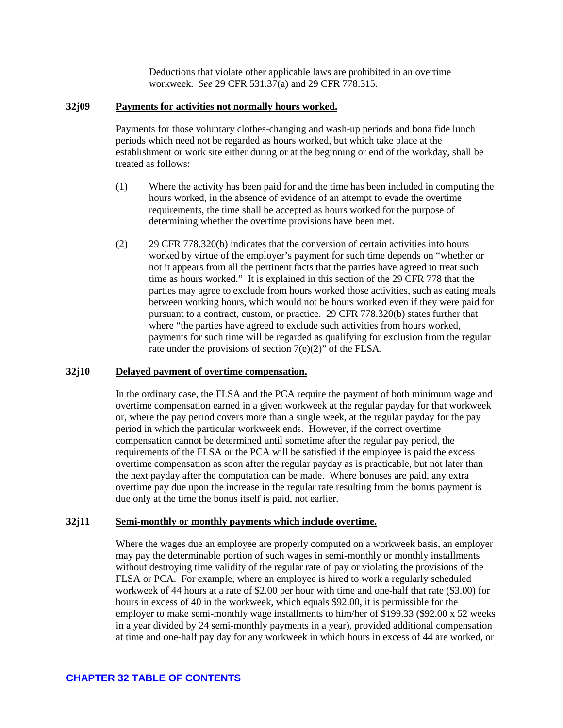Deductions that violate other applicable laws are prohibited in an overtime workweek. *See* 29 CFR 531.37(a) and 29 CFR 778.315.

### 32j09 Payments for activities not normally hours worked.

Payments for those voluntary clothes-changing and wash-up periods and bona fide lunch periods which need not be regarded as hours worked, but which take place at the establishment or work site either during or at the beginning or end of the workday, shall be treated as follows:

(1) Where the activity has been paid for and the time has been included in computing the hours worked, in the absence of evidence of an attempt to evade the overtime requirements, the time shall be accepted as hours worked for the purpose of determining whether the overtime provisions have been met.

(2) 29 CFR 778.320(b) indicates that the conversion of certain activities into hours worked by virtue of the employer's payment for such time depends on "whether or not it appears from all the pertinent facts that the parties have agreed to treat such time as hours worked." It is explained in this section of the 29 CFR 778 that the parties may agree to exclude from hours worked those activities, such as eating meals between working hours, which would not be hours worked even if they were paid for pursuant to a contract, custom, or practice. 29 CFR 778.320(b) states further that where "the parties have agreed to exclude such activities from hours worked, payments for such time will be regarded as qualifying for exclusion from the regular rate under the provisions of section 7(e)(2)" of the FLSA.

### 32j10 Delayed payment of overtime compensation.

In the ordinary case, the FLSA and the PCA require the payment of both minimum wage and overtime compensation earned in a given workweek at the regular payday for that workweek or, where the pay period covers more than a single week, at the regular payday for the pay period in which the particular workweek ends. However, if the correct overtime compensation cannot be determined until sometime after the regular pay period, the requirements of the FLSA or the PCA will be satisfied if the employee is paid the excess overtime compensation as soon after the regular payday as is practicable, but not later than the next payday after the computation can be made. Where bonuses are paid, any extra overtime pay due upon the increase in the regular rate resulting from the bonus payment is due only at the time the bonus itself is paid, not earlier.

### 32j11 Semi-monthly or monthly payments which include overtime.

Where the wages due an employee are properly computed on a workweek basis, an employer may pay the determinable portion of such wages in semi-monthly or monthly installments without destroying time validity of the regular rate of pay or violating the provisions of the FLSA or PCA. For example, where an employee is hired to work a regularly scheduled workweek of 44 hours at a rate of $2.00 per hour with time and one-half that rate ($3.00) for hours in excess of 40 in the workweek, which equals $92.00, it is permissible for the employer to make semi-monthly wage installments to him/her of $199.33 ($92.00 x 52 weeks in a year divided by 24 semi-monthly payments in a year), provided additional compensation at time and one-half pay day for any workweek in which hours in excess of 44 are worked, or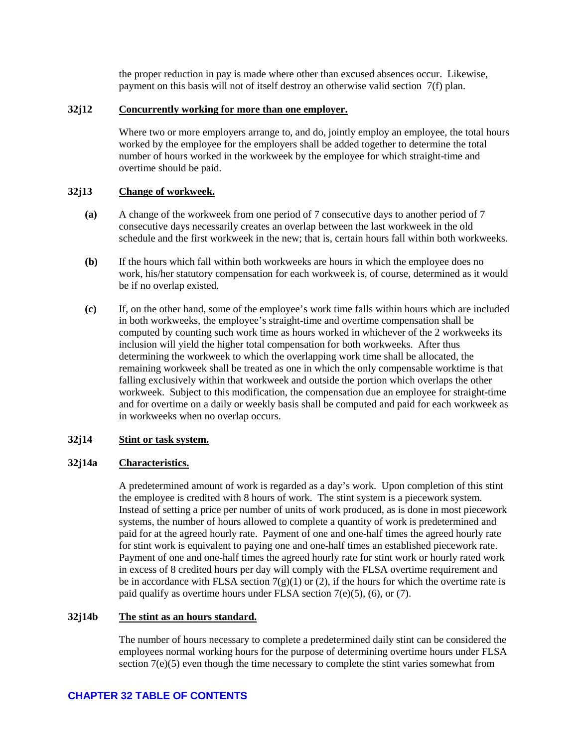the proper reduction in pay is made where other than excused absences occur. Likewise, payment on this basis will not of itself destroy an otherwise valid section 7(f) plan.

### 32j12 Concurrently working for more than one employer.

Where two or more employers arrange to, and do, jointly employ an employee, the total hours worked by the employee for the employers shall be added together to determine the total number of hours worked in the workweek by the employee for which straight-time and overtime should be paid.

### 32j13 Change of workweek.

**(a)** A change of the workweek from one period of 7 consecutive days to another period of 7 consecutive days necessarily creates an overlap between the last workweek in the old schedule and the first workweek in the new; that is, certain hours fall within both workweeks.

**(b)** If the hours which fall within both workweeks are hours in which the employee does no work, his/her statutory compensation for each workweek is, of course, determined as it would be if no overlap existed.

**(c)** If, on the other hand, some of the employee's work time falls within hours which are included in both workweeks, the employee's straight-time and overtime compensation shall be computed by counting such work time as hours worked in whichever of the 2 workweeks its inclusion will yield the higher total compensation for both workweeks. After thus determining the workweek to which the overlapping work time shall be allocated, the remaining workweek shall be treated as one in which the only compensable worktime is that falling exclusively within that workweek and outside the portion which overlaps the other workweek. Subject to this modification, the compensation due an employee for straight-time and for overtime on a daily or weekly basis shall be computed and paid for each workweek as in workweeks when no overlap occurs.

### 32j14 Stint or task system.

### 32j14a Characteristics.

A predetermined amount of work is regarded as a day's work. Upon completion of this stint the employee is credited with 8 hours of work. The stint system is a piecework system. Instead of setting a price per number of units of work produced, as is done in most piecework systems, the number of hours allowed to complete a quantity of work is predetermined and paid for at the agreed hourly rate. Payment of one and one-half times the agreed hourly rate for stint work is equivalent to paying one and one-half times an established piecework rate. Payment of one and one-half times the agreed hourly rate for stint work or hourly rated work in excess of 8 credited hours per day will comply with the FLSA overtime requirement and be in accordance with FLSA section 7(g)(1) or (2), if the hours for which the overtime rate is paid qualify as overtime hours under FLSA section 7(e)(5), (6), or (7).

### 32j14b The stint as an hours standard.

The number of hours necessary to complete a predetermined daily stint can be considered the employees normal working hours for the purpose of determining overtime hours under FLSA section 7(e)(5) even though the time necessary to complete the stint varies somewhat from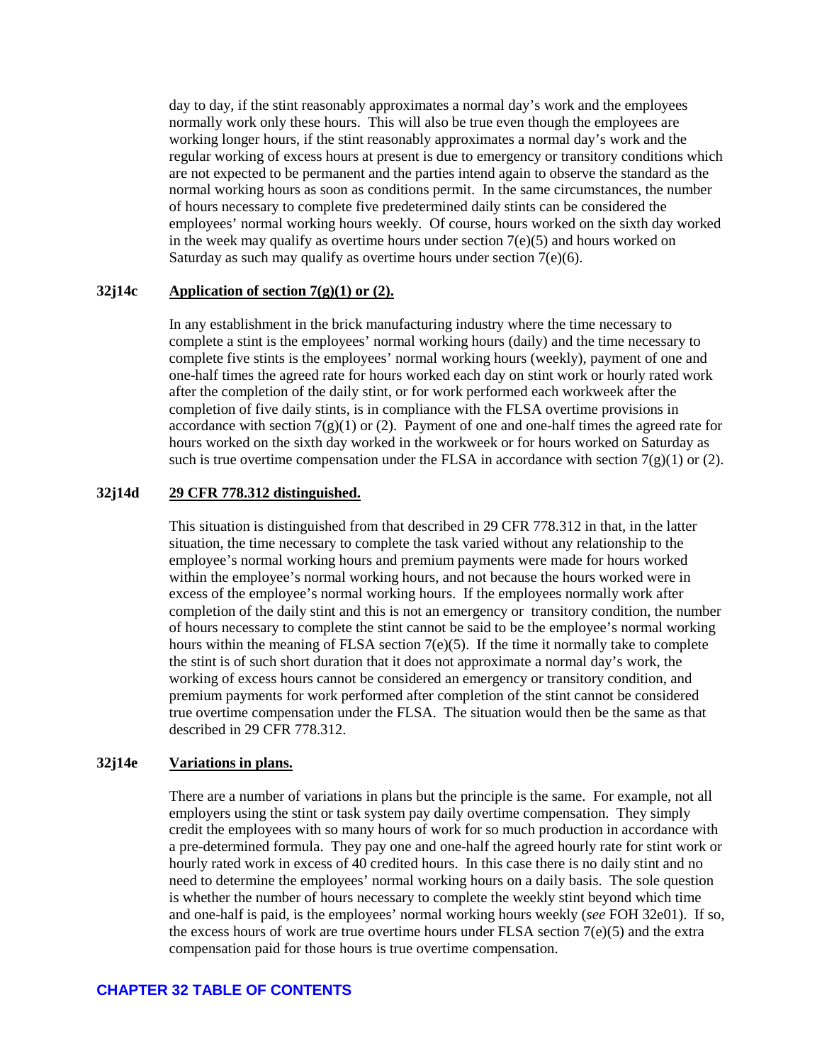day to day, if the stint reasonably approximates a normal day's work and the employees normally work only these hours. This will also be true even though the employees are working longer hours, if the stint reasonably approximates a normal day's work and the regular working of excess hours at present is due to emergency or transitory conditions which are not expected to be permanent and the parties intend again to observe the standard as the normal working hours as soon as conditions permit. In the same circumstances, the number of hours necessary to complete five predetermined daily stints can be considered the employees' normal working hours weekly. Of course, hours worked on the sixth day worked in the week may qualify as overtime hours under section 7(e)(5) and hours worked on Saturday as such may qualify as overtime hours under section 7(e)(6).

**32j14c** **Application of section 7(g)(1) or (2).**

In any establishment in the brick manufacturing industry where the time necessary to complete a stint is the employees' normal working hours (daily) and the time necessary to complete five stints is the employees' normal working hours (weekly), payment of one and one-half times the agreed rate for hours worked each day on stint work or hourly rated work after the completion of the daily stint, or for work performed each workweek after the completion of five daily stints, is in compliance with the FLSA overtime provisions in accordance with section 7(g)(1) or (2). Payment of one and one-half times the agreed rate for hours worked on the sixth day worked in the workweek or for hours worked on Saturday as such is true overtime compensation under the FLSA in accordance with section 7(g)(1) or (2).

**32j14d** **29 CFR 778.312 distinguished.**

This situation is distinguished from that described in 29 CFR 778.312 in that, in the latter situation, the time necessary to complete the task varied without any relationship to the employee's normal working hours and premium payments were made for hours worked within the employee's normal working hours, and not because the hours worked were in excess of the employee's normal working hours. If the employees normally work after completion of the daily stint and this is not an emergency or transitory condition, the number of hours necessary to complete the stint cannot be said to be the employee's normal working hours within the meaning of FLSA section 7(e)(5). If the time it normally take to complete the stint is of such short duration that it does not approximate a normal day's work, the working of excess hours cannot be considered an emergency or transitory condition, and premium payments for work performed after completion of the stint cannot be considered true overtime compensation under the FLSA. The situation would then be the same as that described in 29 CFR 778.312.

**32j14e** **Variations in plans.**

There are a number of variations in plans but the principle is the same. For example, not all employers using the stint or task system pay daily overtime compensation. They simply credit the employees with so many hours of work for so much production in accordance with a pre-determined formula. They pay one and one-half the agreed hourly rate for stint work or hourly rated work in excess of 40 credited hours. In this case there is no daily stint and no need to determine the employees' normal working hours on a daily basis. The sole question is whether the number of hours necessary to complete the weekly stint beyond which time and one-half is paid, is the employees' normal working hours weekly (*see* FOH 32e01). If so, the excess hours of work are true overtime hours under FLSA section 7(e)(5) and the extra compensation paid for those hours is true overtime compensation.

**CHAPTER 32 TABLE OF CONTENTS**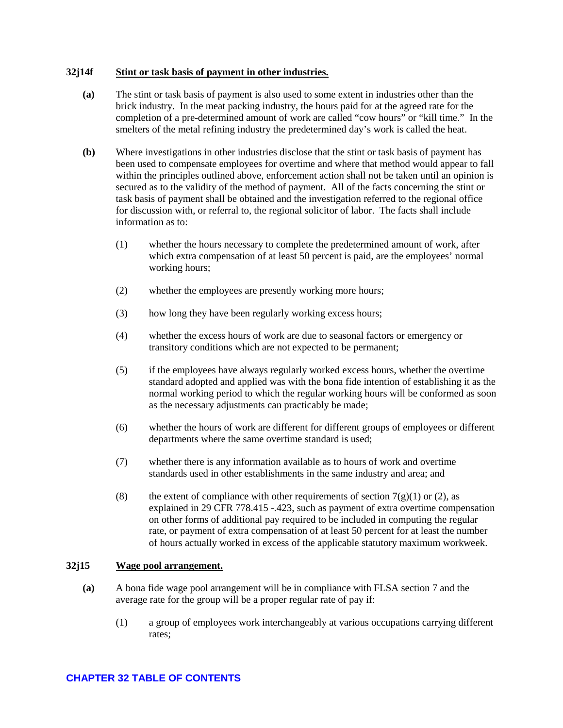### 32j14f **Stint or task basis of payment in other industries.**

**(a)** The stint or task basis of payment is also used to some extent in industries other than the brick industry. In the meat packing industry, the hours paid for at the agreed rate for the completion of a pre-determined amount of work are called "cow hours" or "kill time." In the smelters of the metal refining industry the predetermined day's work is called the heat.

**(b)** Where investigations in other industries disclose that the stint or task basis of payment has been used to compensate employees for overtime and where that method would appear to fall within the principles outlined above, enforcement action shall not be taken until an opinion is secured as to the validity of the method of payment. All of the facts concerning the stint or task basis of payment shall be obtained and the investigation referred to the regional office for discussion with, or referral to, the regional solicitor of labor. The facts shall include information as to:

(1) whether the hours necessary to complete the predetermined amount of work, after which extra compensation of at least 50 percent is paid, are the employees' normal working hours;

(2) whether the employees are presently working more hours;

(3) how long they have been regularly working excess hours;

(4) whether the excess hours of work are due to seasonal factors or emergency or transitory conditions which are not expected to be permanent;

(5) if the employees have always regularly worked excess hours, whether the overtime standard adopted and applied was with the bona fide intention of establishing it as the normal working period to which the regular working hours will be conformed as soon as the necessary adjustments can practicably be made;

(6) whether the hours of work are different for different groups of employees or different departments where the same overtime standard is used;

(7) whether there is any information available as to hours of work and overtime standards used in other establishments in the same industry and area; and

(8) the extent of compliance with other requirements of section 7(g)(1) or (2), as explained in 29 CFR 778.415 -.423, such as payment of extra overtime compensation on other forms of additional pay required to be included in computing the regular rate, or payment of extra compensation of at least 50 percent for at least the number of hours actually worked in excess of the applicable statutory maximum workweek.

### 32j15 **Wage pool arrangement.**

**(a)** A bona fide wage pool arrangement will be in compliance with FLSA section 7 and the average rate for the group will be a proper regular rate of pay if:

(1) a group of employees work interchangeably at various occupations carrying different rates;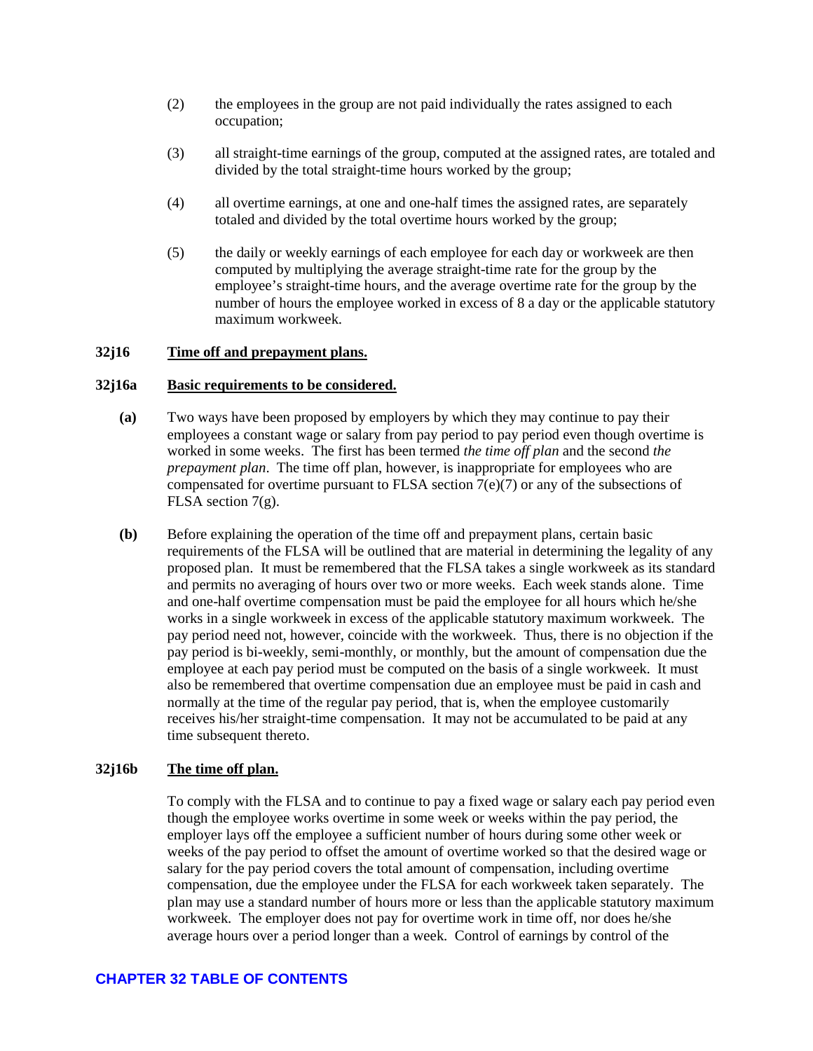(2) the employees in the group are not paid individually the rates assigned to each occupation;

(3) all straight-time earnings of the group, computed at the assigned rates, are totaled and divided by the total straight-time hours worked by the group;

(4) all overtime earnings, at one and one-half times the assigned rates, are separately totaled and divided by the total overtime hours worked by the group;

(5) the daily or weekly earnings of each employee for each day or workweek are then computed by multiplying the average straight-time rate for the group by the employee's straight-time hours, and the average overtime rate for the group by the number of hours the employee worked in excess of 8 a day or the applicable statutory maximum workweek.

### 32j16 Time off and prepayment plans.

### 32j16a Basic requirements to be considered.

**(a)** Two ways have been proposed by employers by which they may continue to pay their employees a constant wage or salary from pay period to pay period even though overtime is worked in some weeks. The first has been termed *the time off plan* and the second *the prepayment plan*. The time off plan, however, is inappropriate for employees who are compensated for overtime pursuant to FLSA section 7(e)(7) or any of the subsections of FLSA section 7(g).

**(b)** Before explaining the operation of the time off and prepayment plans, certain basic requirements of the FLSA will be outlined that are material in determining the legality of any proposed plan. It must be remembered that the FLSA takes a single workweek as its standard and permits no averaging of hours over two or more weeks. Each week stands alone. Time and one-half overtime compensation must be paid the employee for all hours which he/she works in a single workweek in excess of the applicable statutory maximum workweek. The pay period need not, however, coincide with the workweek. Thus, there is no objection if the pay period is bi-weekly, semi-monthly, or monthly, but the amount of compensation due the employee at each pay period must be computed on the basis of a single workweek. It must also be remembered that overtime compensation due an employee must be paid in cash and normally at the time of the regular pay period, that is, when the employee customarily receives his/her straight-time compensation. It may not be accumulated to be paid at any time subsequent thereto.

### 32j16b The time off plan.

To comply with the FLSA and to continue to pay a fixed wage or salary each pay period even though the employee works overtime in some week or weeks within the pay period, the employer lays off the employee a sufficient number of hours during some other week or weeks of the pay period to offset the amount of overtime worked so that the desired wage or salary for the pay period covers the total amount of compensation, including overtime compensation, due the employee under the FLSA for each workweek taken separately. The plan may use a standard number of hours more or less than the applicable statutory maximum workweek. The employer does not pay for overtime work in time off, nor does he/she average hours over a period longer than a week. Control of earnings by control of the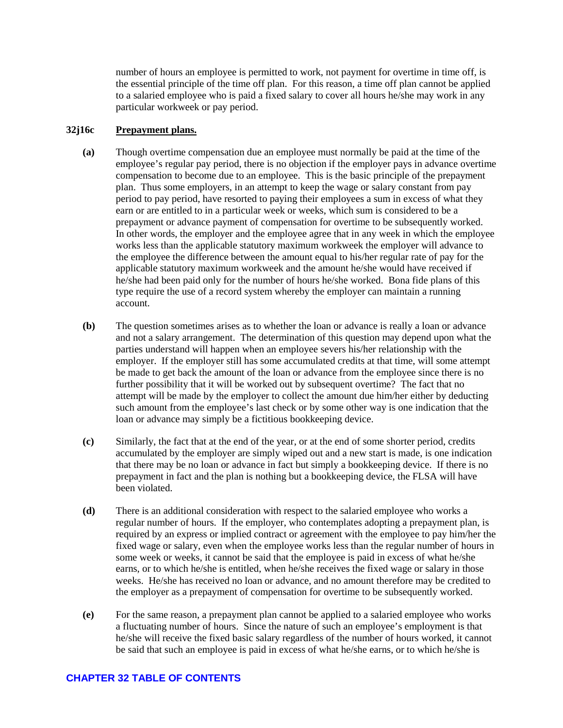number of hours an employee is permitted to work, not payment for overtime in time off, is the essential principle of the time off plan. For this reason, a time off plan cannot be applied to a salaried employee who is paid a fixed salary to cover all hours he/she may work in any particular workweek or pay period.

### 32j16c Prepayment plans.

**(a)** Though overtime compensation due an employee must normally be paid at the time of the employee's regular pay period, there is no objection if the employer pays in advance overtime compensation to become due to an employee. This is the basic principle of the prepayment plan. Thus some employers, in an attempt to keep the wage or salary constant from pay period to pay period, have resorted to paying their employees a sum in excess of what they earn or are entitled to in a particular week or weeks, which sum is considered to be a prepayment or advance payment of compensation for overtime to be subsequently worked. In other words, the employer and the employee agree that in any week in which the employee works less than the applicable statutory maximum workweek the employer will advance to the employee the difference between the amount equal to his/her regular rate of pay for the applicable statutory maximum workweek and the amount he/she would have received if he/she had been paid only for the number of hours he/she worked. Bona fide plans of this type require the use of a record system whereby the employer can maintain a running account.

**(b)** The question sometimes arises as to whether the loan or advance is really a loan or advance and not a salary arrangement. The determination of this question may depend upon what the parties understand will happen when an employee severs his/her relationship with the employer. If the employer still has some accumulated credits at that time, will some attempt be made to get back the amount of the loan or advance from the employee since there is no further possibility that it will be worked out by subsequent overtime? The fact that no attempt will be made by the employer to collect the amount due him/her either by deducting such amount from the employee's last check or by some other way is one indication that the loan or advance may simply be a fictitious bookkeeping device.

**(c)** Similarly, the fact that at the end of the year, or at the end of some shorter period, credits accumulated by the employer are simply wiped out and a new start is made, is one indication that there may be no loan or advance in fact but simply a bookkeeping device. If there is no prepayment in fact and the plan is nothing but a bookkeeping device, the FLSA will have been violated.

**(d)** There is an additional consideration with respect to the salaried employee who works a regular number of hours. If the employer, who contemplates adopting a prepayment plan, is required by an express or implied contract or agreement with the employee to pay him/her the fixed wage or salary, even when the employee works less than the regular number of hours in some week or weeks, it cannot be said that the employee is paid in excess of what he/she earns, or to which he/she is entitled, when he/she receives the fixed wage or salary in those weeks. He/she has received no loan or advance, and no amount therefore may be credited to the employer as a prepayment of compensation for overtime to be subsequently worked.

**(e)** For the same reason, a prepayment plan cannot be applied to a salaried employee who works a fluctuating number of hours. Since the nature of such an employee's employment is that he/she will receive the fixed basic salary regardless of the number of hours worked, it cannot be said that such an employee is paid in excess of what he/she earns, or to which he/she is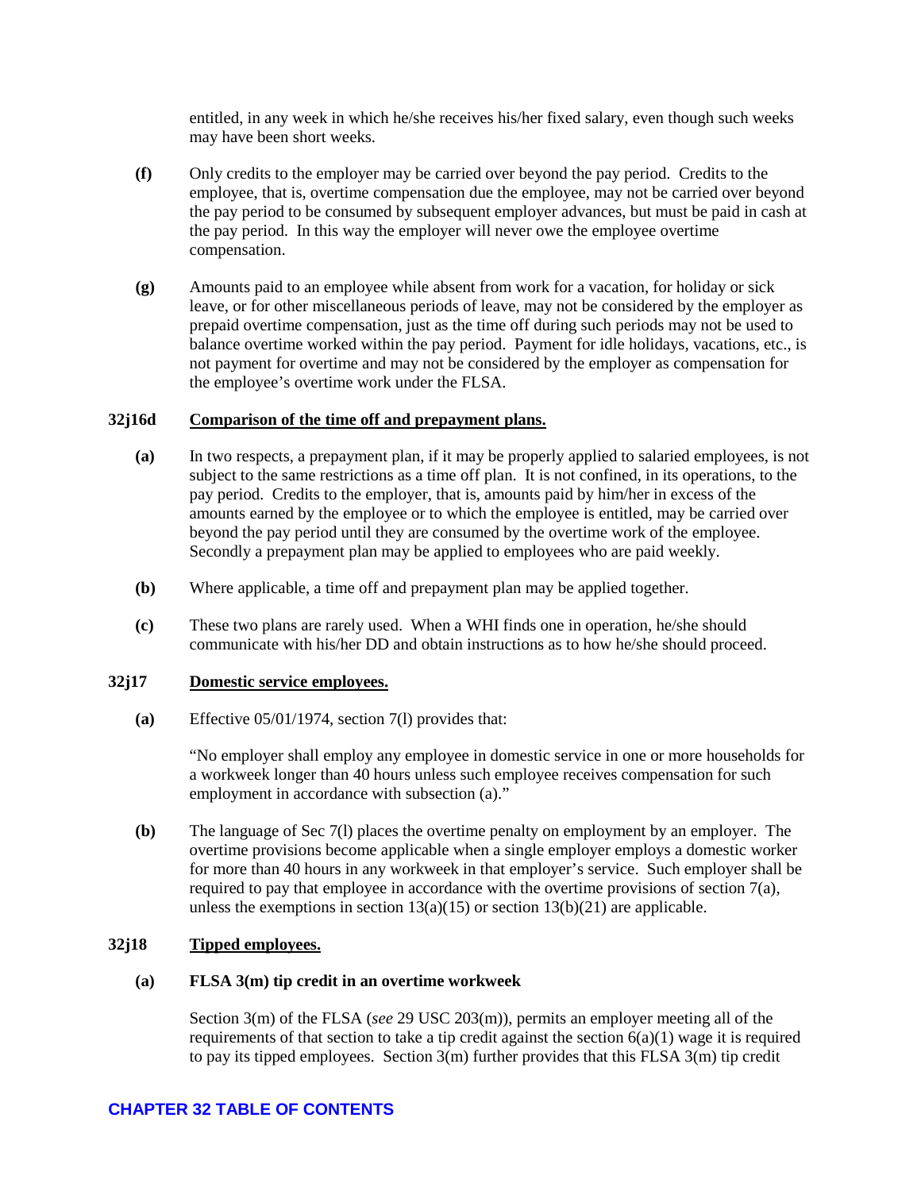entitled, in any week in which he/she receives his/her fixed salary, even though such weeks may have been short weeks.

**(f)** Only credits to the employer may be carried over beyond the pay period. Credits to the employee, that is, overtime compensation due the employee, may not be carried over beyond the pay period to be consumed by subsequent employer advances, but must be paid in cash at the pay period. In this way the employer will never owe the employee overtime compensation.

**(g)** Amounts paid to an employee while absent from work for a vacation, for holiday or sick leave, or for other miscellaneous periods of leave, may not be considered by the employer as prepaid overtime compensation, just as the time off during such periods may not be used to balance overtime worked within the pay period. Payment for idle holidays, vacations, etc., is not payment for overtime and may not be considered by the employer as compensation for the employee's overtime work under the FLSA.

### 32j16d Comparison of the time off and prepayment plans.

**(a)** In two respects, a prepayment plan, if it may be properly applied to salaried employees, is not subject to the same restrictions as a time off plan. It is not confined, in its operations, to the pay period. Credits to the employer, that is, amounts paid by him/her in excess of the amounts earned by the employee or to which the employee is entitled, may be carried over beyond the pay period until they are consumed by the overtime work of the employee. Secondly a prepayment plan may be applied to employees who are paid weekly.

**(b)** Where applicable, a time off and prepayment plan may be applied together.

**(c)** These two plans are rarely used. When a WHI finds one in operation, he/she should communicate with his/her DD and obtain instructions as to how he/she should proceed.

### 32j17 Domestic service employees.

**(a)** Effective 05/01/1974, section 7(l) provides that:

"No employer shall employ any employee in domestic service in one or more households for a workweek longer than 40 hours unless such employee receives compensation for such employment in accordance with subsection (a)."

**(b)** The language of Sec 7(l) places the overtime penalty on employment by an employer. The overtime provisions become applicable when a single employer employs a domestic worker for more than 40 hours in any workweek in that employer's service. Such employer shall be required to pay that employee in accordance with the overtime provisions of section 7(a), unless the exemptions in section 13(a)(15) or section 13(b)(21) are applicable.

### 32j18 Tipped employees.

**(a) FLSA 3(m) tip credit in an overtime workweek**

Section 3(m) of the FLSA (*see* 29 USC 203(m)), permits an employer meeting all of the requirements of that section to take a tip credit against the section 6(a)(1) wage it is required to pay its tipped employees. Section 3(m) further provides that this FLSA 3(m) tip credit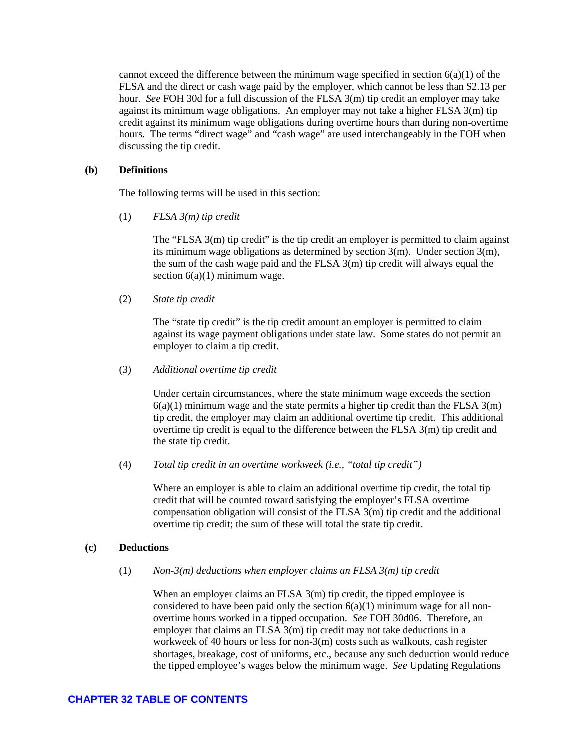cannot exceed the difference between the minimum wage specified in section 6(a)(1) of the FLSA and the direct or cash wage paid by the employer, which cannot be less than $2.13 per hour. *See* FOH 30d for a full discussion of the FLSA 3(m) tip credit an employer may take against its minimum wage obligations. An employer may not take a higher FLSA 3(m) tip credit against its minimum wage obligations during overtime hours than during non-overtime hours. The terms "direct wage" and "cash wage" are used interchangeably in the FOH when discussing the tip credit.

**(b) Definitions**

The following terms will be used in this section:

(1) *FLSA 3(m) tip credit*

The "FLSA 3(m) tip credit" is the tip credit an employer is permitted to claim against its minimum wage obligations as determined by section 3(m). Under section 3(m), the sum of the cash wage paid and the FLSA 3(m) tip credit will always equal the section 6(a)(1) minimum wage.

(2) *State tip credit*

The "state tip credit" is the tip credit amount an employer is permitted to claim against its wage payment obligations under state law. Some states do not permit an employer to claim a tip credit.

(3) *Additional overtime tip credit*

Under certain circumstances, where the state minimum wage exceeds the section 6(a)(1) minimum wage and the state permits a higher tip credit than the FLSA 3(m) tip credit, the employer may claim an additional overtime tip credit. This additional overtime tip credit is equal to the difference between the FLSA 3(m) tip credit and the state tip credit.

(4) *Total tip credit in an overtime workweek (i.e., "total tip credit")*

Where an employer is able to claim an additional overtime tip credit, the total tip credit that will be counted toward satisfying the employer's FLSA overtime compensation obligation will consist of the FLSA 3(m) tip credit and the additional overtime tip credit; the sum of these will total the state tip credit.

**(c) Deductions**

(1) *Non-3(m) deductions when employer claims an FLSA 3(m) tip credit*

When an employer claims an FLSA 3(m) tip credit, the tipped employee is considered to have been paid only the section 6(a)(1) minimum wage for all non-overtime hours worked in a tipped occupation. *See* FOH 30d06. Therefore, an employer that claims an FLSA 3(m) tip credit may not take deductions in a workweek of 40 hours or less for non-3(m) costs such as walkouts, cash register shortages, breakage, cost of uniforms, etc., because any such deduction would reduce the tipped employee's wages below the minimum wage. *See* Updating Regulations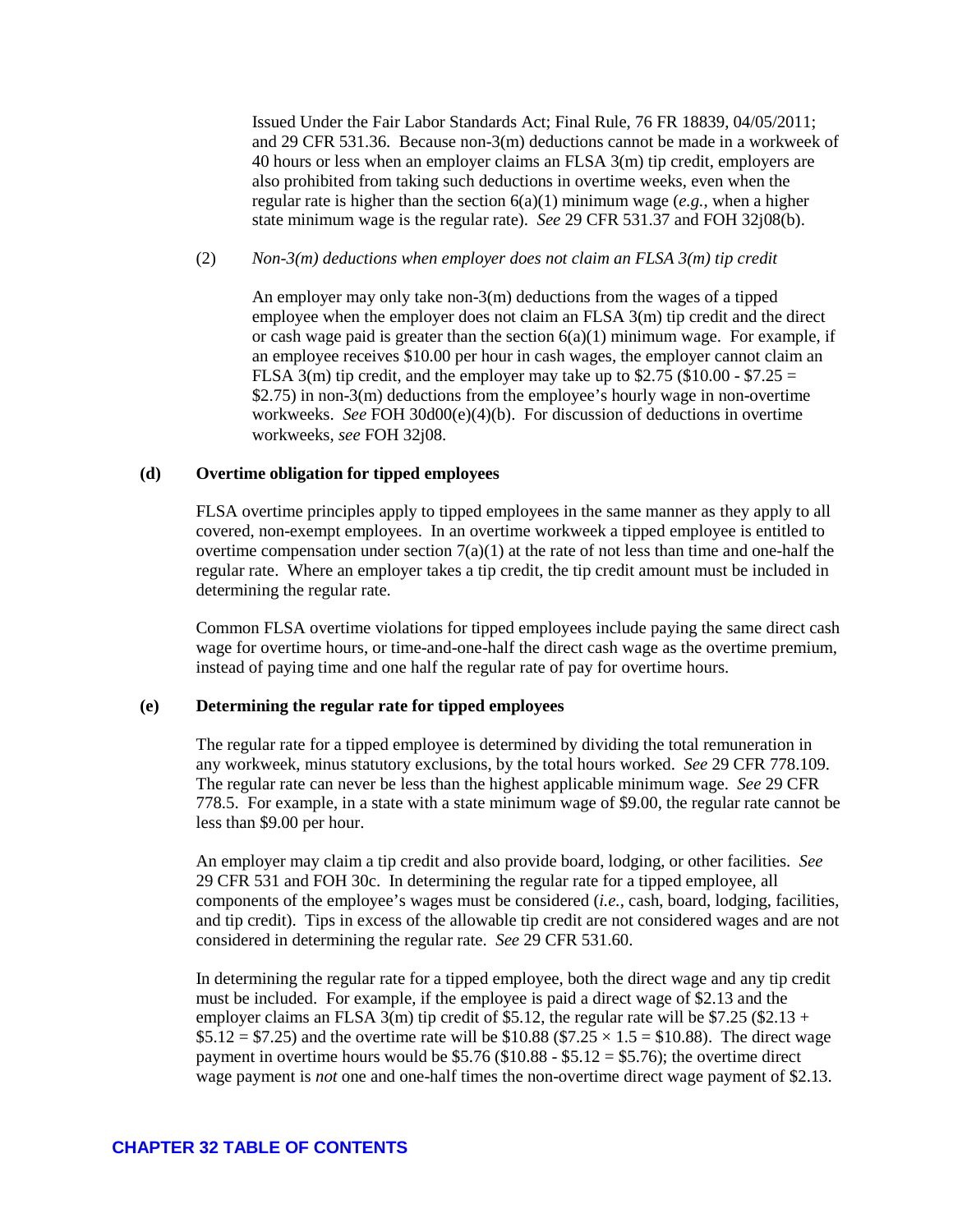Issued Under the Fair Labor Standards Act; Final Rule, 76 FR 18839, 04/05/2011; and 29 CFR 531.36. Because non-3(m) deductions cannot be made in a workweek of 40 hours or less when an employer claims an FLSA 3(m) tip credit, employers are also prohibited from taking such deductions in overtime weeks, even when the regular rate is higher than the section 6(a)(1) minimum wage (*e.g.*, when a higher state minimum wage is the regular rate). *See* 29 CFR 531.37 and FOH 32j08(b).

(2) *Non-3(m) deductions when employer does not claim an FLSA 3(m) tip credit*

An employer may only take non-3(m) deductions from the wages of a tipped employee when the employer does not claim an FLSA 3(m) tip credit and the direct or cash wage paid is greater than the section 6(a)(1) minimum wage. For example, if an employee receives $10.00 per hour in cash wages, the employer cannot claim an FLSA 3(m) tip credit, and the employer may take up to $2.75 ($10.00 - $7.25 = $2.75) in non-3(m) deductions from the employee's hourly wage in non-overtime workweeks. *See* FOH 30d00(e)(4)(b). For discussion of deductions in overtime workweeks, *see* FOH 32j08.

**(d) Overtime obligation for tipped employees**

FLSA overtime principles apply to tipped employees in the same manner as they apply to all covered, non-exempt employees. In an overtime workweek a tipped employee is entitled to overtime compensation under section 7(a)(1) at the rate of not less than time and one-half the regular rate. Where an employer takes a tip credit, the tip credit amount must be included in determining the regular rate.

Common FLSA overtime violations for tipped employees include paying the same direct cash wage for overtime hours, or time-and-one-half the direct cash wage as the overtime premium, instead of paying time and one half the regular rate of pay for overtime hours.

**(e) Determining the regular rate for tipped employees**

The regular rate for a tipped employee is determined by dividing the total remuneration in any workweek, minus statutory exclusions, by the total hours worked. *See* 29 CFR 778.109. The regular rate can never be less than the highest applicable minimum wage. *See* 29 CFR 778.5. For example, in a state with a state minimum wage of $9.00, the regular rate cannot be less than $9.00 per hour.

An employer may claim a tip credit and also provide board, lodging, or other facilities. *See* 29 CFR 531 and FOH 30c. In determining the regular rate for a tipped employee, all components of the employee's wages must be considered (*i.e.*, cash, board, lodging, facilities, and tip credit). Tips in excess of the allowable tip credit are not considered wages and are not considered in determining the regular rate. *See* 29 CFR 531.60.

In determining the regular rate for a tipped employee, both the direct wage and any tip credit must be included. For example, if the employee is paid a direct wage of $2.13 and the employer claims an FLSA 3(m) tip credit of $5.12, the regular rate will be $7.25 ($2.13 + $5.12 = $7.25) and the overtime rate will be $10.88 ($7.25 × 1.5 = $10.88). The direct wage payment in overtime hours would be $5.76 ($10.88 - $5.12 = $5.76); the overtime direct wage payment is *not* one and one-half times the non-overtime direct wage payment of $2.13.

**CHAPTER 32 TABLE OF CONTENTS**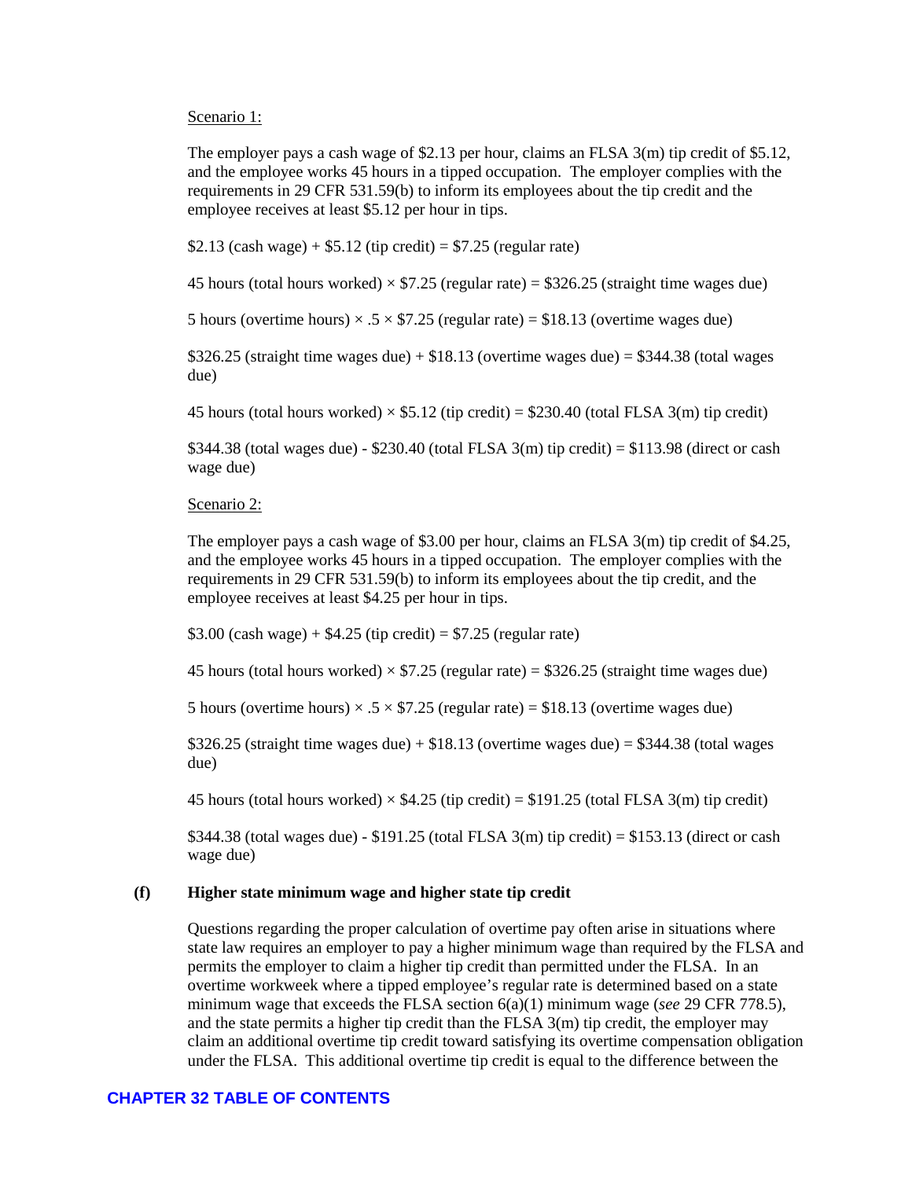Scenario 1:

The employer pays a cash wage of $2.13 per hour, claims an FLSA 3(m) tip credit of $5.12, and the employee works 45 hours in a tipped occupation. The employer complies with the requirements in 29 CFR 531.59(b) to inform its employees about the tip credit and the employee receives at least $5.12 per hour in tips.

$2.13 (cash wage) + $5.12 (tip credit) = $7.25 (regular rate)

45 hours (total hours worked) × $7.25 (regular rate) = $326.25 (straight time wages due)

5 hours (overtime hours) × .5 × $7.25 (regular rate) = $18.13 (overtime wages due)

$326.25 (straight time wages due) + $18.13 (overtime wages due) = $344.38 (total wages due)

45 hours (total hours worked) × $5.12 (tip credit) = $230.40 (total FLSA 3(m) tip credit)

$344.38 (total wages due) - $230.40 (total FLSA 3(m) tip credit) = $113.98 (direct or cash wage due)

Scenario 2:

The employer pays a cash wage of $3.00 per hour, claims an FLSA 3(m) tip credit of $4.25, and the employee works 45 hours in a tipped occupation. The employer complies with the requirements in 29 CFR 531.59(b) to inform its employees about the tip credit, and the employee receives at least $4.25 per hour in tips.

$3.00 (cash wage) + $4.25 (tip credit) = $7.25 (regular rate)

45 hours (total hours worked) × $7.25 (regular rate) = $326.25 (straight time wages due)

5 hours (overtime hours) × .5 × $7.25 (regular rate) = $18.13 (overtime wages due)

$326.25 (straight time wages due) + $18.13 (overtime wages due) = $344.38 (total wages due)

45 hours (total hours worked) × $4.25 (tip credit) = $191.25 (total FLSA 3(m) tip credit)

$344.38 (total wages due) - $191.25 (total FLSA 3(m) tip credit) = $153.13 (direct or cash wage due)

**(f) Higher state minimum wage and higher state tip credit**

Questions regarding the proper calculation of overtime pay often arise in situations where state law requires an employer to pay a higher minimum wage than required by the FLSA and permits the employer to claim a higher tip credit than permitted under the FLSA. In an overtime workweek where a tipped employee's regular rate is determined based on a state minimum wage that exceeds the FLSA section 6(a)(1) minimum wage (*see* 29 CFR 778.5), and the state permits a higher tip credit than the FLSA 3(m) tip credit, the employer may claim an additional overtime tip credit toward satisfying its overtime compensation obligation under the FLSA. This additional overtime tip credit is equal to the difference between the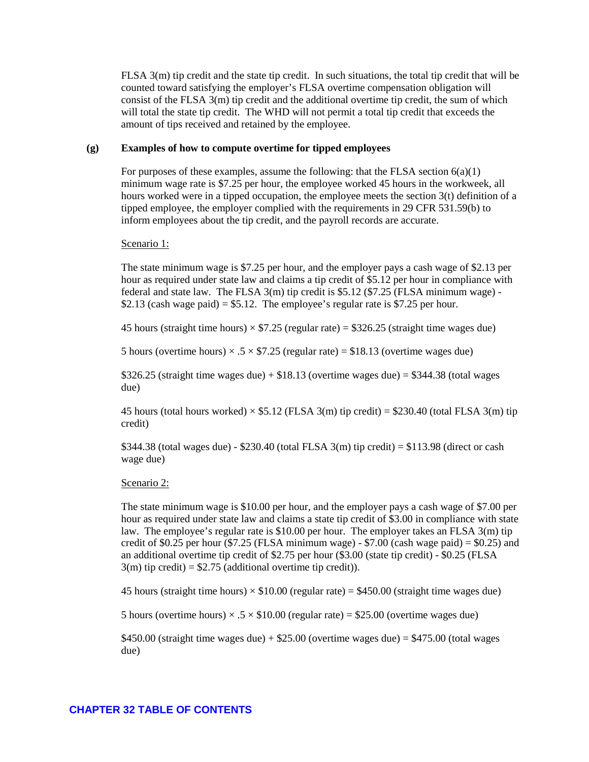FLSA 3(m) tip credit and the state tip credit. In such situations, the total tip credit that will be counted toward satisfying the employer's FLSA overtime compensation obligation will consist of the FLSA 3(m) tip credit and the additional overtime tip credit, the sum of which will total the state tip credit. The WHD will not permit a total tip credit that exceeds the amount of tips received and retained by the employee.

**(g) Examples of how to compute overtime for tipped employees**

For purposes of these examples, assume the following: that the FLSA section 6(a)(1) minimum wage rate is $7.25 per hour, the employee worked 45 hours in the workweek, all hours worked were in a tipped occupation, the employee meets the section 3(t) definition of a tipped employee, the employer complied with the requirements in 29 CFR 531.59(b) to inform employees about the tip credit, and the payroll records are accurate.

Scenario 1:

The state minimum wage is $7.25 per hour, and the employer pays a cash wage of $2.13 per hour as required under state law and claims a tip credit of $5.12 per hour in compliance with federal and state law. The FLSA 3(m) tip credit is $5.12 ($7.25 (FLSA minimum wage) - $2.13 (cash wage paid) = $5.12. The employee's regular rate is $7.25 per hour.

45 hours (straight time hours) × $7.25 (regular rate) = $326.25 (straight time wages due)

5 hours (overtime hours) × .5 × $7.25 (regular rate) = $18.13 (overtime wages due)

$326.25 (straight time wages due) + $18.13 (overtime wages due) = $344.38 (total wages due)

45 hours (total hours worked) × $5.12 (FLSA 3(m) tip credit) = $230.40 (total FLSA 3(m) tip credit)

$344.38 (total wages due) - $230.40 (total FLSA 3(m) tip credit) = $113.98 (direct or cash wage due)

Scenario 2:

The state minimum wage is $10.00 per hour, and the employer pays a cash wage of $7.00 per hour as required under state law and claims a state tip credit of $3.00 in compliance with state law. The employee's regular rate is $10.00 per hour. The employer takes an FLSA 3(m) tip credit of $0.25 per hour ($7.25 (FLSA minimum wage) - $7.00 (cash wage paid) = $0.25) and an additional overtime tip credit of $2.75 per hour ($3.00 (state tip credit) - $0.25 (FLSA 3(m) tip credit) = $2.75 (additional overtime tip credit)).

45 hours (straight time hours) × $10.00 (regular rate) = $450.00 (straight time wages due)

5 hours (overtime hours) × .5 × $10.00 (regular rate) = $25.00 (overtime wages due)

$450.00 (straight time wages due) + $25.00 (overtime wages due) = $475.00 (total wages due)

**CHAPTER 32 TABLE OF CONTENTS**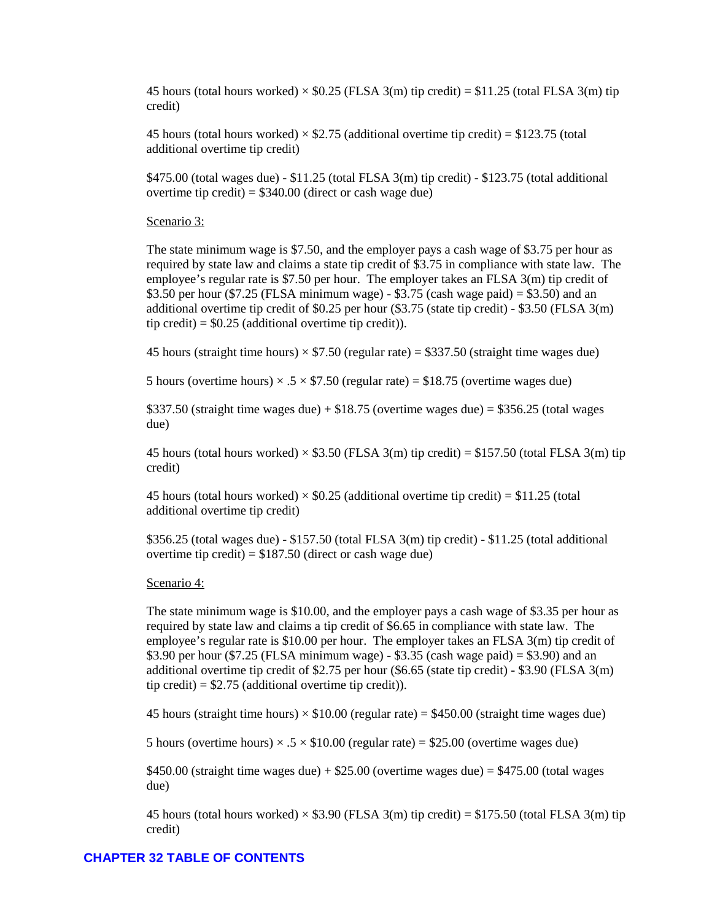45 hours (total hours worked) × \$0.25 (FLSA 3(m) tip credit) = \$11.25 (total FLSA 3(m) tip credit)

45 hours (total hours worked) × \$2.75 (additional overtime tip credit) = \$123.75 (total additional overtime tip credit)

\$475.00 (total wages due) - \$11.25 (total FLSA 3(m) tip credit) - \$123.75 (total additional overtime tip credit) = \$340.00 (direct or cash wage due)

<u>Scenario 3:</u>

The state minimum wage is \$7.50, and the employer pays a cash wage of \$3.75 per hour as required by state law and claims a state tip credit of \$3.75 in compliance with state law. The employee's regular rate is \$7.50 per hour. The employer takes an FLSA 3(m) tip credit of \$3.50 per hour (\$7.25 (FLSA minimum wage) - \$3.75 (cash wage paid) = \$3.50) and an additional overtime tip credit of \$0.25 per hour (\$3.75 (state tip credit) - \$3.50 (FLSA 3(m) tip credit) = \$0.25 (additional overtime tip credit)).

45 hours (straight time hours) × \$7.50 (regular rate) = \$337.50 (straight time wages due)

5 hours (overtime hours) × .5 × \$7.50 (regular rate) = \$18.75 (overtime wages due)

\$337.50 (straight time wages due) + \$18.75 (overtime wages due) = \$356.25 (total wages due)

45 hours (total hours worked) × \$3.50 (FLSA 3(m) tip credit) = \$157.50 (total FLSA 3(m) tip credit)

45 hours (total hours worked) × \$0.25 (additional overtime tip credit) = \$11.25 (total additional overtime tip credit)

\$356.25 (total wages due) - \$157.50 (total FLSA 3(m) tip credit) - \$11.25 (total additional overtime tip credit) = \$187.50 (direct or cash wage due)

<u>Scenario 4:</u>

The state minimum wage is \$10.00, and the employer pays a cash wage of \$3.35 per hour as required by state law and claims a tip credit of \$6.65 in compliance with state law. The employee's regular rate is \$10.00 per hour. The employer takes an FLSA 3(m) tip credit of \$3.90 per hour (\$7.25 (FLSA minimum wage) - \$3.35 (cash wage paid) = \$3.90) and an additional overtime tip credit of \$2.75 per hour (\$6.65 (state tip credit) - \$3.90 (FLSA 3(m) tip credit) = \$2.75 (additional overtime tip credit)).

45 hours (straight time hours) × \$10.00 (regular rate) = \$450.00 (straight time wages due)

5 hours (overtime hours) × .5 × \$10.00 (regular rate) = \$25.00 (overtime wages due)

\$450.00 (straight time wages due) + \$25.00 (overtime wages due) = \$475.00 (total wages due)

45 hours (total hours worked) × \$3.90 (FLSA 3(m) tip credit) = \$175.50 (total FLSA 3(m) tip credit)

**CHAPTER 32 TABLE OF CONTENTS**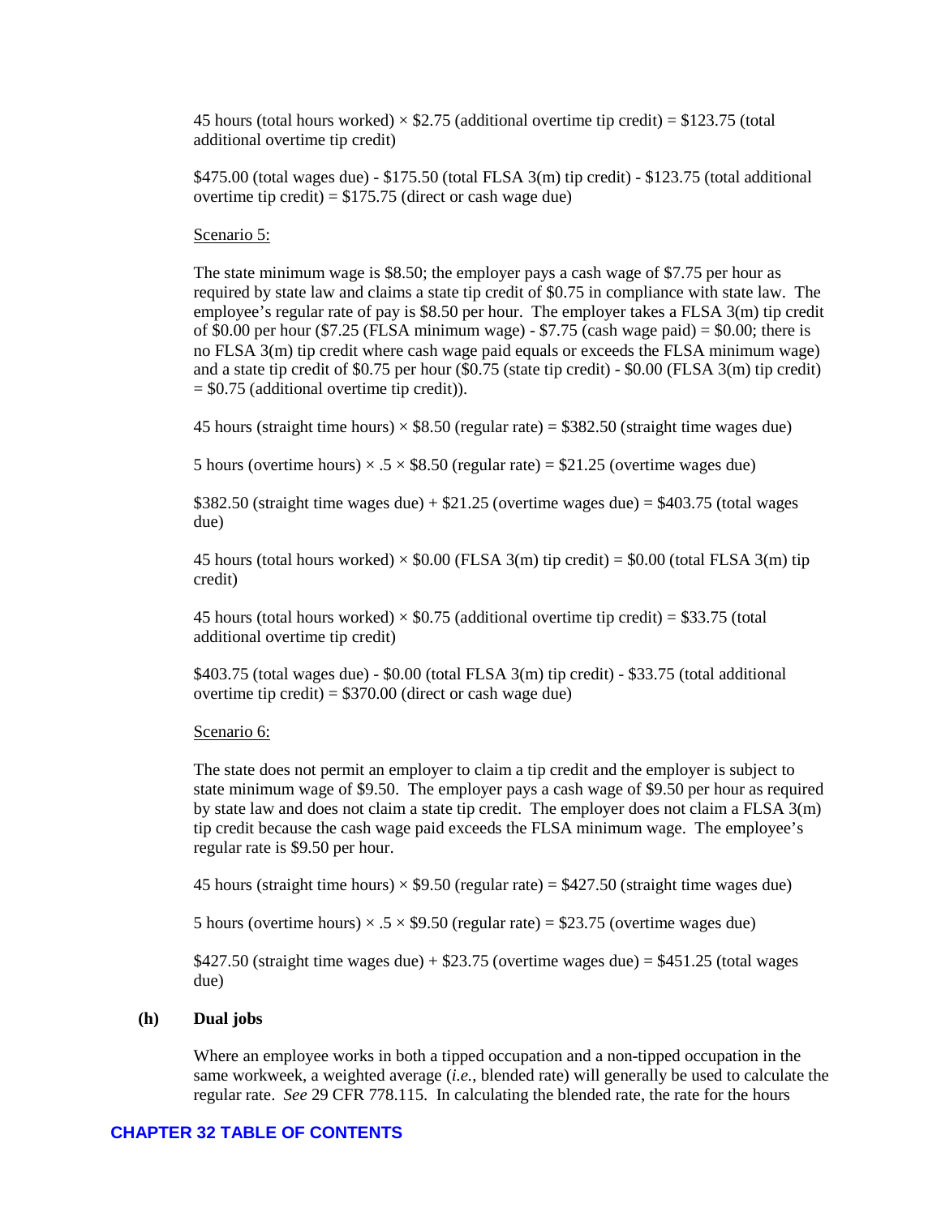45 hours (total hours worked) × \$2.75 (additional overtime tip credit) = \$123.75 (total additional overtime tip credit)

\$475.00 (total wages due) - \$175.50 (total FLSA 3(m) tip credit) - \$123.75 (total additional overtime tip credit) = \$175.75 (direct or cash wage due)

Scenario 5:

The state minimum wage is \$8.50; the employer pays a cash wage of \$7.75 per hour as required by state law and claims a state tip credit of \$0.75 in compliance with state law. The employee's regular rate of pay is \$8.50 per hour. The employer takes a FLSA 3(m) tip credit of \$0.00 per hour (\$7.25 (FLSA minimum wage) - \$7.75 (cash wage paid) = \$0.00; there is no FLSA 3(m) tip credit where cash wage paid equals or exceeds the FLSA minimum wage) and a state tip credit of \$0.75 per hour (\$0.75 (state tip credit) - \$0.00 (FLSA 3(m) tip credit) = \$0.75 (additional overtime tip credit)).

45 hours (straight time hours) × \$8.50 (regular rate) = \$382.50 (straight time wages due)

5 hours (overtime hours) × .5 × \$8.50 (regular rate) = \$21.25 (overtime wages due)

\$382.50 (straight time wages due) + \$21.25 (overtime wages due) = \$403.75 (total wages due)

45 hours (total hours worked) × \$0.00 (FLSA 3(m) tip credit) = \$0.00 (total FLSA 3(m) tip credit)

45 hours (total hours worked) × \$0.75 (additional overtime tip credit) = \$33.75 (total additional overtime tip credit)

\$403.75 (total wages due) - \$0.00 (total FLSA 3(m) tip credit) - \$33.75 (total additional overtime tip credit) = \$370.00 (direct or cash wage due)

Scenario 6:

The state does not permit an employer to claim a tip credit and the employer is subject to state minimum wage of \$9.50. The employer pays a cash wage of \$9.50 per hour as required by state law and does not claim a state tip credit. The employer does not claim a FLSA 3(m) tip credit because the cash wage paid exceeds the FLSA minimum wage. The employee's regular rate is \$9.50 per hour.

45 hours (straight time hours) × \$9.50 (regular rate) = \$427.50 (straight time wages due)

5 hours (overtime hours) × .5 × \$9.50 (regular rate) = \$23.75 (overtime wages due)

\$427.50 (straight time wages due) + \$23.75 (overtime wages due) = \$451.25 (total wages due)

**(h) Dual jobs**

Where an employee works in both a tipped occupation and a non-tipped occupation in the same workweek, a weighted average (*i.e.*, blended rate) will generally be used to calculate the regular rate. *See* 29 CFR 778.115. In calculating the blended rate, the rate for the hours

**CHAPTER 32 TABLE OF CONTENTS**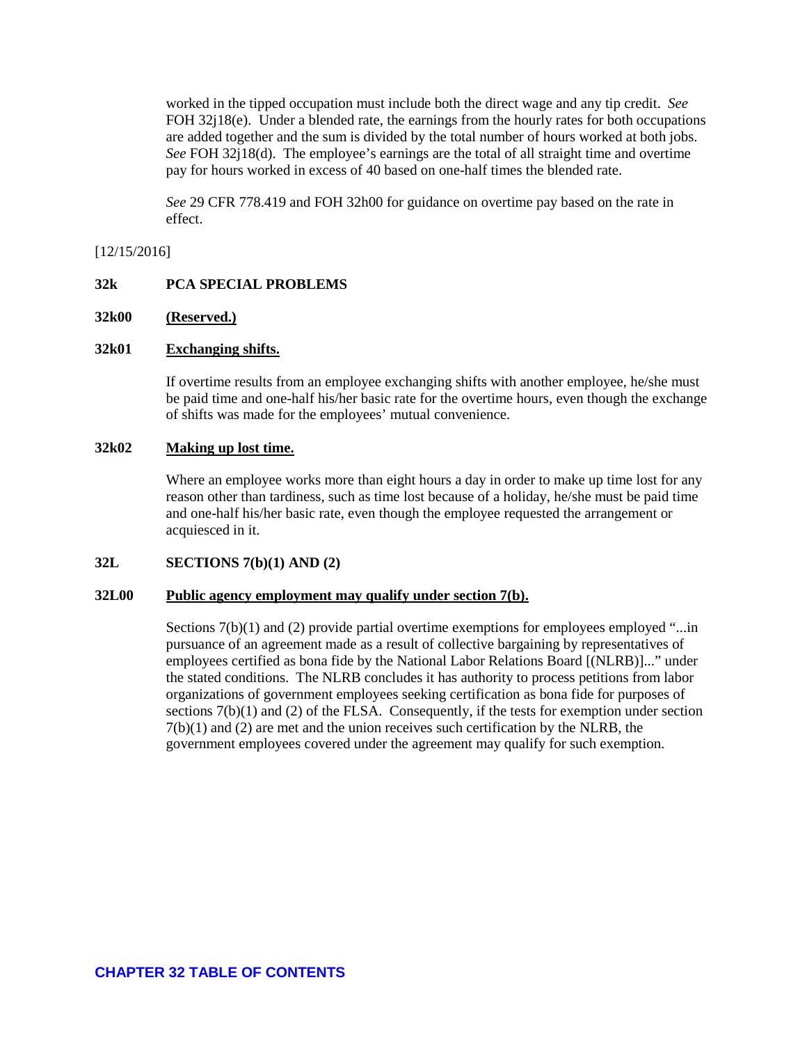worked in the tipped occupation must include both the direct wage and any tip credit. *See* FOH 32j18(e). Under a blended rate, the earnings from the hourly rates for both occupations are added together and the sum is divided by the total number of hours worked at both jobs. *See* FOH 32j18(d). The employee's earnings are the total of all straight time and overtime pay for hours worked in excess of 40 based on one-half times the blended rate.

*See* 29 CFR 778.419 and FOH 32h00 for guidance on overtime pay based on the rate in effect.

[12/15/2016]

## 32k PCA SPECIAL PROBLEMS

### 32k00 (Reserved.)

### 32k01 Exchanging shifts.

If overtime results from an employee exchanging shifts with another employee, he/she must be paid time and one-half his/her basic rate for the overtime hours, even though the exchange of shifts was made for the employees' mutual convenience.

### 32k02 Making up lost time.

Where an employee works more than eight hours a day in order to make up time lost for any reason other than tardiness, such as time lost because of a holiday, he/she must be paid time and one-half his/her basic rate, even though the employee requested the arrangement or acquiesced in it.

## 32L SECTIONS 7(b)(1) AND (2)

### 32L00 Public agency employment may qualify under section 7(b).

Sections 7(b)(1) and (2) provide partial overtime exemptions for employees employed "...in pursuance of an agreement made as a result of collective bargaining by representatives of employees certified as bona fide by the National Labor Relations Board [(NLRB)]..." under the stated conditions. The NLRB concludes it has authority to process petitions from labor organizations of government employees seeking certification as bona fide for purposes of sections 7(b)(1) and (2) of the FLSA. Consequently, if the tests for exemption under section 7(b)(1) and (2) are met and the union receives such certification by the NLRB, the government employees covered under the agreement may qualify for such exemption.

**CHAPTER 32 TABLE OF CONTENTS**